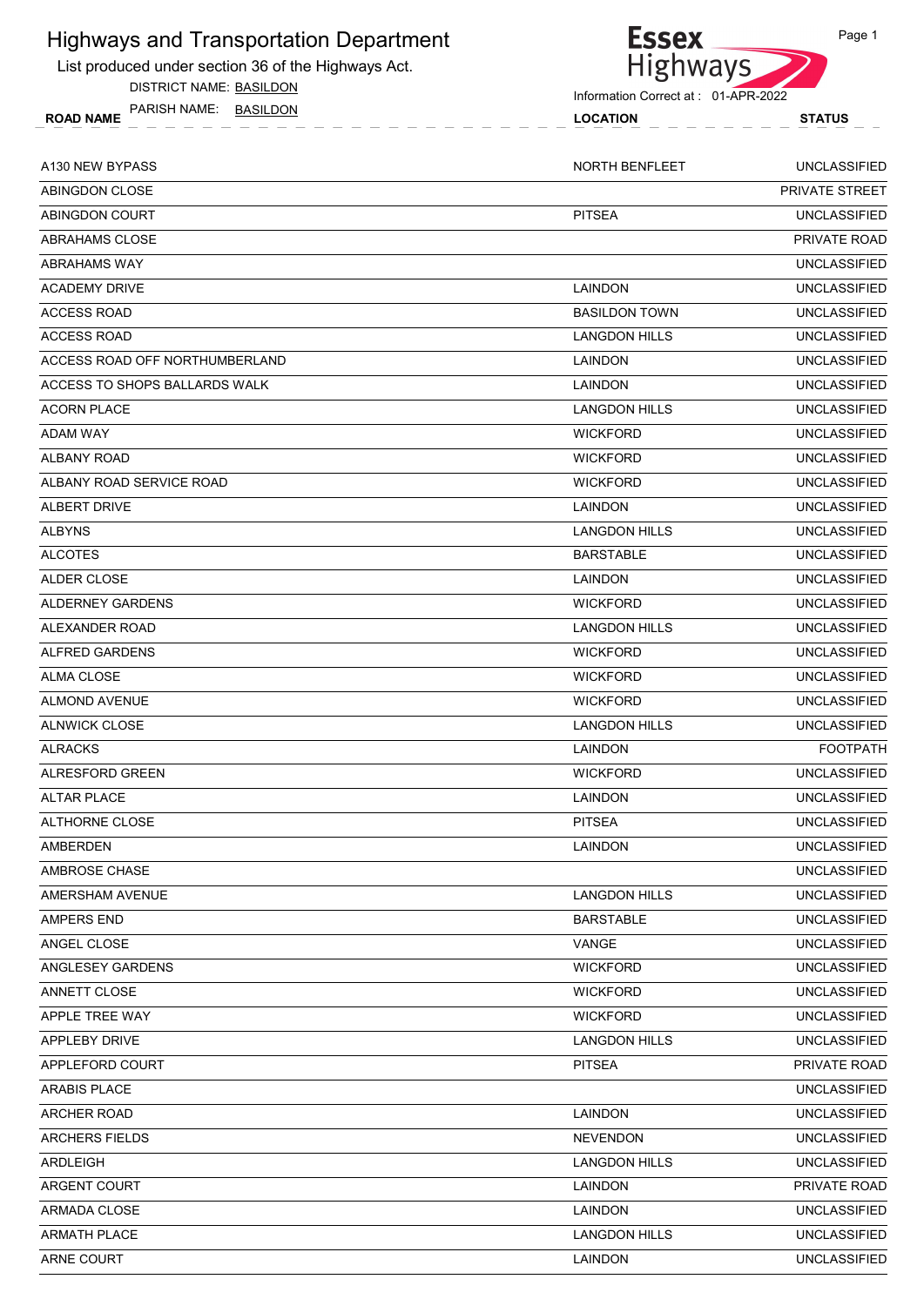# Highways and Transportation Department

List produced under section 36 of the Highways Act.

DISTRICT NAME: BASILDON

PARISH NAME: BASILDON

Information Correct at : 01-APR-2022

| ROAD NAME | LOCATION | STATUS |
|---|---|---|
| A130 NEW BYPASS | NORTH BENFLEET | UNCLASSIFIED |
| ABINGDON CLOSE | | PRIVATE STREET |
| ABINGDON COURT | PITSEA | UNCLASSIFIED |
| ABRAHAMS CLOSE | | PRIVATE ROAD |
| ABRAHAMS WAY | | UNCLASSIFIED |
| ACADEMY DRIVE | LAINDON | UNCLASSIFIED |
| ACCESS ROAD | BASILDON TOWN | UNCLASSIFIED |
| ACCESS ROAD | LANGDON HILLS | UNCLASSIFIED |
| ACCESS ROAD OFF NORTHUMBERLAND | LAINDON | UNCLASSIFIED |
| ACCESS TO SHOPS BALLARDS WALK | LAINDON | UNCLASSIFIED |
| ACORN PLACE | LANGDON HILLS | UNCLASSIFIED |
| ADAM WAY | WICKFORD | UNCLASSIFIED |
| ALBANY ROAD | WICKFORD | UNCLASSIFIED |
| ALBANY ROAD SERVICE ROAD | WICKFORD | UNCLASSIFIED |
| ALBERT DRIVE | LAINDON | UNCLASSIFIED |
| ALBYNS | LANGDON HILLS | UNCLASSIFIED |
| ALCOTES | BARSTABLE | UNCLASSIFIED |
| ALDER CLOSE | LAINDON | UNCLASSIFIED |
| ALDERNEY GARDENS | WICKFORD | UNCLASSIFIED |
| ALEXANDER ROAD | LANGDON HILLS | UNCLASSIFIED |
| ALFRED GARDENS | WICKFORD | UNCLASSIFIED |
| ALMA CLOSE | WICKFORD | UNCLASSIFIED |
| ALMOND AVENUE | WICKFORD | UNCLASSIFIED |
| ALNWICK CLOSE | LANGDON HILLS | UNCLASSIFIED |
| ALRACKS | LAINDON | FOOTPATH |
| ALRESFORD GREEN | WICKFORD | UNCLASSIFIED |
| ALTAR PLACE | LAINDON | UNCLASSIFIED |
| ALTHORNE CLOSE | PITSEA | UNCLASSIFIED |
| AMBERDEN | LAINDON | UNCLASSIFIED |
| AMBROSE CHASE | | UNCLASSIFIED |
| AMERSHAM AVENUE | LANGDON HILLS | UNCLASSIFIED |
| AMPERS END | BARSTABLE | UNCLASSIFIED |
| ANGEL CLOSE | VANGE | UNCLASSIFIED |
| ANGLESEY GARDENS | WICKFORD | UNCLASSIFIED |
| ANNETT CLOSE | WICKFORD | UNCLASSIFIED |
| APPLE TREE WAY | WICKFORD | UNCLASSIFIED |
| APPLEBY DRIVE | LANGDON HILLS | UNCLASSIFIED |
| APPLEFORD COURT | PITSEA | PRIVATE ROAD |
| ARABIS PLACE | | UNCLASSIFIED |
| ARCHER ROAD | LAINDON | UNCLASSIFIED |
| ARCHERS FIELDS | NEVENDON | UNCLASSIFIED |
| ARDLEIGH | LANGDON HILLS | UNCLASSIFIED |
| ARGENT COURT | LAINDON | PRIVATE ROAD |
| ARMADA CLOSE | LAINDON | UNCLASSIFIED |
| ARMATH PLACE | LANGDON HILLS | UNCLASSIFIED |
| ARNE COURT | LAINDON | UNCLASSIFIED |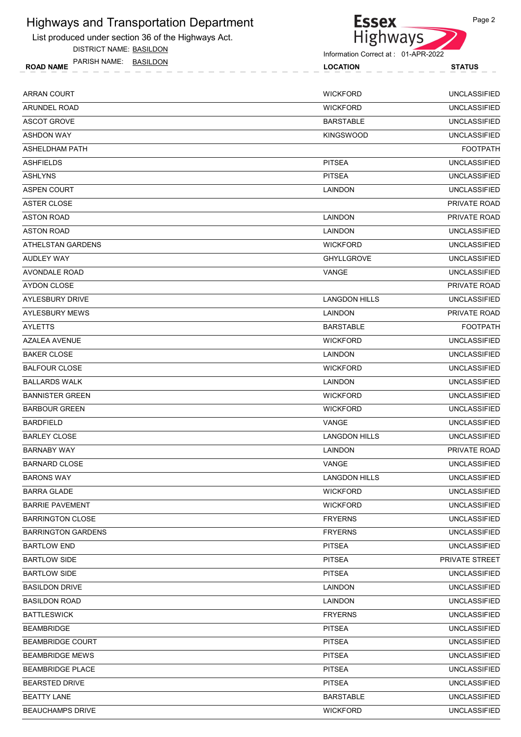# Highways and Transportation Department

List produced under section 36 of the Highways Act.

DISTRICT NAME: BASILDON

PARISH NAME: BASILDON

Information Correct at : 01-APR-2022

| ROAD NAME | LOCATION | STATUS |
|---|---|---|
| ARRAN COURT | WICKFORD | UNCLASSIFIED |
| ARUNDEL ROAD | WICKFORD | UNCLASSIFIED |
| ASCOT GROVE | BARSTABLE | UNCLASSIFIED |
| ASHDON WAY | KINGSWOOD | UNCLASSIFIED |
| ASHELDHAM PATH | | FOOTPATH |
| ASHFIELDS | PITSEA | UNCLASSIFIED |
| ASHLYNS | PITSEA | UNCLASSIFIED |
| ASPEN COURT | LAINDON | UNCLASSIFIED |
| ASTER CLOSE | | PRIVATE ROAD |
| ASTON ROAD | LAINDON | PRIVATE ROAD |
| ASTON ROAD | LAINDON | UNCLASSIFIED |
| ATHELSTAN GARDENS | WICKFORD | UNCLASSIFIED |
| AUDLEY WAY | GHYLLGROVE | UNCLASSIFIED |
| AVONDALE ROAD | VANGE | UNCLASSIFIED |
| AYDON CLOSE | | PRIVATE ROAD |
| AYLESBURY DRIVE | LANGDON HILLS | UNCLASSIFIED |
| AYLESBURY MEWS | LAINDON | PRIVATE ROAD |
| AYLETTS | BARSTABLE | FOOTPATH |
| AZALEA AVENUE | WICKFORD | UNCLASSIFIED |
| BAKER CLOSE | LAINDON | UNCLASSIFIED |
| BALFOUR CLOSE | WICKFORD | UNCLASSIFIED |
| BALLARDS WALK | LAINDON | UNCLASSIFIED |
| BANNISTER GREEN | WICKFORD | UNCLASSIFIED |
| BARBOUR GREEN | WICKFORD | UNCLASSIFIED |
| BARDFIELD | VANGE | UNCLASSIFIED |
| BARLEY CLOSE | LANGDON HILLS | UNCLASSIFIED |
| BARNABY WAY | LAINDON | PRIVATE ROAD |
| BARNARD CLOSE | VANGE | UNCLASSIFIED |
| BARONS WAY | LANGDON HILLS | UNCLASSIFIED |
| BARRA GLADE | WICKFORD | UNCLASSIFIED |
| BARRIE PAVEMENT | WICKFORD | UNCLASSIFIED |
| BARRINGTON CLOSE | FRYERNS | UNCLASSIFIED |
| BARRINGTON GARDENS | FRYERNS | UNCLASSIFIED |
| BARTLOW END | PITSEA | UNCLASSIFIED |
| BARTLOW SIDE | PITSEA | PRIVATE STREET |
| BARTLOW SIDE | PITSEA | UNCLASSIFIED |
| BASILDON DRIVE | LAINDON | UNCLASSIFIED |
| BASILDON ROAD | LAINDON | UNCLASSIFIED |
| BATTLESWICK | FRYERNS | UNCLASSIFIED |
| BEAMBRIDGE | PITSEA | UNCLASSIFIED |
| BEAMBRIDGE COURT | PITSEA | UNCLASSIFIED |
| BEAMBRIDGE MEWS | PITSEA | UNCLASSIFIED |
| BEAMBRIDGE PLACE | PITSEA | UNCLASSIFIED |
| BEARSTED DRIVE | PITSEA | UNCLASSIFIED |
| BEATTY LANE | BARSTABLE | UNCLASSIFIED |
| BEAUCHAMPS DRIVE | WICKFORD | UNCLASSIFIED |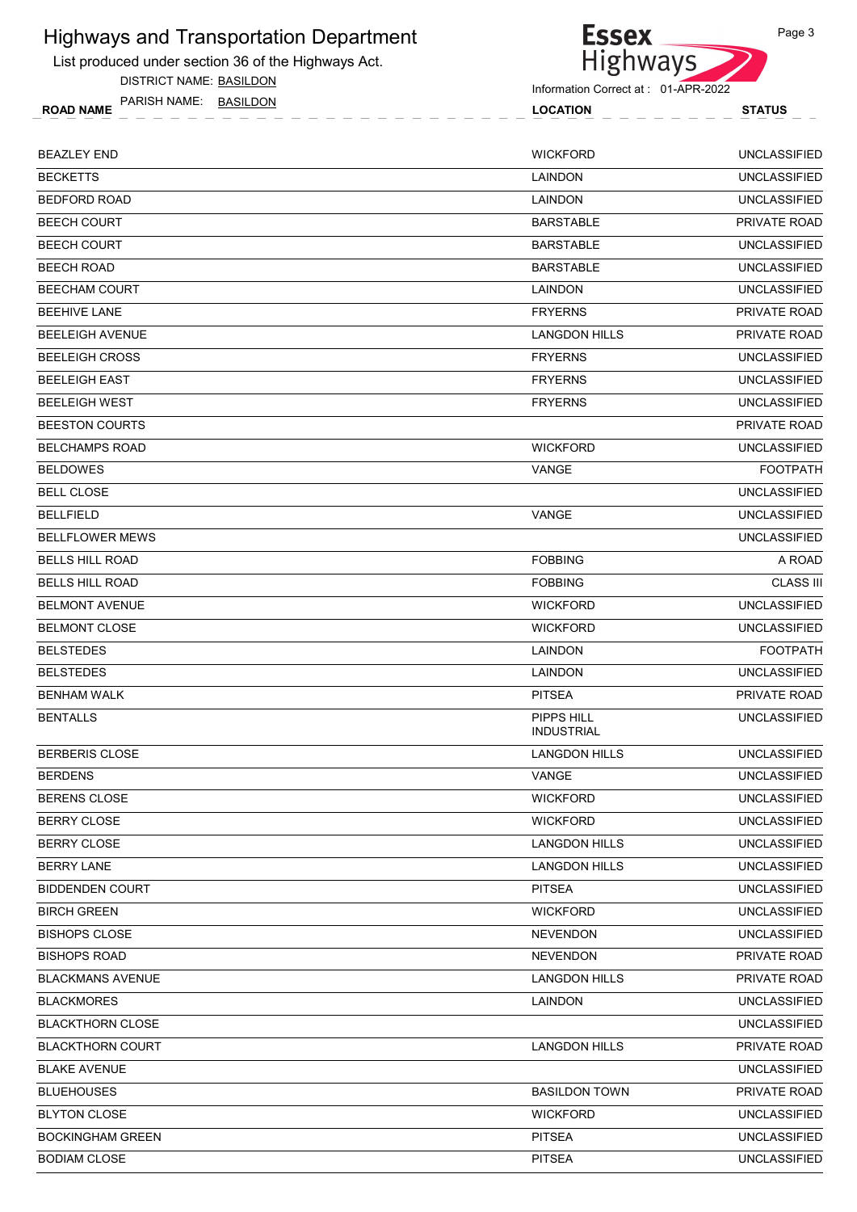# Highways and Transportation Department

List produced under section 36 of the Highways Act.

DISTRICT NAME: BASILDON

PARISH NAME: BASILDON

Information Correct at : 01-APR-2022

| ROAD NAME | LOCATION | STATUS |
|---|---|---|
| BEAZLEY END | WICKFORD | UNCLASSIFIED |
| BECKETTS | LAINDON | UNCLASSIFIED |
| BEDFORD ROAD | LAINDON | UNCLASSIFIED |
| BEECH COURT | BARSTABLE | PRIVATE ROAD |
| BEECH COURT | BARSTABLE | UNCLASSIFIED |
| BEECH ROAD | BARSTABLE | UNCLASSIFIED |
| BEECHAM COURT | LAINDON | UNCLASSIFIED |
| BEEHIVE LANE | FRYERNS | PRIVATE ROAD |
| BEELEIGH AVENUE | LANGDON HILLS | PRIVATE ROAD |
| BEELEIGH CROSS | FRYERNS | UNCLASSIFIED |
| BEELEIGH EAST | FRYERNS | UNCLASSIFIED |
| BEELEIGH WEST | FRYERNS | UNCLASSIFIED |
| BEESTON COURTS | | PRIVATE ROAD |
| BELCHAMPS ROAD | WICKFORD | UNCLASSIFIED |
| BELDOWES | VANGE | FOOTPATH |
| BELL CLOSE | | UNCLASSIFIED |
| BELLFIELD | VANGE | UNCLASSIFIED |
| BELLFLOWER MEWS | | UNCLASSIFIED |
| BELLS HILL ROAD | FOBBING | A ROAD |
| BELLS HILL ROAD | FOBBING | CLASS III |
| BELMONT AVENUE | WICKFORD | UNCLASSIFIED |
| BELMONT CLOSE | WICKFORD | UNCLASSIFIED |
| BELSTEDES | LAINDON | FOOTPATH |
| BELSTEDES | LAINDON | UNCLASSIFIED |
| BENHAM WALK | PITSEA | PRIVATE ROAD |
| BENTALLS | PIPPS HILL INDUSTRIAL | UNCLASSIFIED |
| BERBERIS CLOSE | LANGDON HILLS | UNCLASSIFIED |
| BERDENS | VANGE | UNCLASSIFIED |
| BERENS CLOSE | WICKFORD | UNCLASSIFIED |
| BERRY CLOSE | WICKFORD | UNCLASSIFIED |
| BERRY CLOSE | LANGDON HILLS | UNCLASSIFIED |
| BERRY LANE | LANGDON HILLS | UNCLASSIFIED |
| BIDDENDEN COURT | PITSEA | UNCLASSIFIED |
| BIRCH GREEN | WICKFORD | UNCLASSIFIED |
| BISHOPS CLOSE | NEVENDON | UNCLASSIFIED |
| BISHOPS ROAD | NEVENDON | PRIVATE ROAD |
| BLACKMANS AVENUE | LANGDON HILLS | PRIVATE ROAD |
| BLACKMORES | LAINDON | UNCLASSIFIED |
| BLACKTHORN CLOSE | | UNCLASSIFIED |
| BLACKTHORN COURT | LANGDON HILLS | PRIVATE ROAD |
| BLAKE AVENUE | | UNCLASSIFIED |
| BLUEHOUSES | BASILDON TOWN | PRIVATE ROAD |
| BLYTON CLOSE | WICKFORD | UNCLASSIFIED |
| BOCKINGHAM GREEN | PITSEA | UNCLASSIFIED |
| BODIAM CLOSE | PITSEA | UNCLASSIFIED |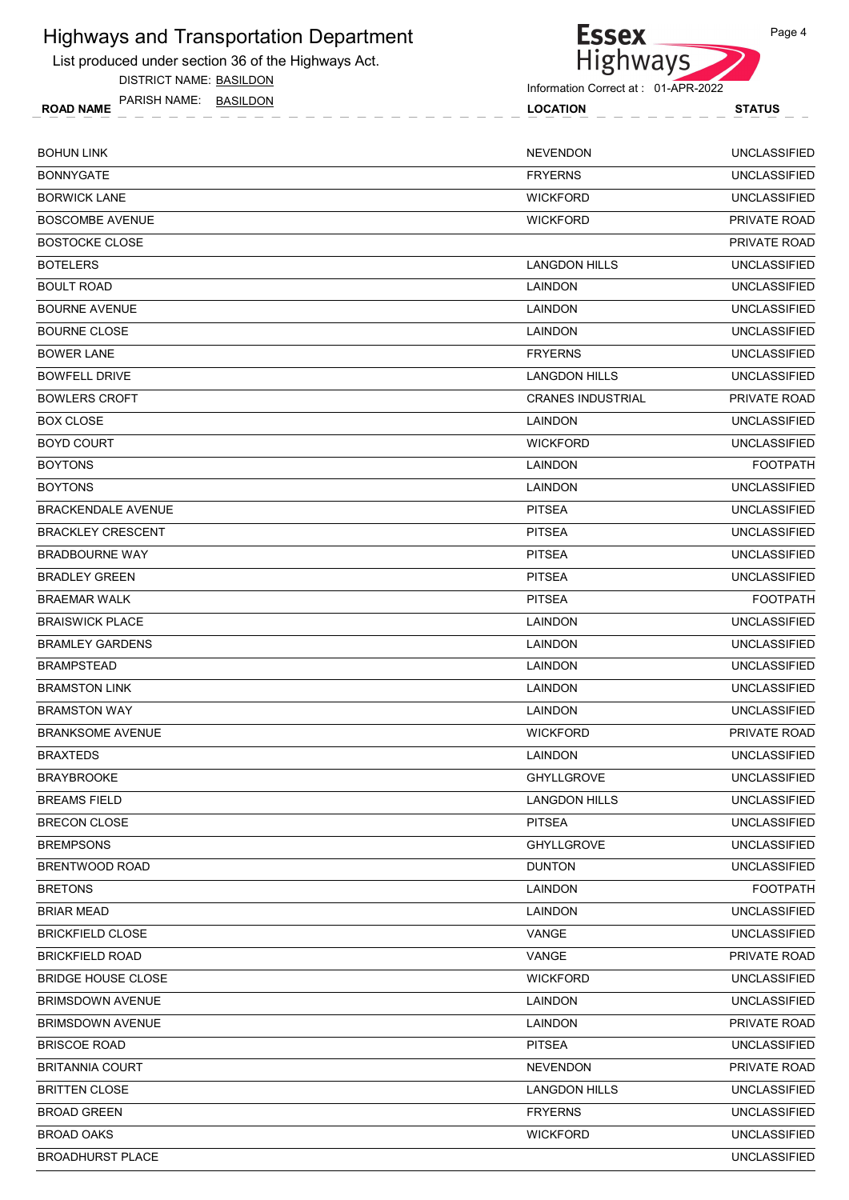# Highways and Transportation Department

List produced under section 36 of the Highways Act.

DISTRICT NAME: BASILDON

PARISH NAME: BASILDON

Information Correct at : 01-APR-2022

| ROAD NAME | LOCATION | STATUS |
|---|---|---|
| BOHUN LINK | NEVENDON | UNCLASSIFIED |
| BONNYGATE | FRYERNS | UNCLASSIFIED |
| BORWICK LANE | WICKFORD | UNCLASSIFIED |
| BOSCOMBE AVENUE | WICKFORD | PRIVATE ROAD |
| BOSTOCKE CLOSE | | PRIVATE ROAD |
| BOTELERS | LANGDON HILLS | UNCLASSIFIED |
| BOULT ROAD | LAINDON | UNCLASSIFIED |
| BOURNE AVENUE | LAINDON | UNCLASSIFIED |
| BOURNE CLOSE | LAINDON | UNCLASSIFIED |
| BOWER LANE | FRYERNS | UNCLASSIFIED |
| BOWFELL DRIVE | LANGDON HILLS | UNCLASSIFIED |
| BOWLERS CROFT | CRANES INDUSTRIAL | PRIVATE ROAD |
| BOX CLOSE | LAINDON | UNCLASSIFIED |
| BOYD COURT | WICKFORD | UNCLASSIFIED |
| BOYTONS | LAINDON | FOOTPATH |
| BOYTONS | LAINDON | UNCLASSIFIED |
| BRACKENDALE AVENUE | PITSEA | UNCLASSIFIED |
| BRACKLEY CRESCENT | PITSEA | UNCLASSIFIED |
| BRADBOURNE WAY | PITSEA | UNCLASSIFIED |
| BRADLEY GREEN | PITSEA | UNCLASSIFIED |
| BRAEMAR WALK | PITSEA | FOOTPATH |
| BRAISWICK PLACE | LAINDON | UNCLASSIFIED |
| BRAMLEY GARDENS | LAINDON | UNCLASSIFIED |
| BRAMPSTEAD | LAINDON | UNCLASSIFIED |
| BRAMSTON LINK | LAINDON | UNCLASSIFIED |
| BRAMSTON WAY | LAINDON | UNCLASSIFIED |
| BRANKSOME AVENUE | WICKFORD | PRIVATE ROAD |
| BRAXTEDS | LAINDON | UNCLASSIFIED |
| BRAYBROOKE | GHYLLGROVE | UNCLASSIFIED |
| BREAMS FIELD | LANGDON HILLS | UNCLASSIFIED |
| BRECON CLOSE | PITSEA | UNCLASSIFIED |
| BREMPSONS | GHYLLGROVE | UNCLASSIFIED |
| BRENTWOOD ROAD | DUNTON | UNCLASSIFIED |
| BRETONS | LAINDON | FOOTPATH |
| BRIAR MEAD | LAINDON | UNCLASSIFIED |
| BRICKFIELD CLOSE | VANGE | UNCLASSIFIED |
| BRICKFIELD ROAD | VANGE | PRIVATE ROAD |
| BRIDGE HOUSE CLOSE | WICKFORD | UNCLASSIFIED |
| BRIMSDOWN AVENUE | LAINDON | UNCLASSIFIED |
| BRIMSDOWN AVENUE | LAINDON | PRIVATE ROAD |
| BRISCOE ROAD | PITSEA | UNCLASSIFIED |
| BRITANNIA COURT | NEVENDON | PRIVATE ROAD |
| BRITTEN CLOSE | LANGDON HILLS | UNCLASSIFIED |
| BROAD GREEN | FRYERNS | UNCLASSIFIED |
| BROAD OAKS | WICKFORD | UNCLASSIFIED |
| BROADHURST PLACE | | UNCLASSIFIED |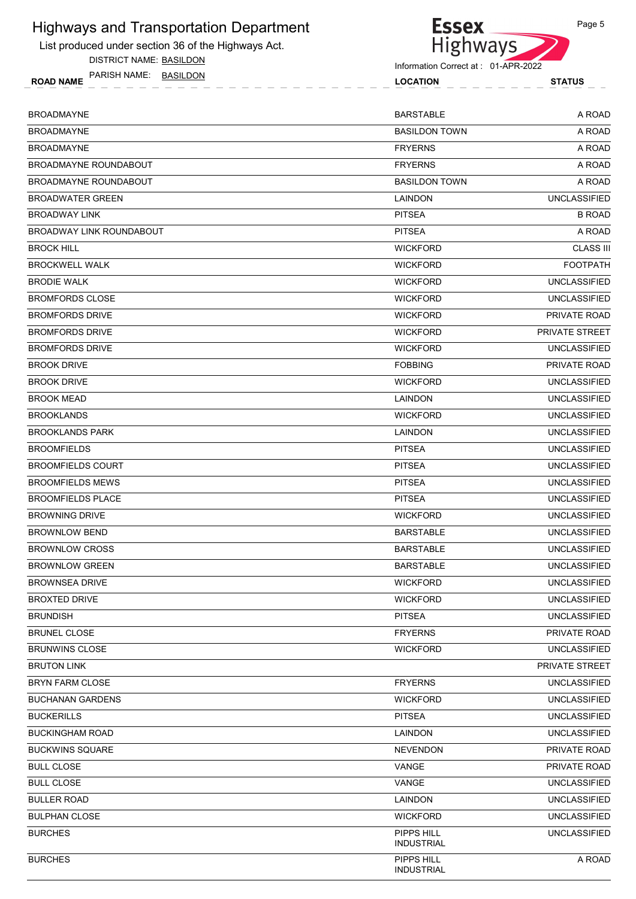# Highways and Transportation Department

List produced under section 36 of the Highways Act.

DISTRICT NAME: BASILDON

PARISH NAME: BASILDON

Information Correct at : 01-APR-2022

| ROAD NAME | LOCATION | STATUS |
|---|---|---|
| BROADMAYNE | BARSTABLE | A ROAD |
| BROADMAYNE | BASILDON TOWN | A ROAD |
| BROADMAYNE | FRYERNS | A ROAD |
| BROADMAYNE ROUNDABOUT | FRYERNS | A ROAD |
| BROADMAYNE ROUNDABOUT | BASILDON TOWN | A ROAD |
| BROADWATER GREEN | LAINDON | UNCLASSIFIED |
| BROADWAY LINK | PITSEA | B ROAD |
| BROADWAY LINK ROUNDABOUT | PITSEA | A ROAD |
| BROCK HILL | WICKFORD | CLASS III |
| BROCKWELL WALK | WICKFORD | FOOTPATH |
| BRODIE WALK | WICKFORD | UNCLASSIFIED |
| BROMFORDS CLOSE | WICKFORD | UNCLASSIFIED |
| BROMFORDS DRIVE | WICKFORD | PRIVATE ROAD |
| BROMFORDS DRIVE | WICKFORD | PRIVATE STREET |
| BROMFORDS DRIVE | WICKFORD | UNCLASSIFIED |
| BROOK DRIVE | FOBBING | PRIVATE ROAD |
| BROOK DRIVE | WICKFORD | UNCLASSIFIED |
| BROOK MEAD | LAINDON | UNCLASSIFIED |
| BROOKLANDS | WICKFORD | UNCLASSIFIED |
| BROOKLANDS PARK | LAINDON | UNCLASSIFIED |
| BROOMFIELDS | PITSEA | UNCLASSIFIED |
| BROOMFIELDS COURT | PITSEA | UNCLASSIFIED |
| BROOMFIELDS MEWS | PITSEA | UNCLASSIFIED |
| BROOMFIELDS PLACE | PITSEA | UNCLASSIFIED |
| BROWNING DRIVE | WICKFORD | UNCLASSIFIED |
| BROWNLOW BEND | BARSTABLE | UNCLASSIFIED |
| BROWNLOW CROSS | BARSTABLE | UNCLASSIFIED |
| BROWNLOW GREEN | BARSTABLE | UNCLASSIFIED |
| BROWNSEA DRIVE | WICKFORD | UNCLASSIFIED |
| BROXTED DRIVE | WICKFORD | UNCLASSIFIED |
| BRUNDISH | PITSEA | UNCLASSIFIED |
| BRUNEL CLOSE | FRYERNS | PRIVATE ROAD |
| BRUNWINS CLOSE | WICKFORD | UNCLASSIFIED |
| BRUTON LINK | | PRIVATE STREET |
| BRYN FARM CLOSE | FRYERNS | UNCLASSIFIED |
| BUCHANAN GARDENS | WICKFORD | UNCLASSIFIED |
| BUCKERILLS | PITSEA | UNCLASSIFIED |
| BUCKINGHAM ROAD | LAINDON | UNCLASSIFIED |
| BUCKWINS SQUARE | NEVENDON | PRIVATE ROAD |
| BULL CLOSE | VANGE | PRIVATE ROAD |
| BULL CLOSE | VANGE | UNCLASSIFIED |
| BULLER ROAD | LAINDON | UNCLASSIFIED |
| BULPHAN CLOSE | WICKFORD | UNCLASSIFIED |
| BURCHES | PIPPS HILL INDUSTRIAL | UNCLASSIFIED |
| BURCHES | PIPPS HILL INDUSTRIAL | A ROAD |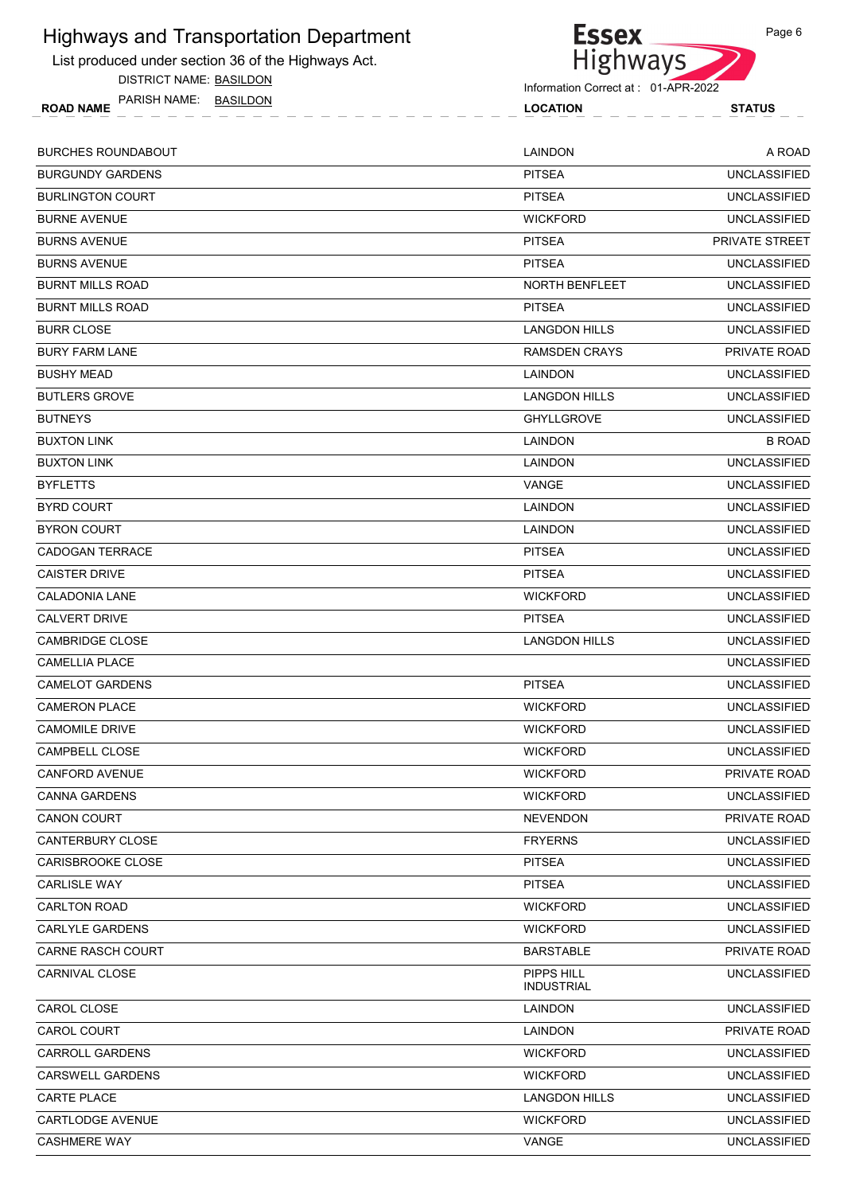# Highways and Transportation Department

List produced under section 36 of the Highways Act.

DISTRICT NAME: BASILDON

PARISH NAME: BASILDON

Information Correct at : 01-APR-2022

| ROAD NAME | LOCATION | STATUS |
|---|---|---|
| BURCHES ROUNDABOUT | LAINDON | A ROAD |
| BURGUNDY GARDENS | PITSEA | UNCLASSIFIED |
| BURLINGTON COURT | PITSEA | UNCLASSIFIED |
| BURNE AVENUE | WICKFORD | UNCLASSIFIED |
| BURNS AVENUE | PITSEA | PRIVATE STREET |
| BURNS AVENUE | PITSEA | UNCLASSIFIED |
| BURNT MILLS ROAD | NORTH BENFLEET | UNCLASSIFIED |
| BURNT MILLS ROAD | PITSEA | UNCLASSIFIED |
| BURR CLOSE | LANGDON HILLS | UNCLASSIFIED |
| BURY FARM LANE | RAMSDEN CRAYS | PRIVATE ROAD |
| BUSHY MEAD | LAINDON | UNCLASSIFIED |
| BUTLERS GROVE | LANGDON HILLS | UNCLASSIFIED |
| BUTNEYS | GHYLLGROVE | UNCLASSIFIED |
| BUXTON LINK | LAINDON | B ROAD |
| BUXTON LINK | LAINDON | UNCLASSIFIED |
| BYFLETTS | VANGE | UNCLASSIFIED |
| BYRD COURT | LAINDON | UNCLASSIFIED |
| BYRON COURT | LAINDON | UNCLASSIFIED |
| CADOGAN TERRACE | PITSEA | UNCLASSIFIED |
| CAISTER DRIVE | PITSEA | UNCLASSIFIED |
| CALADONIA LANE | WICKFORD | UNCLASSIFIED |
| CALVERT DRIVE | PITSEA | UNCLASSIFIED |
| CAMBRIDGE CLOSE | LANGDON HILLS | UNCLASSIFIED |
| CAMELLIA PLACE | | UNCLASSIFIED |
| CAMELOT GARDENS | PITSEA | UNCLASSIFIED |
| CAMERON PLACE | WICKFORD | UNCLASSIFIED |
| CAMOMILE DRIVE | WICKFORD | UNCLASSIFIED |
| CAMPBELL CLOSE | WICKFORD | UNCLASSIFIED |
| CANFORD AVENUE | WICKFORD | PRIVATE ROAD |
| CANNA GARDENS | WICKFORD | UNCLASSIFIED |
| CANON COURT | NEVENDON | PRIVATE ROAD |
| CANTERBURY CLOSE | FRYERNS | UNCLASSIFIED |
| CARISBROOKE CLOSE | PITSEA | UNCLASSIFIED |
| CARLISLE WAY | PITSEA | UNCLASSIFIED |
| CARLTON ROAD | WICKFORD | UNCLASSIFIED |
| CARLYLE GARDENS | WICKFORD | UNCLASSIFIED |
| CARNE RASCH COURT | BARSTABLE | PRIVATE ROAD |
| CARNIVAL CLOSE | PIPPS HILL INDUSTRIAL | UNCLASSIFIED |
| CAROL CLOSE | LAINDON | UNCLASSIFIED |
| CAROL COURT | LAINDON | PRIVATE ROAD |
| CARROLL GARDENS | WICKFORD | UNCLASSIFIED |
| CARSWELL GARDENS | WICKFORD | UNCLASSIFIED |
| CARTE PLACE | LANGDON HILLS | UNCLASSIFIED |
| CARTLODGE AVENUE | WICKFORD | UNCLASSIFIED |
| CASHMERE WAY | VANGE | UNCLASSIFIED |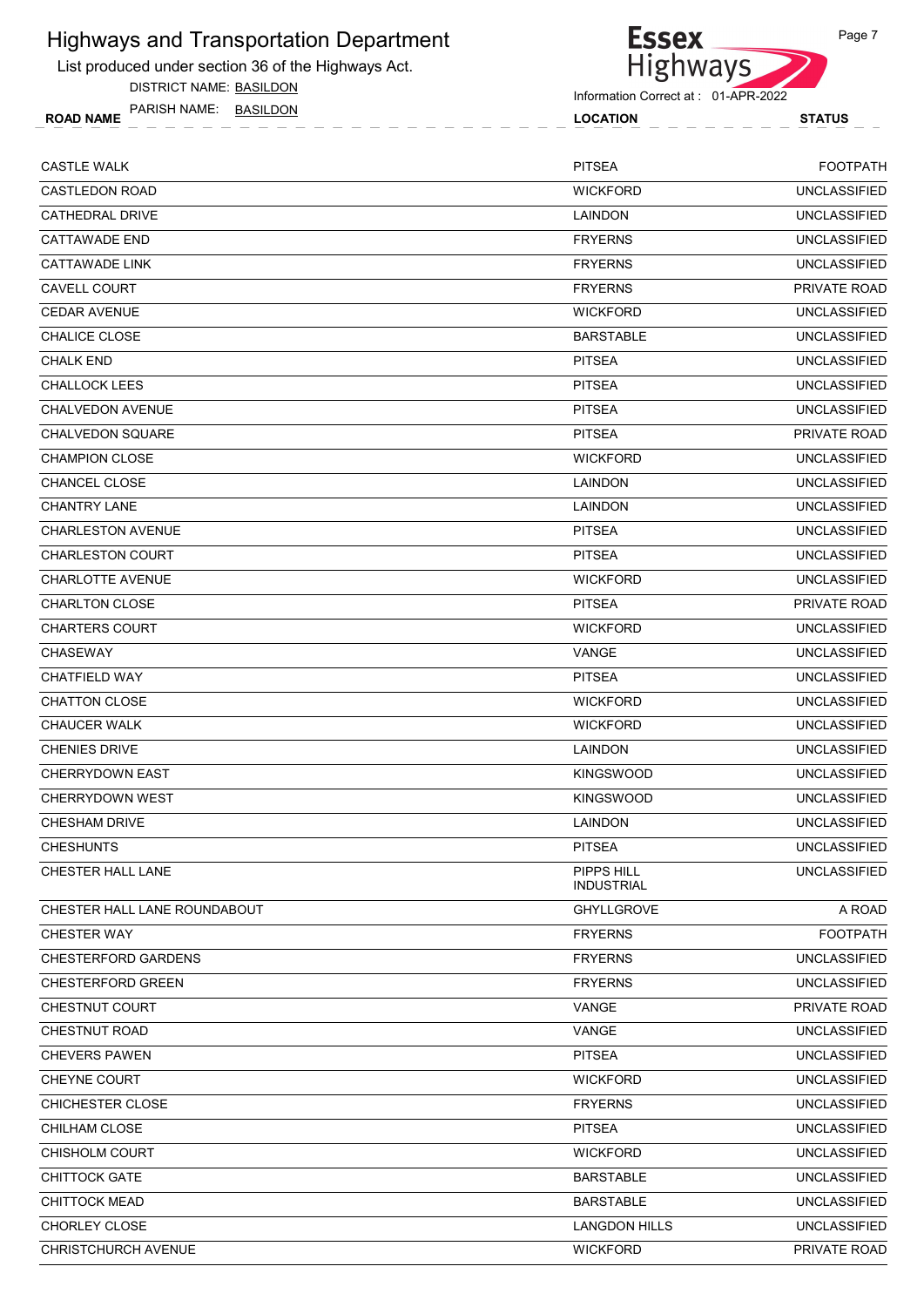# Highways and Transportation Department

List produced under section 36 of the Highways Act.

DISTRICT NAME: BASILDON

PARISH NAME: BASILDON

Information Correct at : 01-APR-2022

| ROAD NAME | LOCATION | STATUS |
|---|---|---|
| CASTLE WALK | PITSEA | FOOTPATH |
| CASTLEDON ROAD | WICKFORD | UNCLASSIFIED |
| CATHEDRAL DRIVE | LAINDON | UNCLASSIFIED |
| CATTAWADE END | FRYERNS | UNCLASSIFIED |
| CATTAWADE LINK | FRYERNS | UNCLASSIFIED |
| CAVELL COURT | FRYERNS | PRIVATE ROAD |
| CEDAR AVENUE | WICKFORD | UNCLASSIFIED |
| CHALICE CLOSE | BARSTABLE | UNCLASSIFIED |
| CHALK END | PITSEA | UNCLASSIFIED |
| CHALLOCK LEES | PITSEA | UNCLASSIFIED |
| CHALVEDON AVENUE | PITSEA | UNCLASSIFIED |
| CHALVEDON SQUARE | PITSEA | PRIVATE ROAD |
| CHAMPION CLOSE | WICKFORD | UNCLASSIFIED |
| CHANCEL CLOSE | LAINDON | UNCLASSIFIED |
| CHANTRY LANE | LAINDON | UNCLASSIFIED |
| CHARLESTON AVENUE | PITSEA | UNCLASSIFIED |
| CHARLESTON COURT | PITSEA | UNCLASSIFIED |
| CHARLOTTE AVENUE | WICKFORD | UNCLASSIFIED |
| CHARLTON CLOSE | PITSEA | PRIVATE ROAD |
| CHARTERS COURT | WICKFORD | UNCLASSIFIED |
| CHASEWAY | VANGE | UNCLASSIFIED |
| CHATFIELD WAY | PITSEA | UNCLASSIFIED |
| CHATTON CLOSE | WICKFORD | UNCLASSIFIED |
| CHAUCER WALK | WICKFORD | UNCLASSIFIED |
| CHENIES DRIVE | LAINDON | UNCLASSIFIED |
| CHERRYDOWN EAST | KINGSWOOD | UNCLASSIFIED |
| CHERRYDOWN WEST | KINGSWOOD | UNCLASSIFIED |
| CHESHAM DRIVE | LAINDON | UNCLASSIFIED |
| CHESHUNTS | PITSEA | UNCLASSIFIED |
| CHESTER HALL LANE | PIPPS HILL INDUSTRIAL | UNCLASSIFIED |
| CHESTER HALL LANE ROUNDABOUT | GHYLLGROVE | A ROAD |
| CHESTER WAY | FRYERNS | FOOTPATH |
| CHESTERFORD GARDENS | FRYERNS | UNCLASSIFIED |
| CHESTERFORD GREEN | FRYERNS | UNCLASSIFIED |
| CHESTNUT COURT | VANGE | PRIVATE ROAD |
| CHESTNUT ROAD | VANGE | UNCLASSIFIED |
| CHEVERS PAWEN | PITSEA | UNCLASSIFIED |
| CHEYNE COURT | WICKFORD | UNCLASSIFIED |
| CHICHESTER CLOSE | FRYERNS | UNCLASSIFIED |
| CHILHAM CLOSE | PITSEA | UNCLASSIFIED |
| CHISHOLM COURT | WICKFORD | UNCLASSIFIED |
| CHITTOCK GATE | BARSTABLE | UNCLASSIFIED |
| CHITTOCK MEAD | BARSTABLE | UNCLASSIFIED |
| CHORLEY CLOSE | LANGDON HILLS | UNCLASSIFIED |
| CHRISTCHURCH AVENUE | WICKFORD | PRIVATE ROAD |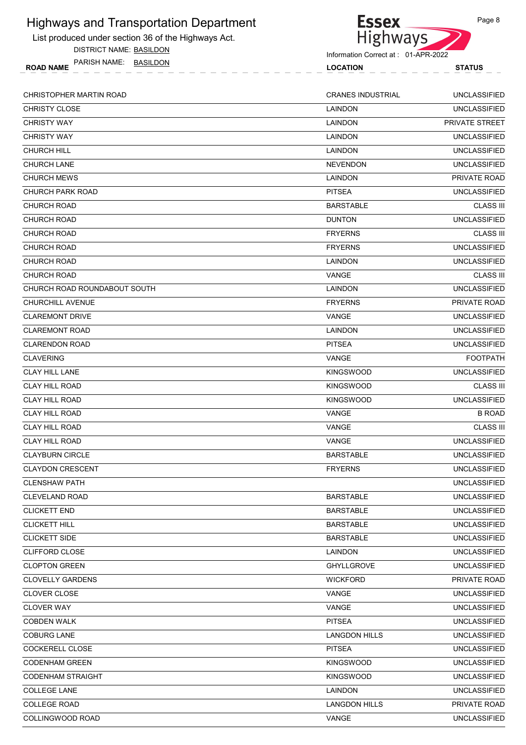# Highways and Transportation Department

List produced under section 36 of the Highways Act.

DISTRICT NAME: BASILDON

PARISH NAME: BASILDON

Information Correct at : 01-APR-2022

| ROAD NAME | LOCATION | STATUS |
|---|---|---|
| CHRISTOPHER MARTIN ROAD | CRANES INDUSTRIAL | UNCLASSIFIED |
| CHRISTY CLOSE | LAINDON | UNCLASSIFIED |
| CHRISTY WAY | LAINDON | PRIVATE STREET |
| CHRISTY WAY | LAINDON | UNCLASSIFIED |
| CHURCH HILL | LAINDON | UNCLASSIFIED |
| CHURCH LANE | NEVENDON | UNCLASSIFIED |
| CHURCH MEWS | LAINDON | PRIVATE ROAD |
| CHURCH PARK ROAD | PITSEA | UNCLASSIFIED |
| CHURCH ROAD | BARSTABLE | CLASS III |
| CHURCH ROAD | DUNTON | UNCLASSIFIED |
| CHURCH ROAD | FRYERNS | CLASS III |
| CHURCH ROAD | FRYERNS | UNCLASSIFIED |
| CHURCH ROAD | LAINDON | UNCLASSIFIED |
| CHURCH ROAD | VANGE | CLASS III |
| CHURCH ROAD ROUNDABOUT SOUTH | LAINDON | UNCLASSIFIED |
| CHURCHILL AVENUE | FRYERNS | PRIVATE ROAD |
| CLAREMONT DRIVE | VANGE | UNCLASSIFIED |
| CLAREMONT ROAD | LAINDON | UNCLASSIFIED |
| CLARENDON ROAD | PITSEA | UNCLASSIFIED |
| CLAVERING | VANGE | FOOTPATH |
| CLAY HILL LANE | KINGSWOOD | UNCLASSIFIED |
| CLAY HILL ROAD | KINGSWOOD | CLASS III |
| CLAY HILL ROAD | KINGSWOOD | UNCLASSIFIED |
| CLAY HILL ROAD | VANGE | B ROAD |
| CLAY HILL ROAD | VANGE | CLASS III |
| CLAY HILL ROAD | VANGE | UNCLASSIFIED |
| CLAYBURN CIRCLE | BARSTABLE | UNCLASSIFIED |
| CLAYDON CRESCENT | FRYERNS | UNCLASSIFIED |
| CLENSHAW PATH | | UNCLASSIFIED |
| CLEVELAND ROAD | BARSTABLE | UNCLASSIFIED |
| CLICKETT END | BARSTABLE | UNCLASSIFIED |
| CLICKETT HILL | BARSTABLE | UNCLASSIFIED |
| CLICKETT SIDE | BARSTABLE | UNCLASSIFIED |
| CLIFFORD CLOSE | LAINDON | UNCLASSIFIED |
| CLOPTON GREEN | GHYLLGROVE | UNCLASSIFIED |
| CLOVELLY GARDENS | WICKFORD | PRIVATE ROAD |
| CLOVER CLOSE | VANGE | UNCLASSIFIED |
| CLOVER WAY | VANGE | UNCLASSIFIED |
| COBDEN WALK | PITSEA | UNCLASSIFIED |
| COBURG LANE | LANGDON HILLS | UNCLASSIFIED |
| COCKERELL CLOSE | PITSEA | UNCLASSIFIED |
| CODENHAM GREEN | KINGSWOOD | UNCLASSIFIED |
| CODENHAM STRAIGHT | KINGSWOOD | UNCLASSIFIED |
| COLLEGE LANE | LAINDON | UNCLASSIFIED |
| COLLEGE ROAD | LANGDON HILLS | PRIVATE ROAD |
| COLLINGWOOD ROAD | VANGE | UNCLASSIFIED |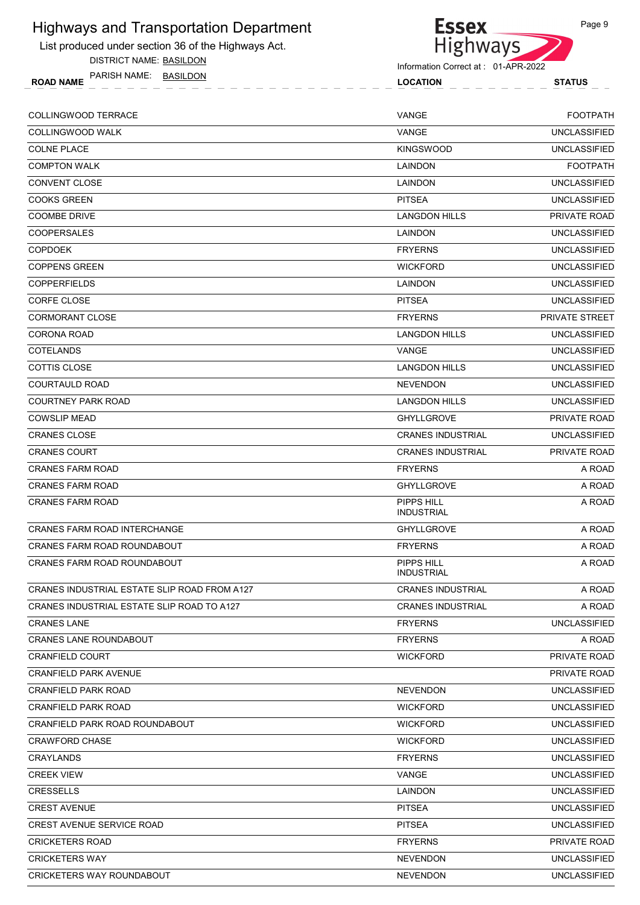# Highways and Transportation Department

List produced under section 36 of the Highways Act.

DISTRICT NAME: BASILDON

PARISH NAME: BASILDON

Information Correct at : 01-APR-2022

| ROAD NAME | LOCATION | STATUS |
|---|---|---|
| COLLINGWOOD TERRACE | VANGE | FOOTPATH |
| COLLINGWOOD WALK | VANGE | UNCLASSIFIED |
| COLNE PLACE | KINGSWOOD | UNCLASSIFIED |
| COMPTON WALK | LAINDON | FOOTPATH |
| CONVENT CLOSE | LAINDON | UNCLASSIFIED |
| COOKS GREEN | PITSEA | UNCLASSIFIED |
| COOMBE DRIVE | LANGDON HILLS | PRIVATE ROAD |
| COOPERSALES | LAINDON | UNCLASSIFIED |
| COPDOEK | FRYERNS | UNCLASSIFIED |
| COPPENS GREEN | WICKFORD | UNCLASSIFIED |
| COPPERFIELDS | LAINDON | UNCLASSIFIED |
| CORFE CLOSE | PITSEA | UNCLASSIFIED |
| CORMORANT CLOSE | FRYERNS | PRIVATE STREET |
| CORONA ROAD | LANGDON HILLS | UNCLASSIFIED |
| COTELANDS | VANGE | UNCLASSIFIED |
| COTTIS CLOSE | LANGDON HILLS | UNCLASSIFIED |
| COURTAULD ROAD | NEVENDON | UNCLASSIFIED |
| COURTNEY PARK ROAD | LANGDON HILLS | UNCLASSIFIED |
| COWSLIP MEAD | GHYLLGROVE | PRIVATE ROAD |
| CRANES CLOSE | CRANES INDUSTRIAL | UNCLASSIFIED |
| CRANES COURT | CRANES INDUSTRIAL | PRIVATE ROAD |
| CRANES FARM ROAD | FRYERNS | A ROAD |
| CRANES FARM ROAD | GHYLLGROVE | A ROAD |
| CRANES FARM ROAD | PIPPS HILL INDUSTRIAL | A ROAD |
| CRANES FARM ROAD INTERCHANGE | GHYLLGROVE | A ROAD |
| CRANES FARM ROAD ROUNDABOUT | FRYERNS | A ROAD |
| CRANES FARM ROAD ROUNDABOUT | PIPPS HILL INDUSTRIAL | A ROAD |
| CRANES INDUSTRIAL ESTATE SLIP ROAD FROM A127 | CRANES INDUSTRIAL | A ROAD |
| CRANES INDUSTRIAL ESTATE SLIP ROAD TO A127 | CRANES INDUSTRIAL | A ROAD |
| CRANES LANE | FRYERNS | UNCLASSIFIED |
| CRANES LANE ROUNDABOUT | FRYERNS | A ROAD |
| CRANFIELD COURT | WICKFORD | PRIVATE ROAD |
| CRANFIELD PARK AVENUE | | PRIVATE ROAD |
| CRANFIELD PARK ROAD | NEVENDON | UNCLASSIFIED |
| CRANFIELD PARK ROAD | WICKFORD | UNCLASSIFIED |
| CRANFIELD PARK ROAD ROUNDABOUT | WICKFORD | UNCLASSIFIED |
| CRAWFORD CHASE | WICKFORD | UNCLASSIFIED |
| CRAYLANDS | FRYERNS | UNCLASSIFIED |
| CREEK VIEW | VANGE | UNCLASSIFIED |
| CRESSELLS | LAINDON | UNCLASSIFIED |
| CREST AVENUE | PITSEA | UNCLASSIFIED |
| CREST AVENUE SERVICE ROAD | PITSEA | UNCLASSIFIED |
| CRICKETERS ROAD | FRYERNS | PRIVATE ROAD |
| CRICKETERS WAY | NEVENDON | UNCLASSIFIED |
| CRICKETERS WAY ROUNDABOUT | NEVENDON | UNCLASSIFIED |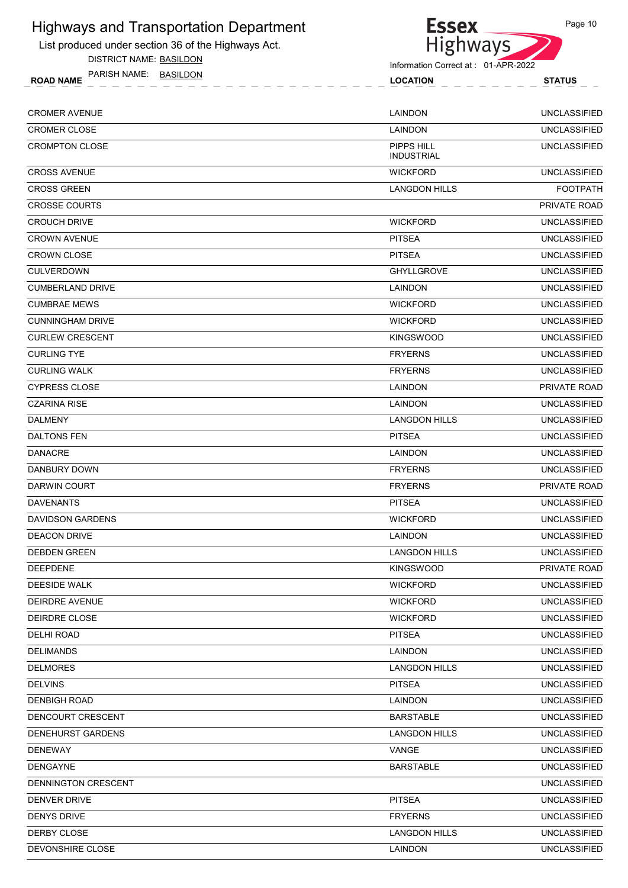# Highways and Transportation Department

List produced under section 36 of the Highways Act.

DISTRICT NAME: BASILDON

PARISH NAME: BASILDON

Information Correct at : 01-APR-2022

| ROAD NAME | LOCATION | STATUS |
|---|---|---|
| CROMER AVENUE | LAINDON | UNCLASSIFIED |
| CROMER CLOSE | LAINDON | UNCLASSIFIED |
| CROMPTON CLOSE | PIPPS HILL INDUSTRIAL | UNCLASSIFIED |
| CROSS AVENUE | WICKFORD | UNCLASSIFIED |
| CROSS GREEN | LANGDON HILLS | FOOTPATH |
| CROSSE COURTS | | PRIVATE ROAD |
| CROUCH DRIVE | WICKFORD | UNCLASSIFIED |
| CROWN AVENUE | PITSEA | UNCLASSIFIED |
| CROWN CLOSE | PITSEA | UNCLASSIFIED |
| CULVERDOWN | GHYLLGROVE | UNCLASSIFIED |
| CUMBERLAND DRIVE | LAINDON | UNCLASSIFIED |
| CUMBRAE MEWS | WICKFORD | UNCLASSIFIED |
| CUNNINGHAM DRIVE | WICKFORD | UNCLASSIFIED |
| CURLEW CRESCENT | KINGSWOOD | UNCLASSIFIED |
| CURLING TYE | FRYERNS | UNCLASSIFIED |
| CURLING WALK | FRYERNS | UNCLASSIFIED |
| CYPRESS CLOSE | LAINDON | PRIVATE ROAD |
| CZARINA RISE | LAINDON | UNCLASSIFIED |
| DALMENY | LANGDON HILLS | UNCLASSIFIED |
| DALTONS FEN | PITSEA | UNCLASSIFIED |
| DANACRE | LAINDON | UNCLASSIFIED |
| DANBURY DOWN | FRYERNS | UNCLASSIFIED |
| DARWIN COURT | FRYERNS | PRIVATE ROAD |
| DAVENANTS | PITSEA | UNCLASSIFIED |
| DAVIDSON GARDENS | WICKFORD | UNCLASSIFIED |
| DEACON DRIVE | LAINDON | UNCLASSIFIED |
| DEBDEN GREEN | LANGDON HILLS | UNCLASSIFIED |
| DEEPDENE | KINGSWOOD | PRIVATE ROAD |
| DEESIDE WALK | WICKFORD | UNCLASSIFIED |
| DEIRDRE AVENUE | WICKFORD | UNCLASSIFIED |
| DEIRDRE CLOSE | WICKFORD | UNCLASSIFIED |
| DELHI ROAD | PITSEA | UNCLASSIFIED |
| DELIMANDS | LAINDON | UNCLASSIFIED |
| DELMORES | LANGDON HILLS | UNCLASSIFIED |
| DELVINS | PITSEA | UNCLASSIFIED |
| DENBIGH ROAD | LAINDON | UNCLASSIFIED |
| DENCOURT CRESCENT | BARSTABLE | UNCLASSIFIED |
| DENEHURST GARDENS | LANGDON HILLS | UNCLASSIFIED |
| DENEWAY | VANGE | UNCLASSIFIED |
| DENGAYNE | BARSTABLE | UNCLASSIFIED |
| DENNINGTON CRESCENT | | UNCLASSIFIED |
| DENVER DRIVE | PITSEA | UNCLASSIFIED |
| DENYS DRIVE | FRYERNS | UNCLASSIFIED |
| DERBY CLOSE | LANGDON HILLS | UNCLASSIFIED |
| DEVONSHIRE CLOSE | LAINDON | UNCLASSIFIED |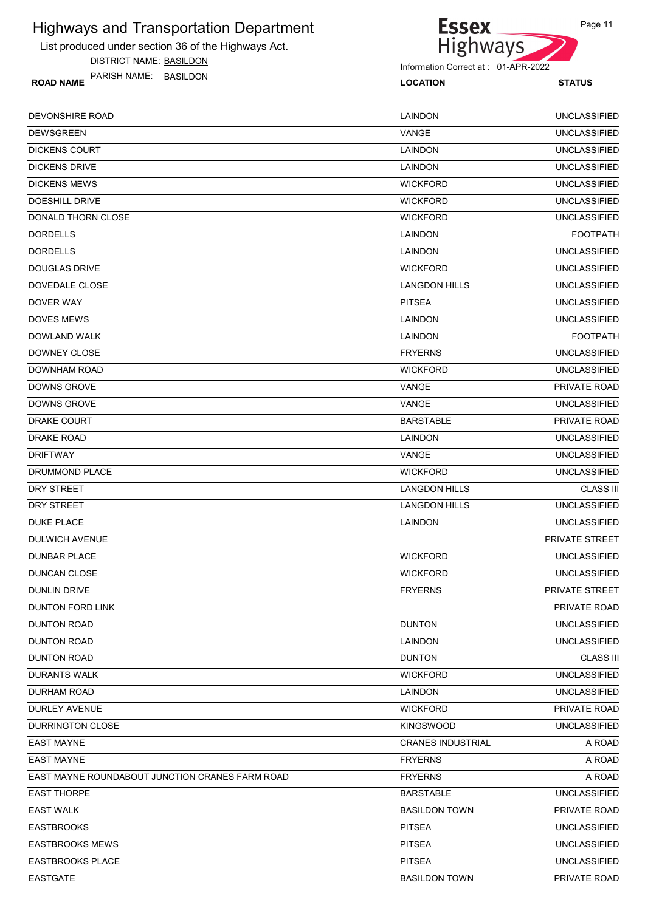# Highways and Transportation Department

List produced under section 36 of the Highways Act.

DISTRICT NAME: BASILDON

PARISH NAME: BASILDON

Information Correct at : 01-APR-2022

| ROAD NAME | LOCATION | STATUS |
|---|---|---|
| DEVONSHIRE ROAD | LAINDON | UNCLASSIFIED |
| DEWSGREEN | VANGE | UNCLASSIFIED |
| DICKENS COURT | LAINDON | UNCLASSIFIED |
| DICKENS DRIVE | LAINDON | UNCLASSIFIED |
| DICKENS MEWS | WICKFORD | UNCLASSIFIED |
| DOESHILL DRIVE | WICKFORD | UNCLASSIFIED |
| DONALD THORN CLOSE | WICKFORD | UNCLASSIFIED |
| DORDELLS | LAINDON | FOOTPATH |
| DORDELLS | LAINDON | UNCLASSIFIED |
| DOUGLAS DRIVE | WICKFORD | UNCLASSIFIED |
| DOVEDALE CLOSE | LANGDON HILLS | UNCLASSIFIED |
| DOVER WAY | PITSEA | UNCLASSIFIED |
| DOVES MEWS | LAINDON | UNCLASSIFIED |
| DOWLAND WALK | LAINDON | FOOTPATH |
| DOWNEY CLOSE | FRYERNS | UNCLASSIFIED |
| DOWNHAM ROAD | WICKFORD | UNCLASSIFIED |
| DOWNS GROVE | VANGE | PRIVATE ROAD |
| DOWNS GROVE | VANGE | UNCLASSIFIED |
| DRAKE COURT | BARSTABLE | PRIVATE ROAD |
| DRAKE ROAD | LAINDON | UNCLASSIFIED |
| DRIFTWAY | VANGE | UNCLASSIFIED |
| DRUMMOND PLACE | WICKFORD | UNCLASSIFIED |
| DRY STREET | LANGDON HILLS | CLASS III |
| DRY STREET | LANGDON HILLS | UNCLASSIFIED |
| DUKE PLACE | LAINDON | UNCLASSIFIED |
| DULWICH AVENUE | | PRIVATE STREET |
| DUNBAR PLACE | WICKFORD | UNCLASSIFIED |
| DUNCAN CLOSE | WICKFORD | UNCLASSIFIED |
| DUNLIN DRIVE | FRYERNS | PRIVATE STREET |
| DUNTON FORD LINK | | PRIVATE ROAD |
| DUNTON ROAD | DUNTON | UNCLASSIFIED |
| DUNTON ROAD | LAINDON | UNCLASSIFIED |
| DUNTON ROAD | DUNTON | CLASS III |
| DURANTS WALK | WICKFORD | UNCLASSIFIED |
| DURHAM ROAD | LAINDON | UNCLASSIFIED |
| DURLEY AVENUE | WICKFORD | PRIVATE ROAD |
| DURRINGTON CLOSE | KINGSWOOD | UNCLASSIFIED |
| EAST MAYNE | CRANES INDUSTRIAL | A ROAD |
| EAST MAYNE | FRYERNS | A ROAD |
| EAST MAYNE ROUNDABOUT JUNCTION CRANES FARM ROAD | FRYERNS | A ROAD |
| EAST THORPE | BARSTABLE | UNCLASSIFIED |
| EAST WALK | BASILDON TOWN | PRIVATE ROAD |
| EASTBROOKS | PITSEA | UNCLASSIFIED |
| EASTBROOKS MEWS | PITSEA | UNCLASSIFIED |
| EASTBROOKS PLACE | PITSEA | UNCLASSIFIED |
| EASTGATE | BASILDON TOWN | PRIVATE ROAD |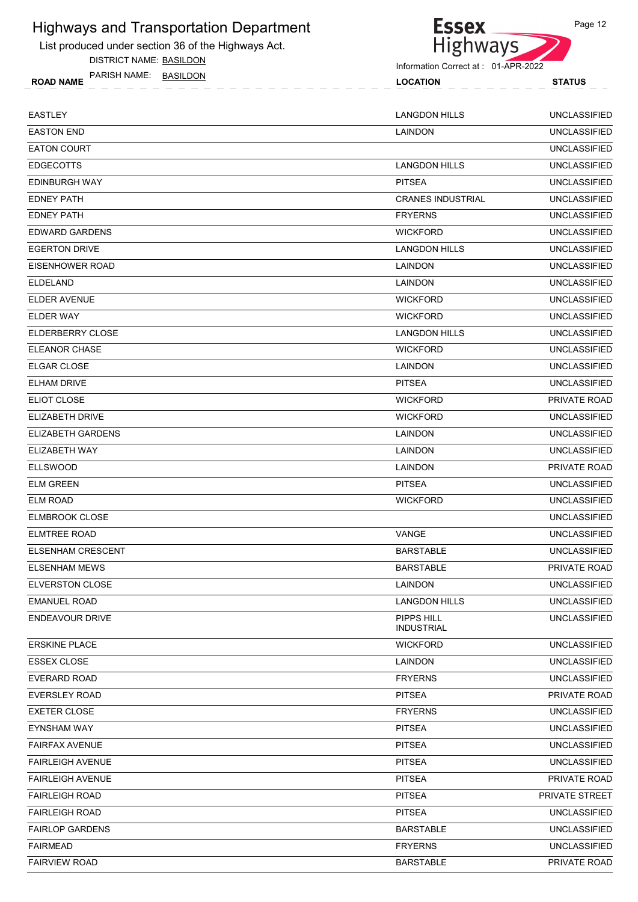# Highways and Transportation Department

List produced under section 36 of the Highways Act.

DISTRICT NAME: BASILDON

PARISH NAME: BASILDON

Information Correct at : 01-APR-2022

| ROAD NAME | LOCATION | STATUS |
|---|---|---|
| EASTLEY | LANGDON HILLS | UNCLASSIFIED |
| EASTON END | LAINDON | UNCLASSIFIED |
| EATON COURT | | UNCLASSIFIED |
| EDGECOTTS | LANGDON HILLS | UNCLASSIFIED |
| EDINBURGH WAY | PITSEA | UNCLASSIFIED |
| EDNEY PATH | CRANES INDUSTRIAL | UNCLASSIFIED |
| EDNEY PATH | FRYERNS | UNCLASSIFIED |
| EDWARD GARDENS | WICKFORD | UNCLASSIFIED |
| EGERTON DRIVE | LANGDON HILLS | UNCLASSIFIED |
| EISENHOWER ROAD | LAINDON | UNCLASSIFIED |
| ELDELAND | LAINDON | UNCLASSIFIED |
| ELDER AVENUE | WICKFORD | UNCLASSIFIED |
| ELDER WAY | WICKFORD | UNCLASSIFIED |
| ELDERBERRY CLOSE | LANGDON HILLS | UNCLASSIFIED |
| ELEANOR CHASE | WICKFORD | UNCLASSIFIED |
| ELGAR CLOSE | LAINDON | UNCLASSIFIED |
| ELHAM DRIVE | PITSEA | UNCLASSIFIED |
| ELIOT CLOSE | WICKFORD | PRIVATE ROAD |
| ELIZABETH DRIVE | WICKFORD | UNCLASSIFIED |
| ELIZABETH GARDENS | LAINDON | UNCLASSIFIED |
| ELIZABETH WAY | LAINDON | UNCLASSIFIED |
| ELLSWOOD | LAINDON | PRIVATE ROAD |
| ELM GREEN | PITSEA | UNCLASSIFIED |
| ELM ROAD | WICKFORD | UNCLASSIFIED |
| ELMBROOK CLOSE | | UNCLASSIFIED |
| ELMTREE ROAD | VANGE | UNCLASSIFIED |
| ELSENHAM CRESCENT | BARSTABLE | UNCLASSIFIED |
| ELSENHAM MEWS | BARSTABLE | PRIVATE ROAD |
| ELVERSTON CLOSE | LAINDON | UNCLASSIFIED |
| EMANUEL ROAD | LANGDON HILLS | UNCLASSIFIED |
| ENDEAVOUR DRIVE | PIPPS HILL INDUSTRIAL | UNCLASSIFIED |
| ERSKINE PLACE | WICKFORD | UNCLASSIFIED |
| ESSEX CLOSE | LAINDON | UNCLASSIFIED |
| EVERARD ROAD | FRYERNS | UNCLASSIFIED |
| EVERSLEY ROAD | PITSEA | PRIVATE ROAD |
| EXETER CLOSE | FRYERNS | UNCLASSIFIED |
| EYNSHAM WAY | PITSEA | UNCLASSIFIED |
| FAIRFAX AVENUE | PITSEA | UNCLASSIFIED |
| FAIRLEIGH AVENUE | PITSEA | UNCLASSIFIED |
| FAIRLEIGH AVENUE | PITSEA | PRIVATE ROAD |
| FAIRLEIGH ROAD | PITSEA | PRIVATE STREET |
| FAIRLEIGH ROAD | PITSEA | UNCLASSIFIED |
| FAIRLOP GARDENS | BARSTABLE | UNCLASSIFIED |
| FAIRMEAD | FRYERNS | UNCLASSIFIED |
| FAIRVIEW ROAD | BARSTABLE | PRIVATE ROAD |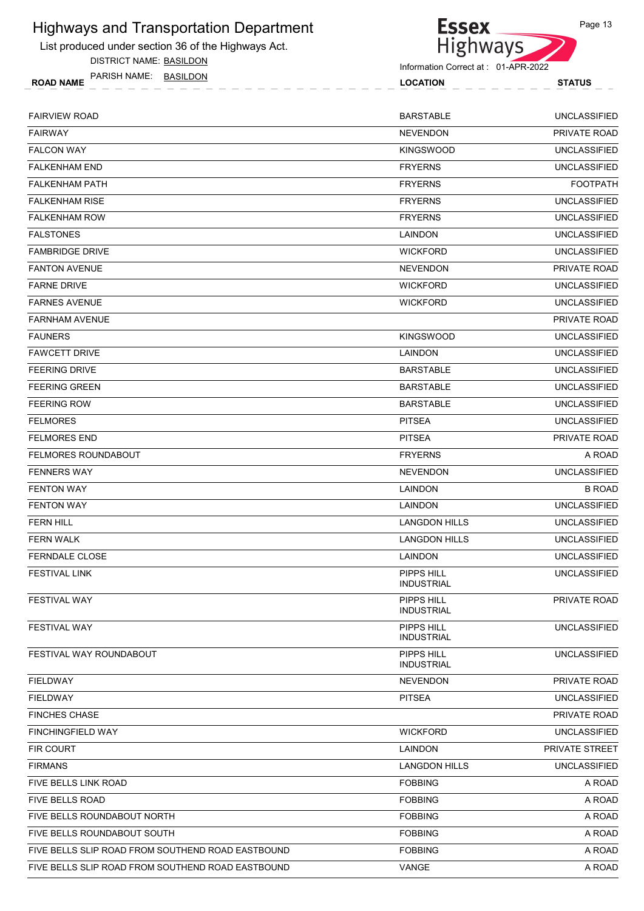# Highways and Transportation Department

List produced under section 36 of the Highways Act.

DISTRICT NAME: BASILDON

PARISH NAME: BASILDON

Information Correct at : 01-APR-2022

| ROAD NAME | LOCATION | STATUS |
|---|---|---|
| FAIRVIEW ROAD | BARSTABLE | UNCLASSIFIED |
| FAIRWAY | NEVENDON | PRIVATE ROAD |
| FALCON WAY | KINGSWOOD | UNCLASSIFIED |
| FALKENHAM END | FRYERNS | UNCLASSIFIED |
| FALKENHAM PATH | FRYERNS | FOOTPATH |
| FALKENHAM RISE | FRYERNS | UNCLASSIFIED |
| FALKENHAM ROW | FRYERNS | UNCLASSIFIED |
| FALSTONES | LAINDON | UNCLASSIFIED |
| FAMBRIDGE DRIVE | WICKFORD | UNCLASSIFIED |
| FANTON AVENUE | NEVENDON | PRIVATE ROAD |
| FARNE DRIVE | WICKFORD | UNCLASSIFIED |
| FARNES AVENUE | WICKFORD | UNCLASSIFIED |
| FARNHAM AVENUE | | PRIVATE ROAD |
| FAUNERS | KINGSWOOD | UNCLASSIFIED |
| FAWCETT DRIVE | LAINDON | UNCLASSIFIED |
| FEERING DRIVE | BARSTABLE | UNCLASSIFIED |
| FEERING GREEN | BARSTABLE | UNCLASSIFIED |
| FEERING ROW | BARSTABLE | UNCLASSIFIED |
| FELMORES | PITSEA | UNCLASSIFIED |
| FELMORES END | PITSEA | PRIVATE ROAD |
| FELMORES ROUNDABOUT | FRYERNS | A ROAD |
| FENNERS WAY | NEVENDON | UNCLASSIFIED |
| FENTON WAY | LAINDON | B ROAD |
| FENTON WAY | LAINDON | UNCLASSIFIED |
| FERN HILL | LANGDON HILLS | UNCLASSIFIED |
| FERN WALK | LANGDON HILLS | UNCLASSIFIED |
| FERNDALE CLOSE | LAINDON | UNCLASSIFIED |
| FESTIVAL LINK | PIPPS HILL INDUSTRIAL | UNCLASSIFIED |
| FESTIVAL WAY | PIPPS HILL INDUSTRIAL | PRIVATE ROAD |
| FESTIVAL WAY | PIPPS HILL INDUSTRIAL | UNCLASSIFIED |
| FESTIVAL WAY ROUNDABOUT | PIPPS HILL INDUSTRIAL | UNCLASSIFIED |
| FIELDWAY | NEVENDON | PRIVATE ROAD |
| FIELDWAY | PITSEA | UNCLASSIFIED |
| FINCHES CHASE | | PRIVATE ROAD |
| FINCHINGFIELD WAY | WICKFORD | UNCLASSIFIED |
| FIR COURT | LAINDON | PRIVATE STREET |
| FIRMANS | LANGDON HILLS | UNCLASSIFIED |
| FIVE BELLS LINK ROAD | FOBBING | A ROAD |
| FIVE BELLS ROAD | FOBBING | A ROAD |
| FIVE BELLS ROUNDABOUT NORTH | FOBBING | A ROAD |
| FIVE BELLS ROUNDABOUT SOUTH | FOBBING | A ROAD |
| FIVE BELLS SLIP ROAD FROM SOUTHEND ROAD EASTBOUND | FOBBING | A ROAD |
| FIVE BELLS SLIP ROAD FROM SOUTHEND ROAD EASTBOUND | VANGE | A ROAD |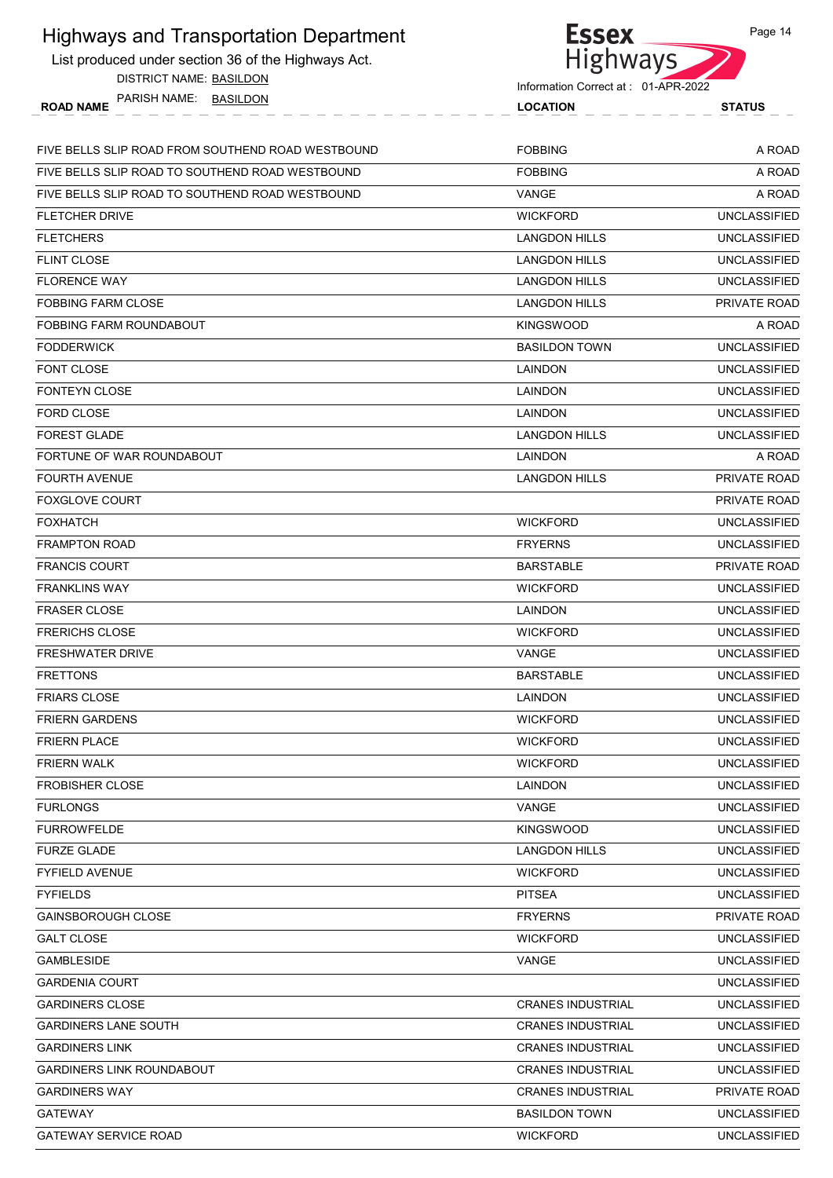# Highways and Transportation Department

List produced under section 36 of the Highways Act.

DISTRICT NAME: BASILDON

PARISH NAME: BASILDON

Information Correct at : 01-APR-2022

| ROAD NAME | LOCATION | STATUS |
|---|---|---|
| FIVE BELLS SLIP ROAD FROM SOUTHEND ROAD WESTBOUND | FOBBING | A ROAD |
| FIVE BELLS SLIP ROAD TO SOUTHEND ROAD WESTBOUND | FOBBING | A ROAD |
| FIVE BELLS SLIP ROAD TO SOUTHEND ROAD WESTBOUND | VANGE | A ROAD |
| FLETCHER DRIVE | WICKFORD | UNCLASSIFIED |
| FLETCHERS | LANGDON HILLS | UNCLASSIFIED |
| FLINT CLOSE | LANGDON HILLS | UNCLASSIFIED |
| FLORENCE WAY | LANGDON HILLS | UNCLASSIFIED |
| FOBBING FARM CLOSE | LANGDON HILLS | PRIVATE ROAD |
| FOBBING FARM ROUNDABOUT | KINGSWOOD | A ROAD |
| FODDERWICK | BASILDON TOWN | UNCLASSIFIED |
| FONT CLOSE | LAINDON | UNCLASSIFIED |
| FONTEYN CLOSE | LAINDON | UNCLASSIFIED |
| FORD CLOSE | LAINDON | UNCLASSIFIED |
| FOREST GLADE | LANGDON HILLS | UNCLASSIFIED |
| FORTUNE OF WAR ROUNDABOUT | LAINDON | A ROAD |
| FOURTH AVENUE | LANGDON HILLS | PRIVATE ROAD |
| FOXGLOVE COURT | | PRIVATE ROAD |
| FOXHATCH | WICKFORD | UNCLASSIFIED |
| FRAMPTON ROAD | FRYERNS | UNCLASSIFIED |
| FRANCIS COURT | BARSTABLE | PRIVATE ROAD |
| FRANKLINS WAY | WICKFORD | UNCLASSIFIED |
| FRASER CLOSE | LAINDON | UNCLASSIFIED |
| FRERICHS CLOSE | WICKFORD | UNCLASSIFIED |
| FRESHWATER DRIVE | VANGE | UNCLASSIFIED |
| FRETTONS | BARSTABLE | UNCLASSIFIED |
| FRIARS CLOSE | LAINDON | UNCLASSIFIED |
| FRIERN GARDENS | WICKFORD | UNCLASSIFIED |
| FRIERN PLACE | WICKFORD | UNCLASSIFIED |
| FRIERN WALK | WICKFORD | UNCLASSIFIED |
| FROBISHER CLOSE | LAINDON | UNCLASSIFIED |
| FURLONGS | VANGE | UNCLASSIFIED |
| FURROWFELDE | KINGSWOOD | UNCLASSIFIED |
| FURZE GLADE | LANGDON HILLS | UNCLASSIFIED |
| FYFIELD AVENUE | WICKFORD | UNCLASSIFIED |
| FYFIELDS | PITSEA | UNCLASSIFIED |
| GAINSBOROUGH CLOSE | FRYERNS | PRIVATE ROAD |
| GALT CLOSE | WICKFORD | UNCLASSIFIED |
| GAMBLESIDE | VANGE | UNCLASSIFIED |
| GARDENIA COURT | | UNCLASSIFIED |
| GARDINERS CLOSE | CRANES INDUSTRIAL | UNCLASSIFIED |
| GARDINERS LANE SOUTH | CRANES INDUSTRIAL | UNCLASSIFIED |
| GARDINERS LINK | CRANES INDUSTRIAL | UNCLASSIFIED |
| GARDINERS LINK ROUNDABOUT | CRANES INDUSTRIAL | UNCLASSIFIED |
| GARDINERS WAY | CRANES INDUSTRIAL | PRIVATE ROAD |
| GATEWAY | BASILDON TOWN | UNCLASSIFIED |
| GATEWAY SERVICE ROAD | WICKFORD | UNCLASSIFIED |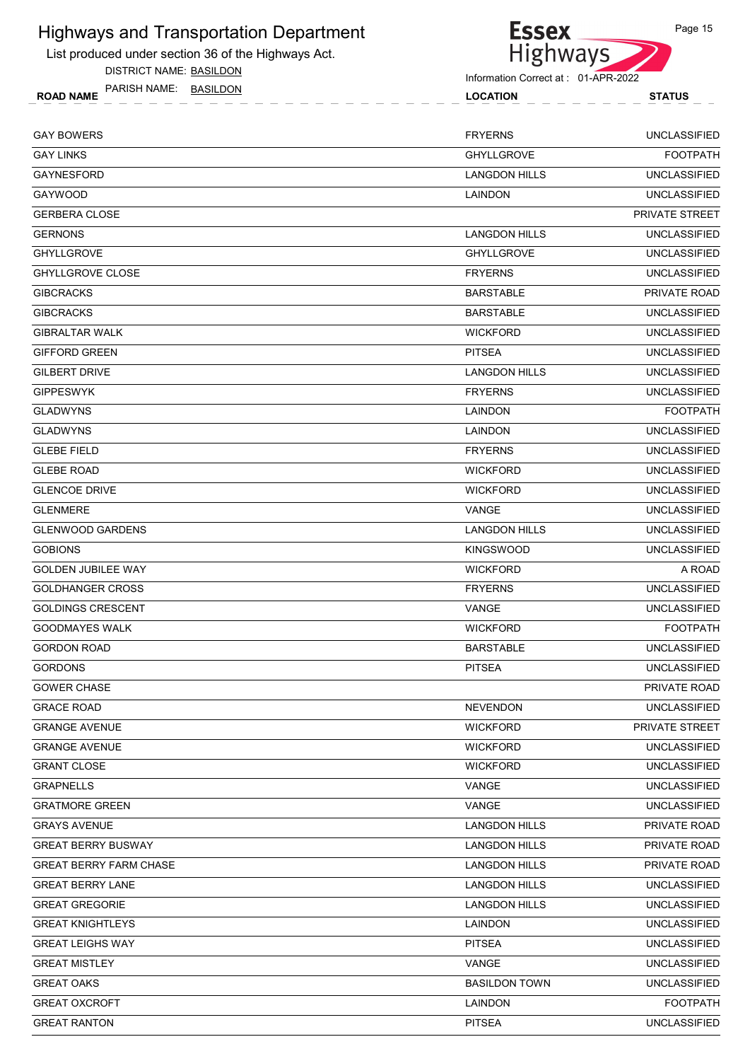# Highways and Transportation Department

List produced under section 36 of the Highways Act.

DISTRICT NAME: BASILDON

PARISH NAME: BASILDON

Information Correct at : 01-APR-2022

| ROAD NAME | LOCATION | STATUS |
|---|---|---|
| GAY BOWERS | FRYERNS | UNCLASSIFIED |
| GAY LINKS | GHYLLGROVE | FOOTPATH |
| GAYNESFORD | LANGDON HILLS | UNCLASSIFIED |
| GAYWOOD | LAINDON | UNCLASSIFIED |
| GERBERA CLOSE | | PRIVATE STREET |
| GERNONS | LANGDON HILLS | UNCLASSIFIED |
| GHYLLGROVE | GHYLLGROVE | UNCLASSIFIED |
| GHYLLGROVE CLOSE | FRYERNS | UNCLASSIFIED |
| GIBCRACKS | BARSTABLE | PRIVATE ROAD |
| GIBCRACKS | BARSTABLE | UNCLASSIFIED |
| GIBRALTAR WALK | WICKFORD | UNCLASSIFIED |
| GIFFORD GREEN | PITSEA | UNCLASSIFIED |
| GILBERT DRIVE | LANGDON HILLS | UNCLASSIFIED |
| GIPPESWYK | FRYERNS | UNCLASSIFIED |
| GLADWYNS | LAINDON | FOOTPATH |
| GLADWYNS | LAINDON | UNCLASSIFIED |
| GLEBE FIELD | FRYERNS | UNCLASSIFIED |
| GLEBE ROAD | WICKFORD | UNCLASSIFIED |
| GLENCOE DRIVE | WICKFORD | UNCLASSIFIED |
| GLENMERE | VANGE | UNCLASSIFIED |
| GLENWOOD GARDENS | LANGDON HILLS | UNCLASSIFIED |
| GOBIONS | KINGSWOOD | UNCLASSIFIED |
| GOLDEN JUBILEE WAY | WICKFORD | A ROAD |
| GOLDHANGER CROSS | FRYERNS | UNCLASSIFIED |
| GOLDINGS CRESCENT | VANGE | UNCLASSIFIED |
| GOODMAYES WALK | WICKFORD | FOOTPATH |
| GORDON ROAD | BARSTABLE | UNCLASSIFIED |
| GORDONS | PITSEA | UNCLASSIFIED |
| GOWER CHASE | | PRIVATE ROAD |
| GRACE ROAD | NEVENDON | UNCLASSIFIED |
| GRANGE AVENUE | WICKFORD | PRIVATE STREET |
| GRANGE AVENUE | WICKFORD | UNCLASSIFIED |
| GRANT CLOSE | WICKFORD | UNCLASSIFIED |
| GRAPNELLS | VANGE | UNCLASSIFIED |
| GRATMORE GREEN | VANGE | UNCLASSIFIED |
| GRAYS AVENUE | LANGDON HILLS | PRIVATE ROAD |
| GREAT BERRY BUSWAY | LANGDON HILLS | PRIVATE ROAD |
| GREAT BERRY FARM CHASE | LANGDON HILLS | PRIVATE ROAD |
| GREAT BERRY LANE | LANGDON HILLS | UNCLASSIFIED |
| GREAT GREGORIE | LANGDON HILLS | UNCLASSIFIED |
| GREAT KNIGHTLEYS | LAINDON | UNCLASSIFIED |
| GREAT LEIGHS WAY | PITSEA | UNCLASSIFIED |
| GREAT MISTLEY | VANGE | UNCLASSIFIED |
| GREAT OAKS | BASILDON TOWN | UNCLASSIFIED |
| GREAT OXCROFT | LAINDON | FOOTPATH |
| GREAT RANTON | PITSEA | UNCLASSIFIED |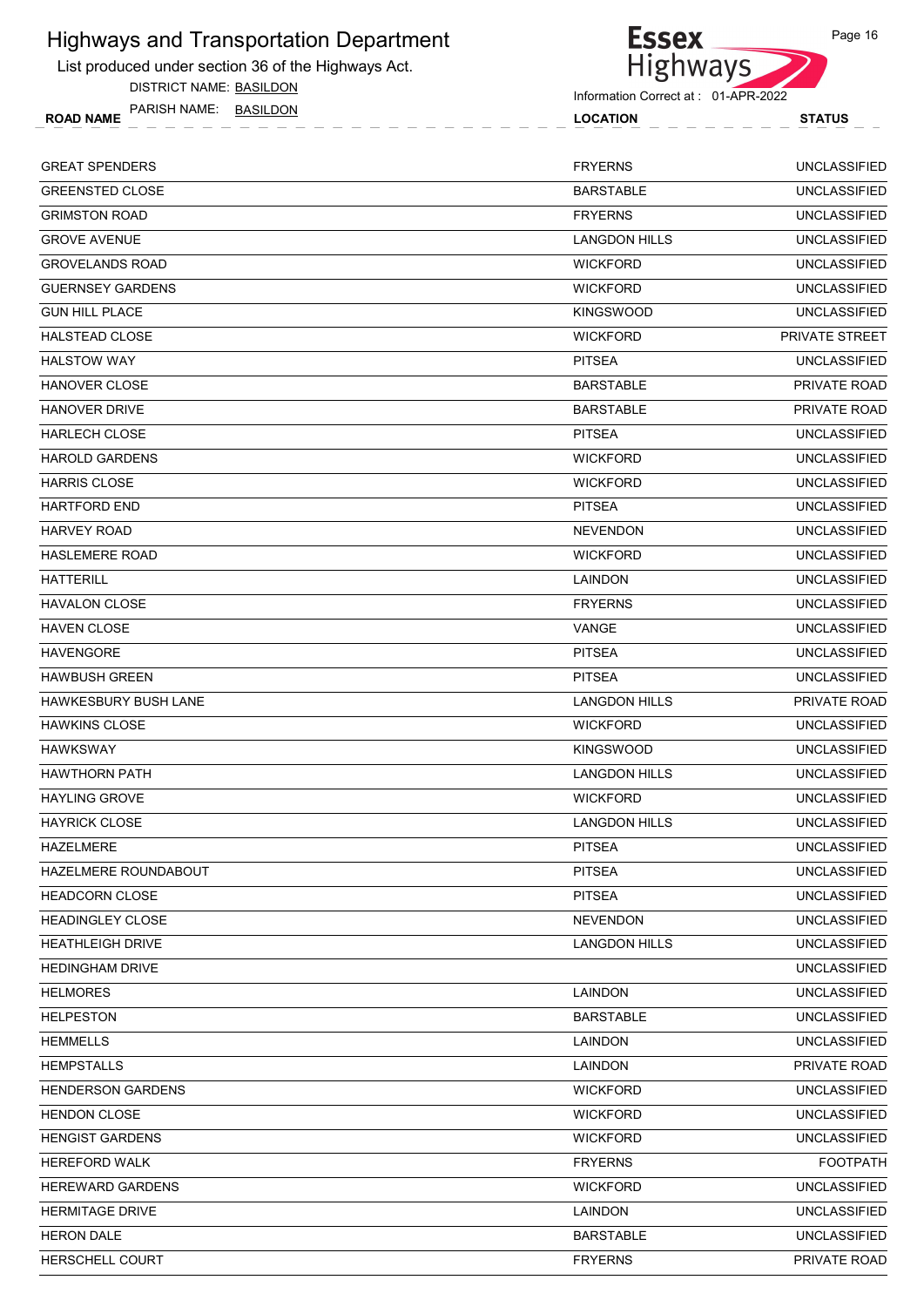# Highways and Transportation Department

List produced under section 36 of the Highways Act.

DISTRICT NAME: BASILDON

PARISH NAME: BASILDON

Information Correct at : 01-APR-2022

| ROAD NAME | LOCATION | STATUS |
|---|---|---|
| GREAT SPENDERS | FRYERNS | UNCLASSIFIED |
| GREENSTED CLOSE | BARSTABLE | UNCLASSIFIED |
| GRIMSTON ROAD | FRYERNS | UNCLASSIFIED |
| GROVE AVENUE | LANGDON HILLS | UNCLASSIFIED |
| GROVELANDS ROAD | WICKFORD | UNCLASSIFIED |
| GUERNSEY GARDENS | WICKFORD | UNCLASSIFIED |
| GUN HILL PLACE | KINGSWOOD | UNCLASSIFIED |
| HALSTEAD CLOSE | WICKFORD | PRIVATE STREET |
| HALSTOW WAY | PITSEA | UNCLASSIFIED |
| HANOVER CLOSE | BARSTABLE | PRIVATE ROAD |
| HANOVER DRIVE | BARSTABLE | PRIVATE ROAD |
| HARLECH CLOSE | PITSEA | UNCLASSIFIED |
| HAROLD GARDENS | WICKFORD | UNCLASSIFIED |
| HARRIS CLOSE | WICKFORD | UNCLASSIFIED |
| HARTFORD END | PITSEA | UNCLASSIFIED |
| HARVEY ROAD | NEVENDON | UNCLASSIFIED |
| HASLEMERE ROAD | WICKFORD | UNCLASSIFIED |
| HATTERILL | LAINDON | UNCLASSIFIED |
| HAVALON CLOSE | FRYERNS | UNCLASSIFIED |
| HAVEN CLOSE | VANGE | UNCLASSIFIED |
| HAVENGORE | PITSEA | UNCLASSIFIED |
| HAWBUSH GREEN | PITSEA | UNCLASSIFIED |
| HAWKESBURY BUSH LANE | LANGDON HILLS | PRIVATE ROAD |
| HAWKINS CLOSE | WICKFORD | UNCLASSIFIED |
| HAWKSWAY | KINGSWOOD | UNCLASSIFIED |
| HAWTHORN PATH | LANGDON HILLS | UNCLASSIFIED |
| HAYLING GROVE | WICKFORD | UNCLASSIFIED |
| HAYRICK CLOSE | LANGDON HILLS | UNCLASSIFIED |
| HAZELMERE | PITSEA | UNCLASSIFIED |
| HAZELMERE ROUNDABOUT | PITSEA | UNCLASSIFIED |
| HEADCORN CLOSE | PITSEA | UNCLASSIFIED |
| HEADINGLEY CLOSE | NEVENDON | UNCLASSIFIED |
| HEATHLEIGH DRIVE | LANGDON HILLS | UNCLASSIFIED |
| HEDINGHAM DRIVE | | UNCLASSIFIED |
| HELMORES | LAINDON | UNCLASSIFIED |
| HELPESTON | BARSTABLE | UNCLASSIFIED |
| HEMMELLS | LAINDON | UNCLASSIFIED |
| HEMPSTALLS | LAINDON | PRIVATE ROAD |
| HENDERSON GARDENS | WICKFORD | UNCLASSIFIED |
| HENDON CLOSE | WICKFORD | UNCLASSIFIED |
| HENGIST GARDENS | WICKFORD | UNCLASSIFIED |
| HEREFORD WALK | FRYERNS | FOOTPATH |
| HEREWARD GARDENS | WICKFORD | UNCLASSIFIED |
| HERMITAGE DRIVE | LAINDON | UNCLASSIFIED |
| HERON DALE | BARSTABLE | UNCLASSIFIED |
| HERSCHELL COURT | FRYERNS | PRIVATE ROAD |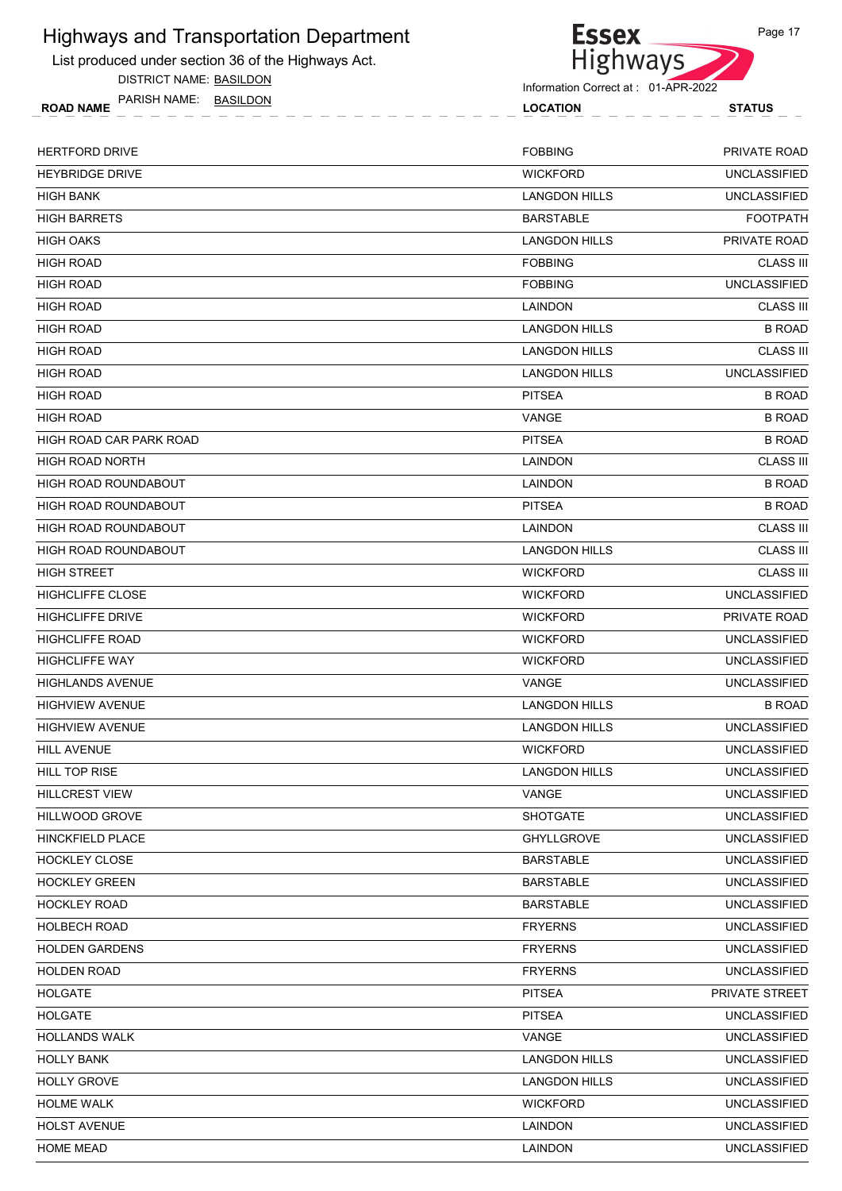# Highways and Transportation Department

List produced under section 36 of the Highways Act.

DISTRICT NAME: BASILDON

PARISH NAME: BASILDON

Information Correct at : 01-APR-2022

| ROAD NAME | LOCATION | STATUS |
| --- | --- | --- |
| HERTFORD DRIVE | FOBBING | PRIVATE ROAD |
| HEYBRIDGE DRIVE | WICKFORD | UNCLASSIFIED |
| HIGH BANK | LANGDON HILLS | UNCLASSIFIED |
| HIGH BARRETS | BARSTABLE | FOOTPATH |
| HIGH OAKS | LANGDON HILLS | PRIVATE ROAD |
| HIGH ROAD | FOBBING | CLASS III |
| HIGH ROAD | FOBBING | UNCLASSIFIED |
| HIGH ROAD | LAINDON | CLASS III |
| HIGH ROAD | LANGDON HILLS | B ROAD |
| HIGH ROAD | LANGDON HILLS | CLASS III |
| HIGH ROAD | LANGDON HILLS | UNCLASSIFIED |
| HIGH ROAD | PITSEA | B ROAD |
| HIGH ROAD | VANGE | B ROAD |
| HIGH ROAD CAR PARK ROAD | PITSEA | B ROAD |
| HIGH ROAD NORTH | LAINDON | CLASS III |
| HIGH ROAD ROUNDABOUT | LAINDON | B ROAD |
| HIGH ROAD ROUNDABOUT | PITSEA | B ROAD |
| HIGH ROAD ROUNDABOUT | LAINDON | CLASS III |
| HIGH ROAD ROUNDABOUT | LANGDON HILLS | CLASS III |
| HIGH STREET | WICKFORD | CLASS III |
| HIGHCLIFFE CLOSE | WICKFORD | UNCLASSIFIED |
| HIGHCLIFFE DRIVE | WICKFORD | PRIVATE ROAD |
| HIGHCLIFFE ROAD | WICKFORD | UNCLASSIFIED |
| HIGHCLIFFE WAY | WICKFORD | UNCLASSIFIED |
| HIGHLANDS AVENUE | VANGE | UNCLASSIFIED |
| HIGHVIEW AVENUE | LANGDON HILLS | B ROAD |
| HIGHVIEW AVENUE | LANGDON HILLS | UNCLASSIFIED |
| HILL AVENUE | WICKFORD | UNCLASSIFIED |
| HILL TOP RISE | LANGDON HILLS | UNCLASSIFIED |
| HILLCREST VIEW | VANGE | UNCLASSIFIED |
| HILLWOOD GROVE | SHOTGATE | UNCLASSIFIED |
| HINCKFIELD PLACE | GHYLLGROVE | UNCLASSIFIED |
| HOCKLEY CLOSE | BARSTABLE | UNCLASSIFIED |
| HOCKLEY GREEN | BARSTABLE | UNCLASSIFIED |
| HOCKLEY ROAD | BARSTABLE | UNCLASSIFIED |
| HOLBECH ROAD | FRYERNS | UNCLASSIFIED |
| HOLDEN GARDENS | FRYERNS | UNCLASSIFIED |
| HOLDEN ROAD | FRYERNS | UNCLASSIFIED |
| HOLGATE | PITSEA | PRIVATE STREET |
| HOLGATE | PITSEA | UNCLASSIFIED |
| HOLLANDS WALK | VANGE | UNCLASSIFIED |
| HOLLY BANK | LANGDON HILLS | UNCLASSIFIED |
| HOLLY GROVE | LANGDON HILLS | UNCLASSIFIED |
| HOLME WALK | WICKFORD | UNCLASSIFIED |
| HOLST AVENUE | LAINDON | UNCLASSIFIED |
| HOME MEAD | LAINDON | UNCLASSIFIED |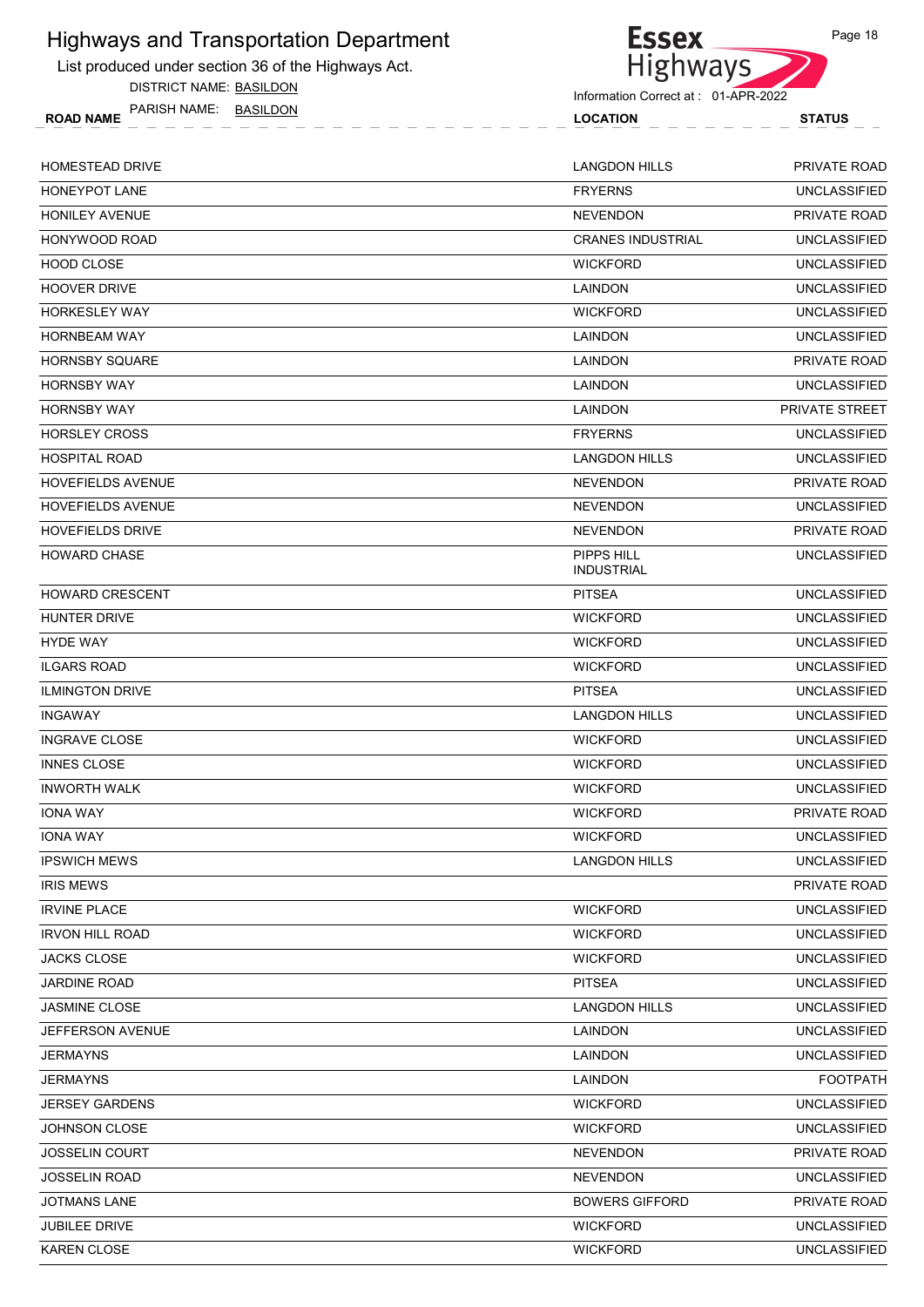# Highways and Transportation Department

List produced under section 36 of the Highways Act.

DISTRICT NAME: BASILDON

PARISH NAME: BASILDON

Essex Highways

Information Correct at : 01-APR-2022

| ROAD NAME | LOCATION | STATUS |
|---|---|---|
| HOMESTEAD DRIVE | LANGDON HILLS | PRIVATE ROAD |
| HONEYPOT LANE | FRYERNS | UNCLASSIFIED |
| HONILEY AVENUE | NEVENDON | PRIVATE ROAD |
| HONYWOOD ROAD | CRANES INDUSTRIAL | UNCLASSIFIED |
| HOOD CLOSE | WICKFORD | UNCLASSIFIED |
| HOOVER DRIVE | LAINDON | UNCLASSIFIED |
| HORKESLEY WAY | WICKFORD | UNCLASSIFIED |
| HORNBEAM WAY | LAINDON | UNCLASSIFIED |
| HORNSBY SQUARE | LAINDON | PRIVATE ROAD |
| HORNSBY WAY | LAINDON | UNCLASSIFIED |
| HORNSBY WAY | LAINDON | PRIVATE STREET |
| HORSLEY CROSS | FRYERNS | UNCLASSIFIED |
| HOSPITAL ROAD | LANGDON HILLS | UNCLASSIFIED |
| HOVEFIELDS AVENUE | NEVENDON | PRIVATE ROAD |
| HOVEFIELDS AVENUE | NEVENDON | UNCLASSIFIED |
| HOVEFIELDS DRIVE | NEVENDON | PRIVATE ROAD |
| HOWARD CHASE | PIPPS HILL INDUSTRIAL | UNCLASSIFIED |
| HOWARD CRESCENT | PITSEA | UNCLASSIFIED |
| HUNTER DRIVE | WICKFORD | UNCLASSIFIED |
| HYDE WAY | WICKFORD | UNCLASSIFIED |
| ILGARS ROAD | WICKFORD | UNCLASSIFIED |
| ILMINGTON DRIVE | PITSEA | UNCLASSIFIED |
| INGAWAY | LANGDON HILLS | UNCLASSIFIED |
| INGRAVE CLOSE | WICKFORD | UNCLASSIFIED |
| INNES CLOSE | WICKFORD | UNCLASSIFIED |
| INWORTH WALK | WICKFORD | UNCLASSIFIED |
| IONA WAY | WICKFORD | PRIVATE ROAD |
| IONA WAY | WICKFORD | UNCLASSIFIED |
| IPSWICH MEWS | LANGDON HILLS | UNCLASSIFIED |
| IRIS MEWS | | PRIVATE ROAD |
| IRVINE PLACE | WICKFORD | UNCLASSIFIED |
| IRVON HILL ROAD | WICKFORD | UNCLASSIFIED |
| JACKS CLOSE | WICKFORD | UNCLASSIFIED |
| JARDINE ROAD | PITSEA | UNCLASSIFIED |
| JASMINE CLOSE | LANGDON HILLS | UNCLASSIFIED |
| JEFFERSON AVENUE | LAINDON | UNCLASSIFIED |
| JERMAYNS | LAINDON | UNCLASSIFIED |
| JERMAYNS | LAINDON | FOOTPATH |
| JERSEY GARDENS | WICKFORD | UNCLASSIFIED |
| JOHNSON CLOSE | WICKFORD | UNCLASSIFIED |
| JOSSELIN COURT | NEVENDON | PRIVATE ROAD |
| JOSSELIN ROAD | NEVENDON | UNCLASSIFIED |
| JOTMANS LANE | BOWERS GIFFORD | PRIVATE ROAD |
| JUBILEE DRIVE | WICKFORD | UNCLASSIFIED |
| KAREN CLOSE | WICKFORD | UNCLASSIFIED |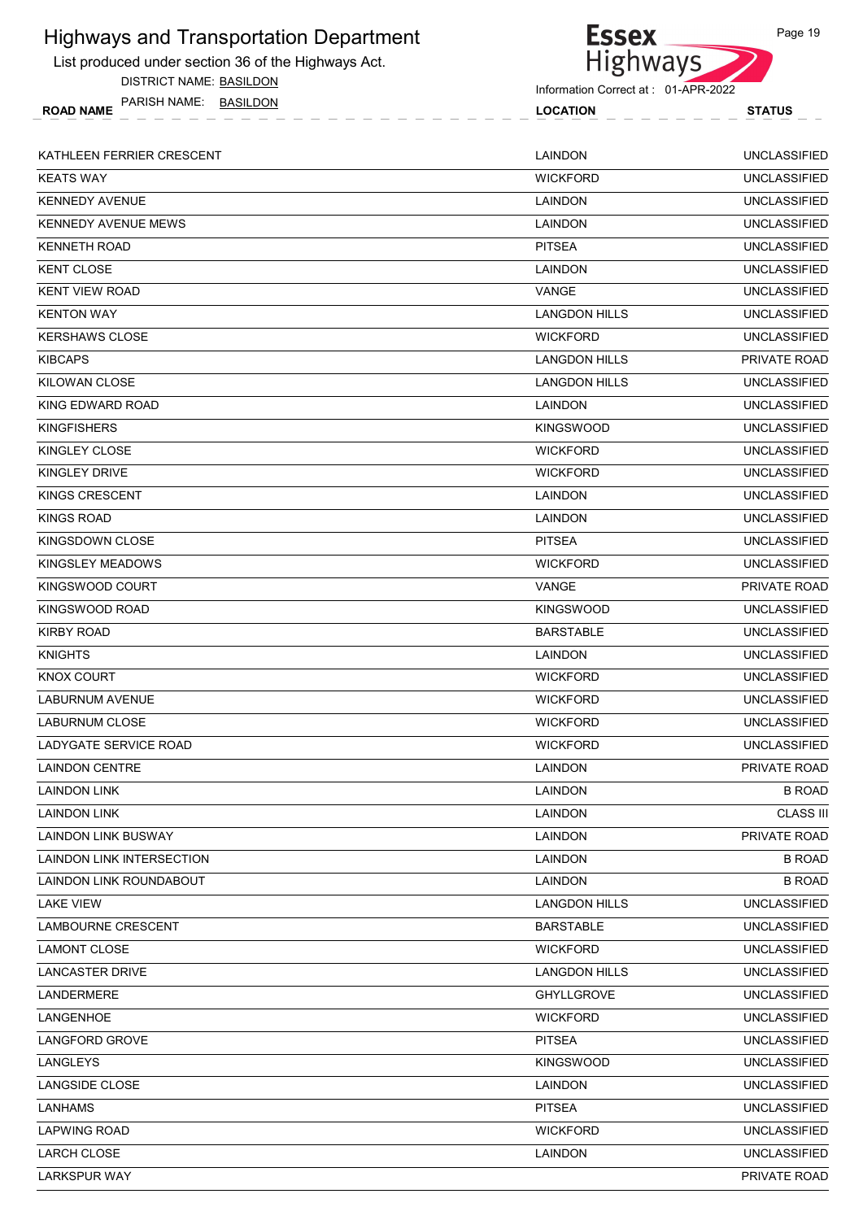# Highways and Transportation Department

List produced under section 36 of the Highways Act.

DISTRICT NAME: BASILDON

PARISH NAME: BASILDON

Information Correct at : 01-APR-2022

| ROAD NAME | LOCATION | STATUS |
|---|---|---|
| KATHLEEN FERRIER CRESCENT | LAINDON | UNCLASSIFIED |
| KEATS WAY | WICKFORD | UNCLASSIFIED |
| KENNEDY AVENUE | LAINDON | UNCLASSIFIED |
| KENNEDY AVENUE MEWS | LAINDON | UNCLASSIFIED |
| KENNETH ROAD | PITSEA | UNCLASSIFIED |
| KENT CLOSE | LAINDON | UNCLASSIFIED |
| KENT VIEW ROAD | VANGE | UNCLASSIFIED |
| KENTON WAY | LANGDON HILLS | UNCLASSIFIED |
| KERSHAWS CLOSE | WICKFORD | UNCLASSIFIED |
| KIBCAPS | LANGDON HILLS | PRIVATE ROAD |
| KILOWAN CLOSE | LANGDON HILLS | UNCLASSIFIED |
| KING EDWARD ROAD | LAINDON | UNCLASSIFIED |
| KINGFISHERS | KINGSWOOD | UNCLASSIFIED |
| KINGLEY CLOSE | WICKFORD | UNCLASSIFIED |
| KINGLEY DRIVE | WICKFORD | UNCLASSIFIED |
| KINGS CRESCENT | LAINDON | UNCLASSIFIED |
| KINGS ROAD | LAINDON | UNCLASSIFIED |
| KINGSDOWN CLOSE | PITSEA | UNCLASSIFIED |
| KINGSLEY MEADOWS | WICKFORD | UNCLASSIFIED |
| KINGSWOOD COURT | VANGE | PRIVATE ROAD |
| KINGSWOOD ROAD | KINGSWOOD | UNCLASSIFIED |
| KIRBY ROAD | BARSTABLE | UNCLASSIFIED |
| KNIGHTS | LAINDON | UNCLASSIFIED |
| KNOX COURT | WICKFORD | UNCLASSIFIED |
| LABURNUM AVENUE | WICKFORD | UNCLASSIFIED |
| LABURNUM CLOSE | WICKFORD | UNCLASSIFIED |
| LADYGATE SERVICE ROAD | WICKFORD | UNCLASSIFIED |
| LAINDON CENTRE | LAINDON | PRIVATE ROAD |
| LAINDON LINK | LAINDON | B ROAD |
| LAINDON LINK | LAINDON | CLASS III |
| LAINDON LINK BUSWAY | LAINDON | PRIVATE ROAD |
| LAINDON LINK INTERSECTION | LAINDON | B ROAD |
| LAINDON LINK ROUNDABOUT | LAINDON | B ROAD |
| LAKE VIEW | LANGDON HILLS | UNCLASSIFIED |
| LAMBOURNE CRESCENT | BARSTABLE | UNCLASSIFIED |
| LAMONT CLOSE | WICKFORD | UNCLASSIFIED |
| LANCASTER DRIVE | LANGDON HILLS | UNCLASSIFIED |
| LANDERMERE | GHYLLGROVE | UNCLASSIFIED |
| LANGENHOE | WICKFORD | UNCLASSIFIED |
| LANGFORD GROVE | PITSEA | UNCLASSIFIED |
| LANGLEYS | KINGSWOOD | UNCLASSIFIED |
| LANGSIDE CLOSE | LAINDON | UNCLASSIFIED |
| LANHAMS | PITSEA | UNCLASSIFIED |
| LAPWING ROAD | WICKFORD | UNCLASSIFIED |
| LARCH CLOSE | LAINDON | UNCLASSIFIED |
| LARKSPUR WAY | | PRIVATE ROAD |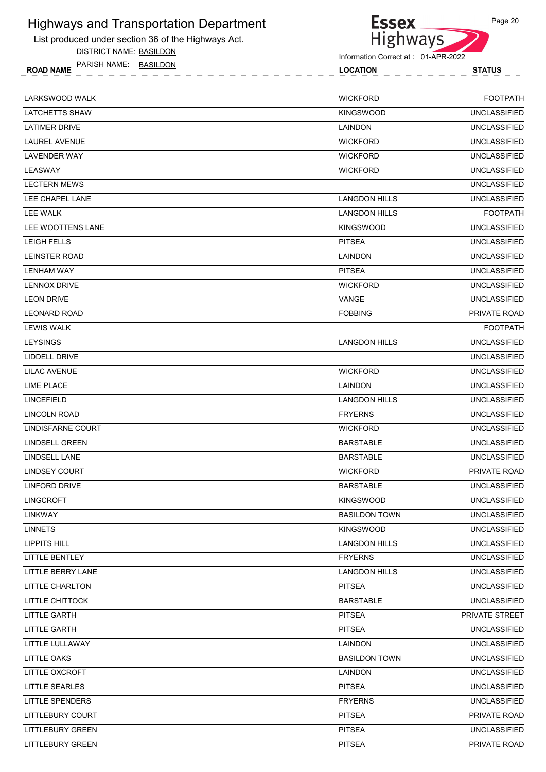# Highways and Transportation Department

List produced under section 36 of the Highways Act.

DISTRICT NAME: BASILDON

PARISH NAME: BASILDON

Information Correct at : 01-APR-2022

| ROAD NAME | LOCATION | STATUS |
| --- | --- | --- |
| LARKSWOOD WALK | WICKFORD | FOOTPATH |
| LATCHETTS SHAW | KINGSWOOD | UNCLASSIFIED |
| LATIMER DRIVE | LAINDON | UNCLASSIFIED |
| LAUREL AVENUE | WICKFORD | UNCLASSIFIED |
| LAVENDER WAY | WICKFORD | UNCLASSIFIED |
| LEASWAY | WICKFORD | UNCLASSIFIED |
| LECTERN MEWS | | UNCLASSIFIED |
| LEE CHAPEL LANE | LANGDON HILLS | UNCLASSIFIED |
| LEE WALK | LANGDON HILLS | FOOTPATH |
| LEE WOOTTENS LANE | KINGSWOOD | UNCLASSIFIED |
| LEIGH FELLS | PITSEA | UNCLASSIFIED |
| LEINSTER ROAD | LAINDON | UNCLASSIFIED |
| LENHAM WAY | PITSEA | UNCLASSIFIED |
| LENNOX DRIVE | WICKFORD | UNCLASSIFIED |
| LEON DRIVE | VANGE | UNCLASSIFIED |
| LEONARD ROAD | FOBBING | PRIVATE ROAD |
| LEWIS WALK | | FOOTPATH |
| LEYSINGS | LANGDON HILLS | UNCLASSIFIED |
| LIDDELL DRIVE | | UNCLASSIFIED |
| LILAC AVENUE | WICKFORD | UNCLASSIFIED |
| LIME PLACE | LAINDON | UNCLASSIFIED |
| LINCEFIELD | LANGDON HILLS | UNCLASSIFIED |
| LINCOLN ROAD | FRYERNS | UNCLASSIFIED |
| LINDISFARNE COURT | WICKFORD | UNCLASSIFIED |
| LINDSELL GREEN | BARSTABLE | UNCLASSIFIED |
| LINDSELL LANE | BARSTABLE | UNCLASSIFIED |
| LINDSEY COURT | WICKFORD | PRIVATE ROAD |
| LINFORD DRIVE | BARSTABLE | UNCLASSIFIED |
| LINGCROFT | KINGSWOOD | UNCLASSIFIED |
| LINKWAY | BASILDON TOWN | UNCLASSIFIED |
| LINNETS | KINGSWOOD | UNCLASSIFIED |
| LIPPITS HILL | LANGDON HILLS | UNCLASSIFIED |
| LITTLE BENTLEY | FRYERNS | UNCLASSIFIED |
| LITTLE BERRY LANE | LANGDON HILLS | UNCLASSIFIED |
| LITTLE CHARLTON | PITSEA | UNCLASSIFIED |
| LITTLE CHITTOCK | BARSTABLE | UNCLASSIFIED |
| LITTLE GARTH | PITSEA | PRIVATE STREET |
| LITTLE GARTH | PITSEA | UNCLASSIFIED |
| LITTLE LULLAWAY | LAINDON | UNCLASSIFIED |
| LITTLE OAKS | BASILDON TOWN | UNCLASSIFIED |
| LITTLE OXCROFT | LAINDON | UNCLASSIFIED |
| LITTLE SEARLES | PITSEA | UNCLASSIFIED |
| LITTLE SPENDERS | FRYERNS | UNCLASSIFIED |
| LITTLEBURY COURT | PITSEA | PRIVATE ROAD |
| LITTLEBURY GREEN | PITSEA | UNCLASSIFIED |
| LITTLEBURY GREEN | PITSEA | PRIVATE ROAD |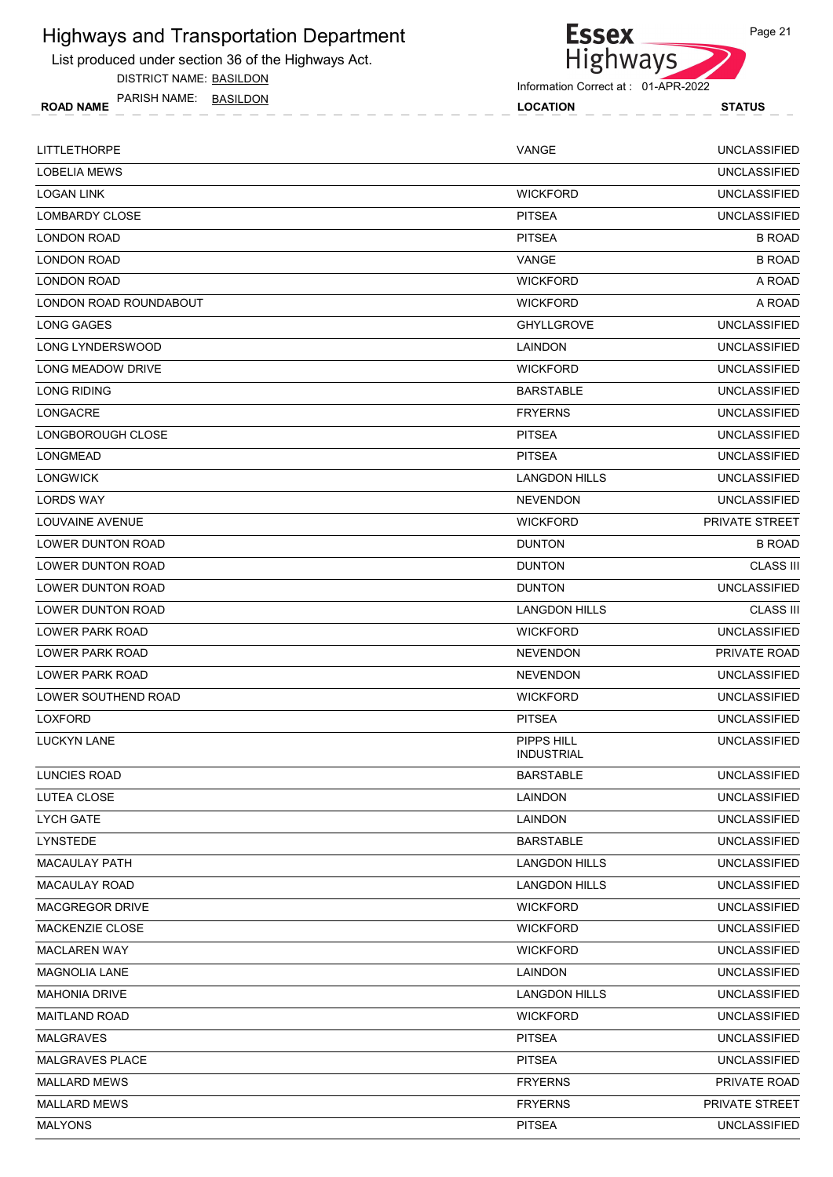# Highways and Transportation Department

List produced under section 36 of the Highways Act.

DISTRICT NAME: BASILDON

PARISH NAME: BASILDON

Information Correct at : 01-APR-2022

| ROAD NAME | LOCATION | STATUS |
| --- | --- | --- |
| LITTLETHORPE | VANGE | UNCLASSIFIED |
| LOBELIA MEWS | | UNCLASSIFIED |
| LOGAN LINK | WICKFORD | UNCLASSIFIED |
| LOMBARDY CLOSE | PITSEA | UNCLASSIFIED |
| LONDON ROAD | PITSEA | B ROAD |
| LONDON ROAD | VANGE | B ROAD |
| LONDON ROAD | WICKFORD | A ROAD |
| LONDON ROAD ROUNDABOUT | WICKFORD | A ROAD |
| LONG GAGES | GHYLLGROVE | UNCLASSIFIED |
| LONG LYNDERSWOOD | LAINDON | UNCLASSIFIED |
| LONG MEADOW DRIVE | WICKFORD | UNCLASSIFIED |
| LONG RIDING | BARSTABLE | UNCLASSIFIED |
| LONGACRE | FRYERNS | UNCLASSIFIED |
| LONGBOROUGH CLOSE | PITSEA | UNCLASSIFIED |
| LONGMEAD | PITSEA | UNCLASSIFIED |
| LONGWICK | LANGDON HILLS | UNCLASSIFIED |
| LORDS WAY | NEVENDON | UNCLASSIFIED |
| LOUVAINE AVENUE | WICKFORD | PRIVATE STREET |
| LOWER DUNTON ROAD | DUNTON | B ROAD |
| LOWER DUNTON ROAD | DUNTON | CLASS III |
| LOWER DUNTON ROAD | DUNTON | UNCLASSIFIED |
| LOWER DUNTON ROAD | LANGDON HILLS | CLASS III |
| LOWER PARK ROAD | WICKFORD | UNCLASSIFIED |
| LOWER PARK ROAD | NEVENDON | PRIVATE ROAD |
| LOWER PARK ROAD | NEVENDON | UNCLASSIFIED |
| LOWER SOUTHEND ROAD | WICKFORD | UNCLASSIFIED |
| LOXFORD | PITSEA | UNCLASSIFIED |
| LUCKYN LANE | PIPPS HILL INDUSTRIAL | UNCLASSIFIED |
| LUNCIES ROAD | BARSTABLE | UNCLASSIFIED |
| LUTEA CLOSE | LAINDON | UNCLASSIFIED |
| LYCH GATE | LAINDON | UNCLASSIFIED |
| LYNSTEDE | BARSTABLE | UNCLASSIFIED |
| MACAULAY PATH | LANGDON HILLS | UNCLASSIFIED |
| MACAULAY ROAD | LANGDON HILLS | UNCLASSIFIED |
| MACGREGOR DRIVE | WICKFORD | UNCLASSIFIED |
| MACKENZIE CLOSE | WICKFORD | UNCLASSIFIED |
| MACLAREN WAY | WICKFORD | UNCLASSIFIED |
| MAGNOLIA LANE | LAINDON | UNCLASSIFIED |
| MAHONIA DRIVE | LANGDON HILLS | UNCLASSIFIED |
| MAITLAND ROAD | WICKFORD | UNCLASSIFIED |
| MALGRAVES | PITSEA | UNCLASSIFIED |
| MALGRAVES PLACE | PITSEA | UNCLASSIFIED |
| MALLARD MEWS | FRYERNS | PRIVATE ROAD |
| MALLARD MEWS | FRYERNS | PRIVATE STREET |
| MALYONS | PITSEA | UNCLASSIFIED |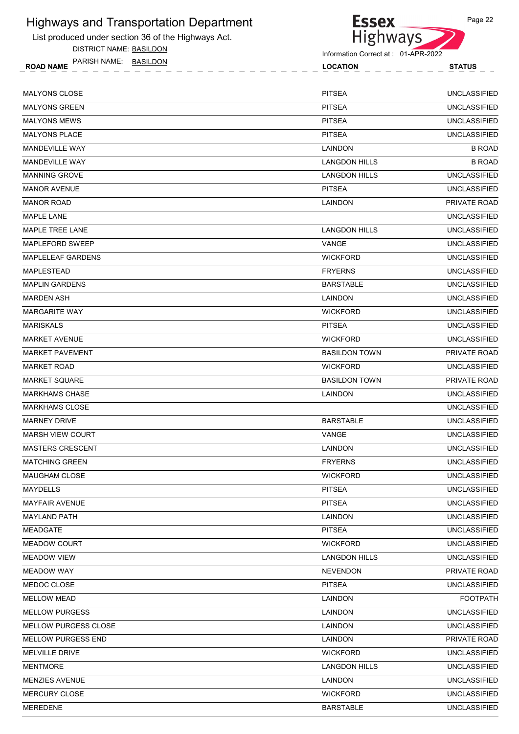# Highways and Transportation Department

List produced under section 36 of the Highways Act.

DISTRICT NAME: BASILDON

PARISH NAME: BASILDON

Information Correct at : 01-APR-2022

| ROAD NAME | LOCATION | STATUS |
|---|---|---|
| MALYONS CLOSE | PITSEA | UNCLASSIFIED |
| MALYONS GREEN | PITSEA | UNCLASSIFIED |
| MALYONS MEWS | PITSEA | UNCLASSIFIED |
| MALYONS PLACE | PITSEA | UNCLASSIFIED |
| MANDEVILLE WAY | LAINDON | B ROAD |
| MANDEVILLE WAY | LANGDON HILLS | B ROAD |
| MANNING GROVE | LANGDON HILLS | UNCLASSIFIED |
| MANOR AVENUE | PITSEA | UNCLASSIFIED |
| MANOR ROAD | LAINDON | PRIVATE ROAD |
| MAPLE LANE | | UNCLASSIFIED |
| MAPLE TREE LANE | LANGDON HILLS | UNCLASSIFIED |
| MAPLEFORD SWEEP | VANGE | UNCLASSIFIED |
| MAPLELEAF GARDENS | WICKFORD | UNCLASSIFIED |
| MAPLESTEAD | FRYERNS | UNCLASSIFIED |
| MAPLIN GARDENS | BARSTABLE | UNCLASSIFIED |
| MARDEN ASH | LAINDON | UNCLASSIFIED |
| MARGARITE WAY | WICKFORD | UNCLASSIFIED |
| MARISKALS | PITSEA | UNCLASSIFIED |
| MARKET AVENUE | WICKFORD | UNCLASSIFIED |
| MARKET PAVEMENT | BASILDON TOWN | PRIVATE ROAD |
| MARKET ROAD | WICKFORD | UNCLASSIFIED |
| MARKET SQUARE | BASILDON TOWN | PRIVATE ROAD |
| MARKHAMS CHASE | LAINDON | UNCLASSIFIED |
| MARKHAMS CLOSE | | UNCLASSIFIED |
| MARNEY DRIVE | BARSTABLE | UNCLASSIFIED |
| MARSH VIEW COURT | VANGE | UNCLASSIFIED |
| MASTERS CRESCENT | LAINDON | UNCLASSIFIED |
| MATCHING GREEN | FRYERNS | UNCLASSIFIED |
| MAUGHAM CLOSE | WICKFORD | UNCLASSIFIED |
| MAYDELLS | PITSEA | UNCLASSIFIED |
| MAYFAIR AVENUE | PITSEA | UNCLASSIFIED |
| MAYLAND PATH | LAINDON | UNCLASSIFIED |
| MEADGATE | PITSEA | UNCLASSIFIED |
| MEADOW COURT | WICKFORD | UNCLASSIFIED |
| MEADOW VIEW | LANGDON HILLS | UNCLASSIFIED |
| MEADOW WAY | NEVENDON | PRIVATE ROAD |
| MEDOC CLOSE | PITSEA | UNCLASSIFIED |
| MELLOW MEAD | LAINDON | FOOTPATH |
| MELLOW PURGESS | LAINDON | UNCLASSIFIED |
| MELLOW PURGESS CLOSE | LAINDON | UNCLASSIFIED |
| MELLOW PURGESS END | LAINDON | PRIVATE ROAD |
| MELVILLE DRIVE | WICKFORD | UNCLASSIFIED |
| MENTMORE | LANGDON HILLS | UNCLASSIFIED |
| MENZIES AVENUE | LAINDON | UNCLASSIFIED |
| MERCURY CLOSE | WICKFORD | UNCLASSIFIED |
| MEREDENE | BARSTABLE | UNCLASSIFIED |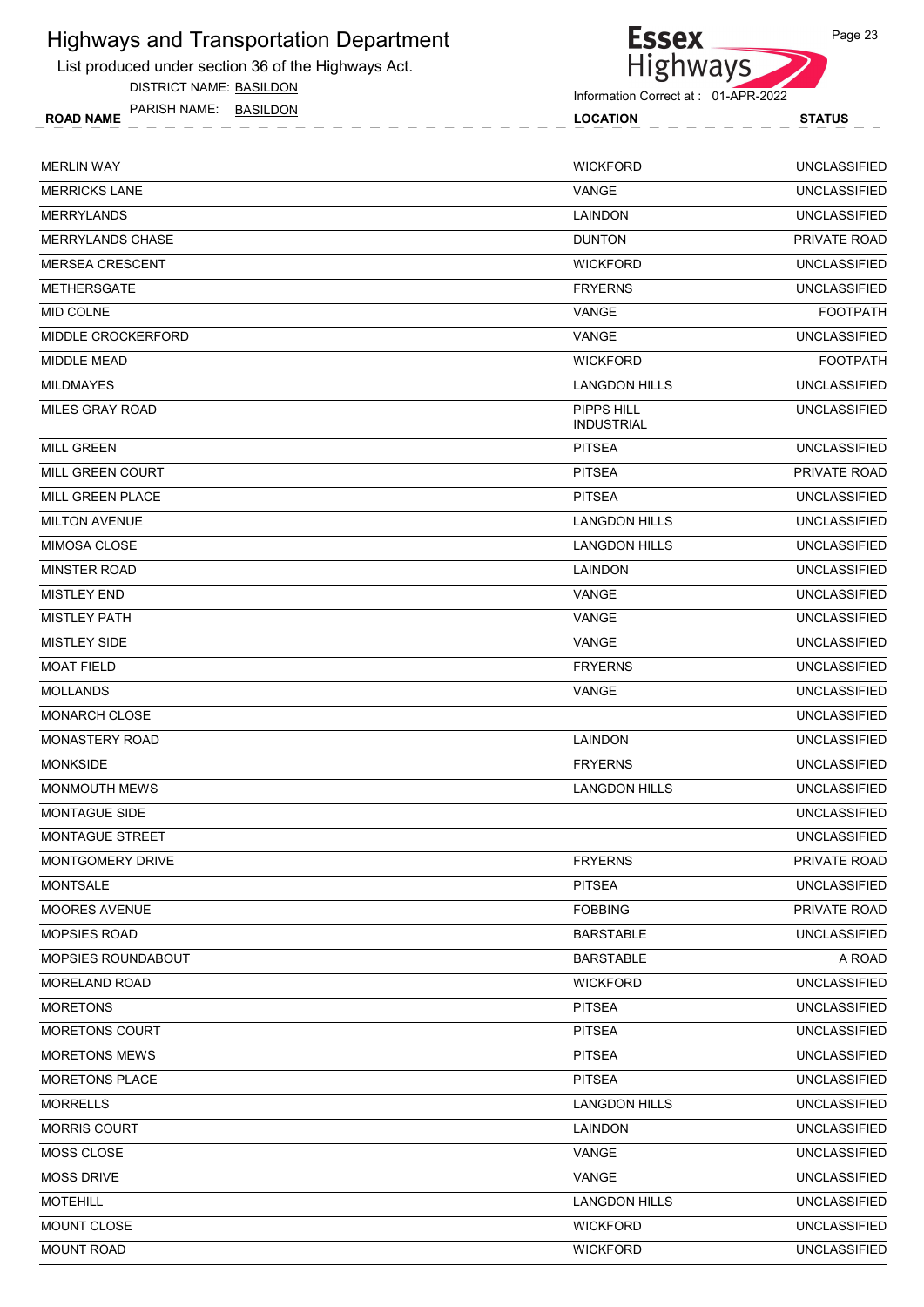# Highways and Transportation Department

List produced under section 36 of the Highways Act.

DISTRICT NAME: BASILDON

PARISH NAME: BASILDON

Essex Highways

Information Correct at : 01-APR-2022

| ROAD NAME | LOCATION | STATUS |
|---|---|---|
| MERLIN WAY | WICKFORD | UNCLASSIFIED |
| MERRICKS LANE | VANGE | UNCLASSIFIED |
| MERRYLANDS | LAINDON | UNCLASSIFIED |
| MERRYLANDS CHASE | DUNTON | PRIVATE ROAD |
| MERSEA CRESCENT | WICKFORD | UNCLASSIFIED |
| METHERSGATE | FRYERNS | UNCLASSIFIED |
| MID COLNE | VANGE | FOOTPATH |
| MIDDLE CROCKERFORD | VANGE | UNCLASSIFIED |
| MIDDLE MEAD | WICKFORD | FOOTPATH |
| MILDMAYES | LANGDON HILLS | UNCLASSIFIED |
| MILES GRAY ROAD | PIPPS HILL INDUSTRIAL | UNCLASSIFIED |
| MILL GREEN | PITSEA | UNCLASSIFIED |
| MILL GREEN COURT | PITSEA | PRIVATE ROAD |
| MILL GREEN PLACE | PITSEA | UNCLASSIFIED |
| MILTON AVENUE | LANGDON HILLS | UNCLASSIFIED |
| MIMOSA CLOSE | LANGDON HILLS | UNCLASSIFIED |
| MINSTER ROAD | LAINDON | UNCLASSIFIED |
| MISTLEY END | VANGE | UNCLASSIFIED |
| MISTLEY PATH | VANGE | UNCLASSIFIED |
| MISTLEY SIDE | VANGE | UNCLASSIFIED |
| MOAT FIELD | FRYERNS | UNCLASSIFIED |
| MOLLANDS | VANGE | UNCLASSIFIED |
| MONARCH CLOSE | | UNCLASSIFIED |
| MONASTERY ROAD | LAINDON | UNCLASSIFIED |
| MONKSIDE | FRYERNS | UNCLASSIFIED |
| MONMOUTH MEWS | LANGDON HILLS | UNCLASSIFIED |
| MONTAGUE SIDE | | UNCLASSIFIED |
| MONTAGUE STREET | | UNCLASSIFIED |
| MONTGOMERY DRIVE | FRYERNS | PRIVATE ROAD |
| MONTSALE | PITSEA | UNCLASSIFIED |
| MOORES AVENUE | FOBBING | PRIVATE ROAD |
| MOPSIES ROAD | BARSTABLE | UNCLASSIFIED |
| MOPSIES ROUNDABOUT | BARSTABLE | A ROAD |
| MORELAND ROAD | WICKFORD | UNCLASSIFIED |
| MORETONS | PITSEA | UNCLASSIFIED |
| MORETONS COURT | PITSEA | UNCLASSIFIED |
| MORETONS MEWS | PITSEA | UNCLASSIFIED |
| MORETONS PLACE | PITSEA | UNCLASSIFIED |
| MORRELLS | LANGDON HILLS | UNCLASSIFIED |
| MORRIS COURT | LAINDON | UNCLASSIFIED |
| MOSS CLOSE | VANGE | UNCLASSIFIED |
| MOSS DRIVE | VANGE | UNCLASSIFIED |
| MOTEHILL | LANGDON HILLS | UNCLASSIFIED |
| MOUNT CLOSE | WICKFORD | UNCLASSIFIED |
| MOUNT ROAD | WICKFORD | UNCLASSIFIED |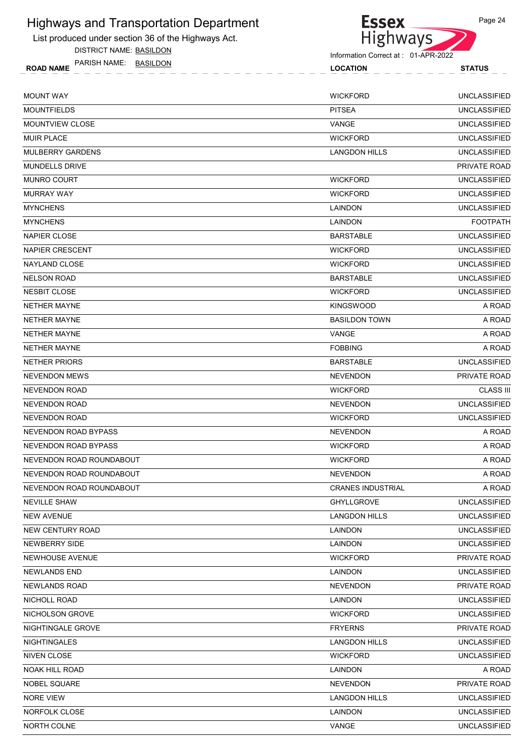# Highways and Transportation Department

List produced under section 36 of the Highways Act.

DISTRICT NAME: BASILDON

PARISH NAME: BASILDON

Information Correct at : 01-APR-2022

| ROAD NAME | LOCATION | STATUS |
|---|---|---|
| MOUNT WAY | WICKFORD | UNCLASSIFIED |
| MOUNTFIELDS | PITSEA | UNCLASSIFIED |
| MOUNTVIEW CLOSE | VANGE | UNCLASSIFIED |
| MUIR PLACE | WICKFORD | UNCLASSIFIED |
| MULBERRY GARDENS | LANGDON HILLS | UNCLASSIFIED |
| MUNDELLS DRIVE | | PRIVATE ROAD |
| MUNRO COURT | WICKFORD | UNCLASSIFIED |
| MURRAY WAY | WICKFORD | UNCLASSIFIED |
| MYNCHENS | LAINDON | UNCLASSIFIED |
| MYNCHENS | LAINDON | FOOTPATH |
| NAPIER CLOSE | BARSTABLE | UNCLASSIFIED |
| NAPIER CRESCENT | WICKFORD | UNCLASSIFIED |
| NAYLAND CLOSE | WICKFORD | UNCLASSIFIED |
| NELSON ROAD | BARSTABLE | UNCLASSIFIED |
| NESBIT CLOSE | WICKFORD | UNCLASSIFIED |
| NETHER MAYNE | KINGSWOOD | A ROAD |
| NETHER MAYNE | BASILDON TOWN | A ROAD |
| NETHER MAYNE | VANGE | A ROAD |
| NETHER MAYNE | FOBBING | A ROAD |
| NETHER PRIORS | BARSTABLE | UNCLASSIFIED |
| NEVENDON MEWS | NEVENDON | PRIVATE ROAD |
| NEVENDON ROAD | WICKFORD | CLASS III |
| NEVENDON ROAD | NEVENDON | UNCLASSIFIED |
| NEVENDON ROAD | WICKFORD | UNCLASSIFIED |
| NEVENDON ROAD BYPASS | NEVENDON | A ROAD |
| NEVENDON ROAD BYPASS | WICKFORD | A ROAD |
| NEVENDON ROAD ROUNDABOUT | WICKFORD | A ROAD |
| NEVENDON ROAD ROUNDABOUT | NEVENDON | A ROAD |
| NEVENDON ROAD ROUNDABOUT | CRANES INDUSTRIAL | A ROAD |
| NEVILLE SHAW | GHYLLGROVE | UNCLASSIFIED |
| NEW AVENUE | LANGDON HILLS | UNCLASSIFIED |
| NEW CENTURY ROAD | LAINDON | UNCLASSIFIED |
| NEWBERRY SIDE | LAINDON | UNCLASSIFIED |
| NEWHOUSE AVENUE | WICKFORD | PRIVATE ROAD |
| NEWLANDS END | LAINDON | UNCLASSIFIED |
| NEWLANDS ROAD | NEVENDON | PRIVATE ROAD |
| NICHOLL ROAD | LAINDON | UNCLASSIFIED |
| NICHOLSON GROVE | WICKFORD | UNCLASSIFIED |
| NIGHTINGALE GROVE | FRYERNS | PRIVATE ROAD |
| NIGHTINGALES | LANGDON HILLS | UNCLASSIFIED |
| NIVEN CLOSE | WICKFORD | UNCLASSIFIED |
| NOAK HILL ROAD | LAINDON | A ROAD |
| NOBEL SQUARE | NEVENDON | PRIVATE ROAD |
| NORE VIEW | LANGDON HILLS | UNCLASSIFIED |
| NORFOLK CLOSE | LAINDON | UNCLASSIFIED |
| NORTH COLNE | VANGE | UNCLASSIFIED |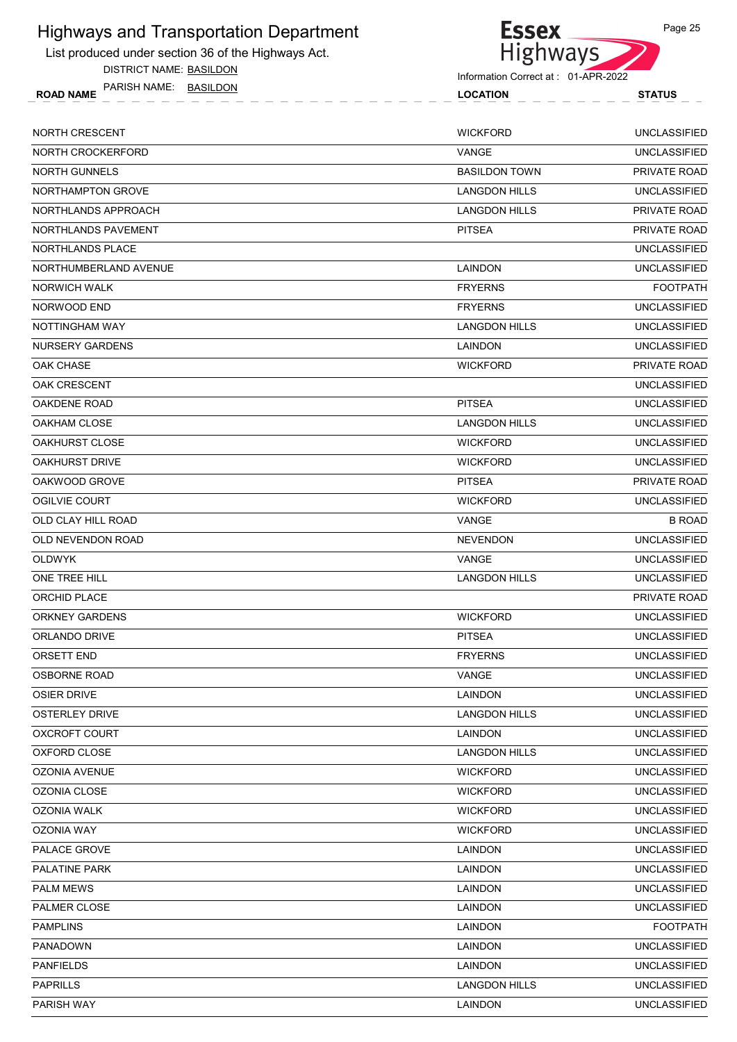# Highways and Transportation Department

List produced under section 36 of the Highways Act.

DISTRICT NAME: BASILDON

PARISH NAME: BASILDON

Information Correct at : 01-APR-2022

| ROAD NAME | LOCATION | STATUS |
| --- | --- | --- |
| NORTH CRESCENT | WICKFORD | UNCLASSIFIED |
| NORTH CROCKERFORD | VANGE | UNCLASSIFIED |
| NORTH GUNNELS | BASILDON TOWN | PRIVATE ROAD |
| NORTHAMPTON GROVE | LANGDON HILLS | UNCLASSIFIED |
| NORTHLANDS APPROACH | LANGDON HILLS | PRIVATE ROAD |
| NORTHLANDS PAVEMENT | PITSEA | PRIVATE ROAD |
| NORTHLANDS PLACE | | UNCLASSIFIED |
| NORTHUMBERLAND AVENUE | LAINDON | UNCLASSIFIED |
| NORWICH WALK | FRYERNS | FOOTPATH |
| NORWOOD END | FRYERNS | UNCLASSIFIED |
| NOTTINGHAM WAY | LANGDON HILLS | UNCLASSIFIED |
| NURSERY GARDENS | LAINDON | UNCLASSIFIED |
| OAK CHASE | WICKFORD | PRIVATE ROAD |
| OAK CRESCENT | | UNCLASSIFIED |
| OAKDENE ROAD | PITSEA | UNCLASSIFIED |
| OAKHAM CLOSE | LANGDON HILLS | UNCLASSIFIED |
| OAKHURST CLOSE | WICKFORD | UNCLASSIFIED |
| OAKHURST DRIVE | WICKFORD | UNCLASSIFIED |
| OAKWOOD GROVE | PITSEA | PRIVATE ROAD |
| OGILVIE COURT | WICKFORD | UNCLASSIFIED |
| OLD CLAY HILL ROAD | VANGE | B ROAD |
| OLD NEVENDON ROAD | NEVENDON | UNCLASSIFIED |
| OLDWYK | VANGE | UNCLASSIFIED |
| ONE TREE HILL | LANGDON HILLS | UNCLASSIFIED |
| ORCHID PLACE | | PRIVATE ROAD |
| ORKNEY GARDENS | WICKFORD | UNCLASSIFIED |
| ORLANDO DRIVE | PITSEA | UNCLASSIFIED |
| ORSETT END | FRYERNS | UNCLASSIFIED |
| OSBORNE ROAD | VANGE | UNCLASSIFIED |
| OSIER DRIVE | LAINDON | UNCLASSIFIED |
| OSTERLEY DRIVE | LANGDON HILLS | UNCLASSIFIED |
| OXCROFT COURT | LAINDON | UNCLASSIFIED |
| OXFORD CLOSE | LANGDON HILLS | UNCLASSIFIED |
| OZONIA AVENUE | WICKFORD | UNCLASSIFIED |
| OZONIA CLOSE | WICKFORD | UNCLASSIFIED |
| OZONIA WALK | WICKFORD | UNCLASSIFIED |
| OZONIA WAY | WICKFORD | UNCLASSIFIED |
| PALACE GROVE | LAINDON | UNCLASSIFIED |
| PALATINE PARK | LAINDON | UNCLASSIFIED |
| PALM MEWS | LAINDON | UNCLASSIFIED |
| PALMER CLOSE | LAINDON | UNCLASSIFIED |
| PAMPLINS | LAINDON | FOOTPATH |
| PANADOWN | LAINDON | UNCLASSIFIED |
| PANFIELDS | LAINDON | UNCLASSIFIED |
| PAPRILLS | LANGDON HILLS | UNCLASSIFIED |
| PARISH WAY | LAINDON | UNCLASSIFIED |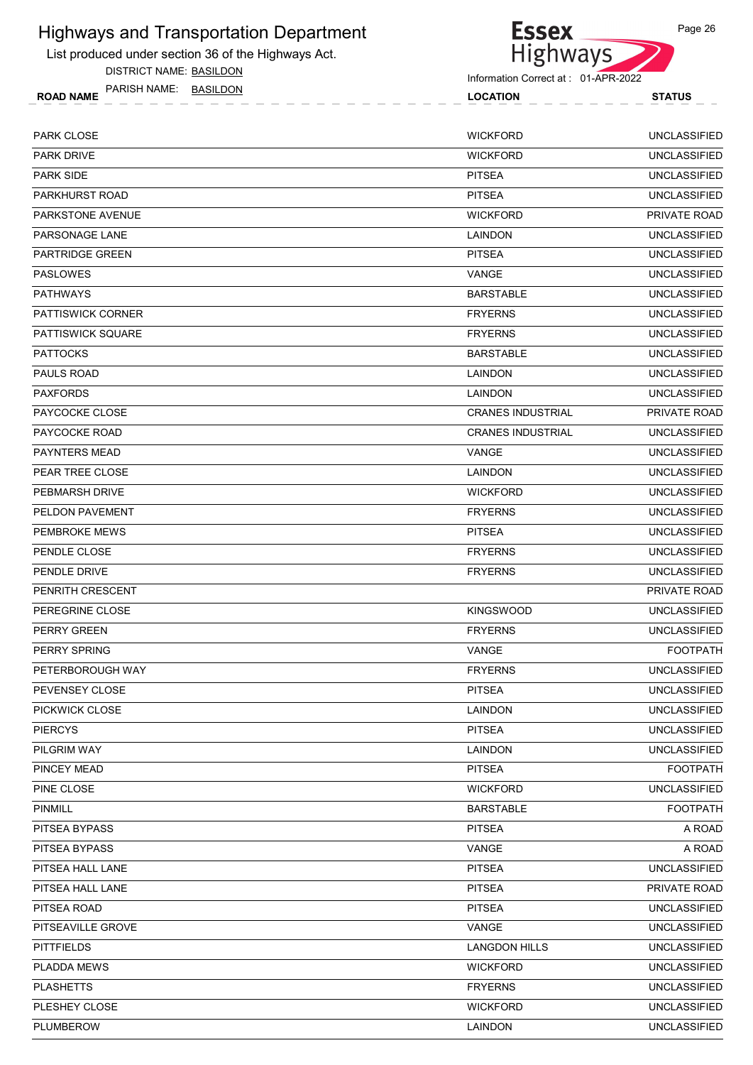# Highways and Transportation Department

List produced under section 36 of the Highways Act.

DISTRICT NAME: BASILDON

PARISH NAME: BASILDON

Information Correct at : 01-APR-2022

| ROAD NAME | LOCATION | STATUS |
|---|---|---|
| PARK CLOSE | WICKFORD | UNCLASSIFIED |
| PARK DRIVE | WICKFORD | UNCLASSIFIED |
| PARK SIDE | PITSEA | UNCLASSIFIED |
| PARKHURST ROAD | PITSEA | UNCLASSIFIED |
| PARKSTONE AVENUE | WICKFORD | PRIVATE ROAD |
| PARSONAGE LANE | LAINDON | UNCLASSIFIED |
| PARTRIDGE GREEN | PITSEA | UNCLASSIFIED |
| PASLOWES | VANGE | UNCLASSIFIED |
| PATHWAYS | BARSTABLE | UNCLASSIFIED |
| PATTISWICK CORNER | FRYERNS | UNCLASSIFIED |
| PATTISWICK SQUARE | FRYERNS | UNCLASSIFIED |
| PATTOCKS | BARSTABLE | UNCLASSIFIED |
| PAULS ROAD | LAINDON | UNCLASSIFIED |
| PAXFORDS | LAINDON | UNCLASSIFIED |
| PAYCOCKE CLOSE | CRANES INDUSTRIAL | PRIVATE ROAD |
| PAYCOCKE ROAD | CRANES INDUSTRIAL | UNCLASSIFIED |
| PAYNTERS MEAD | VANGE | UNCLASSIFIED |
| PEAR TREE CLOSE | LAINDON | UNCLASSIFIED |
| PEBMARSH DRIVE | WICKFORD | UNCLASSIFIED |
| PELDON PAVEMENT | FRYERNS | UNCLASSIFIED |
| PEMBROKE MEWS | PITSEA | UNCLASSIFIED |
| PENDLE CLOSE | FRYERNS | UNCLASSIFIED |
| PENDLE DRIVE | FRYERNS | UNCLASSIFIED |
| PENRITH CRESCENT | | PRIVATE ROAD |
| PEREGRINE CLOSE | KINGSWOOD | UNCLASSIFIED |
| PERRY GREEN | FRYERNS | UNCLASSIFIED |
| PERRY SPRING | VANGE | FOOTPATH |
| PETERBOROUGH WAY | FRYERNS | UNCLASSIFIED |
| PEVENSEY CLOSE | PITSEA | UNCLASSIFIED |
| PICKWICK CLOSE | LAINDON | UNCLASSIFIED |
| PIERCYS | PITSEA | UNCLASSIFIED |
| PILGRIM WAY | LAINDON | UNCLASSIFIED |
| PINCEY MEAD | PITSEA | FOOTPATH |
| PINE CLOSE | WICKFORD | UNCLASSIFIED |
| PINMILL | BARSTABLE | FOOTPATH |
| PITSEA BYPASS | PITSEA | A ROAD |
| PITSEA BYPASS | VANGE | A ROAD |
| PITSEA HALL LANE | PITSEA | UNCLASSIFIED |
| PITSEA HALL LANE | PITSEA | PRIVATE ROAD |
| PITSEA ROAD | PITSEA | UNCLASSIFIED |
| PITSEAVILLE GROVE | VANGE | UNCLASSIFIED |
| PITTFIELDS | LANGDON HILLS | UNCLASSIFIED |
| PLADDA MEWS | WICKFORD | UNCLASSIFIED |
| PLASHETTS | FRYERNS | UNCLASSIFIED |
| PLESHEY CLOSE | WICKFORD | UNCLASSIFIED |
| PLUMBEROW | LAINDON | UNCLASSIFIED |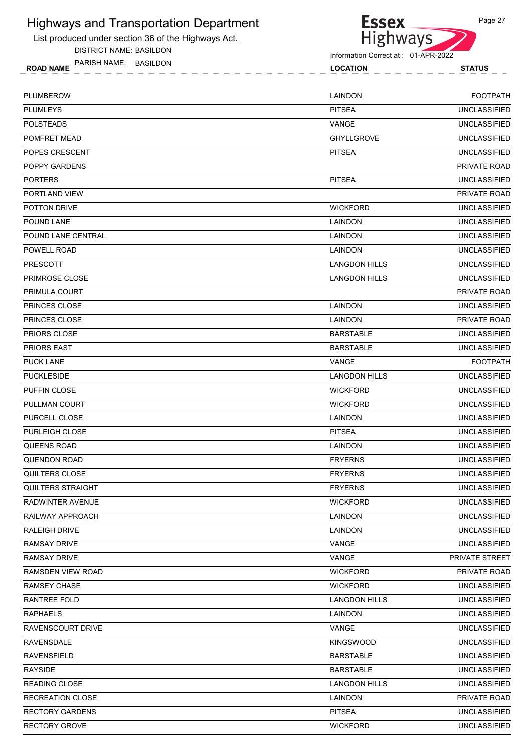# Highways and Transportation Department

List produced under section 36 of the Highways Act.

DISTRICT NAME: BASILDON

PARISH NAME: BASILDON

Information Correct at : 01-APR-2022

| ROAD NAME | LOCATION | STATUS |
|---|---|---|
| PLUMBEROW | LAINDON | FOOTPATH |
| PLUMLEYS | PITSEA | UNCLASSIFIED |
| POLSTEADS | VANGE | UNCLASSIFIED |
| POMFRET MEAD | GHYLLGROVE | UNCLASSIFIED |
| POPES CRESCENT | PITSEA | UNCLASSIFIED |
| POPPY GARDENS | | PRIVATE ROAD |
| PORTERS | PITSEA | UNCLASSIFIED |
| PORTLAND VIEW | | PRIVATE ROAD |
| POTTON DRIVE | WICKFORD | UNCLASSIFIED |
| POUND LANE | LAINDON | UNCLASSIFIED |
| POUND LANE CENTRAL | LAINDON | UNCLASSIFIED |
| POWELL ROAD | LAINDON | UNCLASSIFIED |
| PRESCOTT | LANGDON HILLS | UNCLASSIFIED |
| PRIMROSE CLOSE | LANGDON HILLS | UNCLASSIFIED |
| PRIMULA COURT | | PRIVATE ROAD |
| PRINCES CLOSE | LAINDON | UNCLASSIFIED |
| PRINCES CLOSE | LAINDON | PRIVATE ROAD |
| PRIORS CLOSE | BARSTABLE | UNCLASSIFIED |
| PRIORS EAST | BARSTABLE | UNCLASSIFIED |
| PUCK LANE | VANGE | FOOTPATH |
| PUCKLESIDE | LANGDON HILLS | UNCLASSIFIED |
| PUFFIN CLOSE | WICKFORD | UNCLASSIFIED |
| PULLMAN COURT | WICKFORD | UNCLASSIFIED |
| PURCELL CLOSE | LAINDON | UNCLASSIFIED |
| PURLEIGH CLOSE | PITSEA | UNCLASSIFIED |
| QUEENS ROAD | LAINDON | UNCLASSIFIED |
| QUENDON ROAD | FRYERNS | UNCLASSIFIED |
| QUILTERS CLOSE | FRYERNS | UNCLASSIFIED |
| QUILTERS STRAIGHT | FRYERNS | UNCLASSIFIED |
| RADWINTER AVENUE | WICKFORD | UNCLASSIFIED |
| RAILWAY APPROACH | LAINDON | UNCLASSIFIED |
| RALEIGH DRIVE | LAINDON | UNCLASSIFIED |
| RAMSAY DRIVE | VANGE | UNCLASSIFIED |
| RAMSAY DRIVE | VANGE | PRIVATE STREET |
| RAMSDEN VIEW ROAD | WICKFORD | PRIVATE ROAD |
| RAMSEY CHASE | WICKFORD | UNCLASSIFIED |
| RANTREE FOLD | LANGDON HILLS | UNCLASSIFIED |
| RAPHAELS | LAINDON | UNCLASSIFIED |
| RAVENSCOURT DRIVE | VANGE | UNCLASSIFIED |
| RAVENSDALE | KINGSWOOD | UNCLASSIFIED |
| RAVENSFIELD | BARSTABLE | UNCLASSIFIED |
| RAYSIDE | BARSTABLE | UNCLASSIFIED |
| READING CLOSE | LANGDON HILLS | UNCLASSIFIED |
| RECREATION CLOSE | LAINDON | PRIVATE ROAD |
| RECTORY GARDENS | PITSEA | UNCLASSIFIED |
| RECTORY GROVE | WICKFORD | UNCLASSIFIED |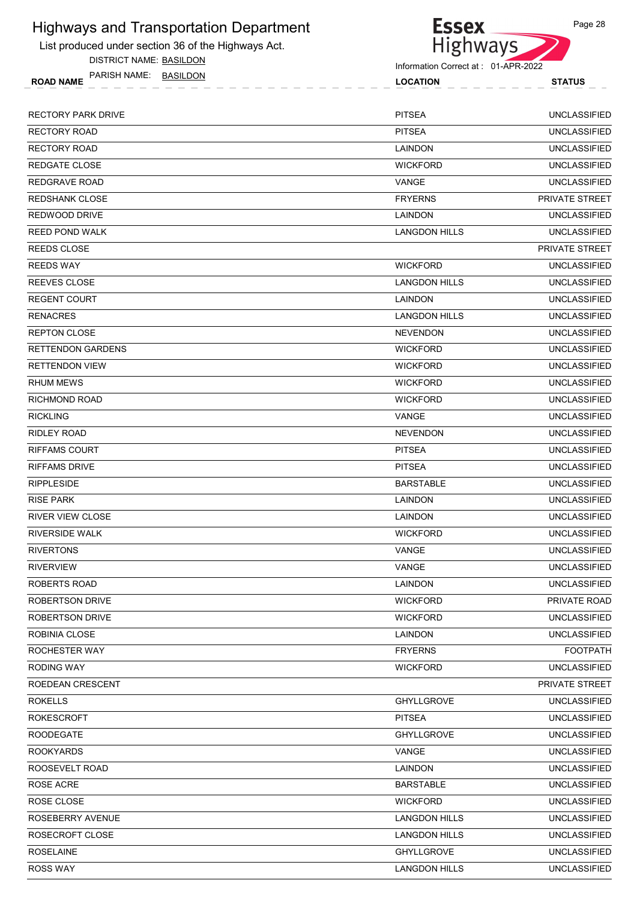# Highways and Transportation Department

List produced under section 36 of the Highways Act.

DISTRICT NAME: BASILDON

PARISH NAME: BASILDON

Information Correct at : 01-APR-2022

| ROAD NAME | LOCATION | STATUS |
|---|---|---|
| RECTORY PARK DRIVE | PITSEA | UNCLASSIFIED |
| RECTORY ROAD | PITSEA | UNCLASSIFIED |
| RECTORY ROAD | LAINDON | UNCLASSIFIED |
| REDGATE CLOSE | WICKFORD | UNCLASSIFIED |
| REDGRAVE ROAD | VANGE | UNCLASSIFIED |
| REDSHANK CLOSE | FRYERNS | PRIVATE STREET |
| REDWOOD DRIVE | LAINDON | UNCLASSIFIED |
| REED POND WALK | LANGDON HILLS | UNCLASSIFIED |
| REEDS CLOSE | | PRIVATE STREET |
| REEDS WAY | WICKFORD | UNCLASSIFIED |
| REEVES CLOSE | LANGDON HILLS | UNCLASSIFIED |
| REGENT COURT | LAINDON | UNCLASSIFIED |
| RENACRES | LANGDON HILLS | UNCLASSIFIED |
| REPTON CLOSE | NEVENDON | UNCLASSIFIED |
| RETTENDON GARDENS | WICKFORD | UNCLASSIFIED |
| RETTENDON VIEW | WICKFORD | UNCLASSIFIED |
| RHUM MEWS | WICKFORD | UNCLASSIFIED |
| RICHMOND ROAD | WICKFORD | UNCLASSIFIED |
| RICKLING | VANGE | UNCLASSIFIED |
| RIDLEY ROAD | NEVENDON | UNCLASSIFIED |
| RIFFAMS COURT | PITSEA | UNCLASSIFIED |
| RIFFAMS DRIVE | PITSEA | UNCLASSIFIED |
| RIPPLESIDE | BARSTABLE | UNCLASSIFIED |
| RISE PARK | LAINDON | UNCLASSIFIED |
| RIVER VIEW CLOSE | LAINDON | UNCLASSIFIED |
| RIVERSIDE WALK | WICKFORD | UNCLASSIFIED |
| RIVERTONS | VANGE | UNCLASSIFIED |
| RIVERVIEW | VANGE | UNCLASSIFIED |
| ROBERTS ROAD | LAINDON | UNCLASSIFIED |
| ROBERTSON DRIVE | WICKFORD | PRIVATE ROAD |
| ROBERTSON DRIVE | WICKFORD | UNCLASSIFIED |
| ROBINIA CLOSE | LAINDON | UNCLASSIFIED |
| ROCHESTER WAY | FRYERNS | FOOTPATH |
| RODING WAY | WICKFORD | UNCLASSIFIED |
| ROEDEAN CRESCENT | | PRIVATE STREET |
| ROKELLS | GHYLLGROVE | UNCLASSIFIED |
| ROKESCROFT | PITSEA | UNCLASSIFIED |
| ROODEGATE | GHYLLGROVE | UNCLASSIFIED |
| ROOKYARDS | VANGE | UNCLASSIFIED |
| ROOSEVELT ROAD | LAINDON | UNCLASSIFIED |
| ROSE ACRE | BARSTABLE | UNCLASSIFIED |
| ROSE CLOSE | WICKFORD | UNCLASSIFIED |
| ROSEBERRY AVENUE | LANGDON HILLS | UNCLASSIFIED |
| ROSECROFT CLOSE | LANGDON HILLS | UNCLASSIFIED |
| ROSELAINE | GHYLLGROVE | UNCLASSIFIED |
| ROSS WAY | LANGDON HILLS | UNCLASSIFIED |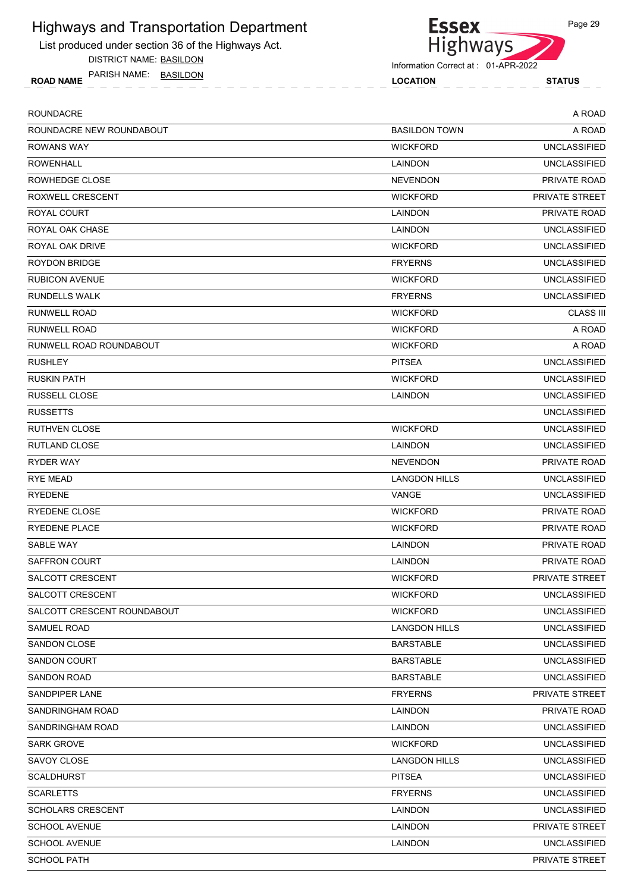# Highways and Transportation Department

List produced under section 36 of the Highways Act.

DISTRICT NAME: BASILDON

PARISH NAME: BASILDON

Information Correct at : 01-APR-2022

| ROAD NAME | LOCATION | STATUS |
|---|---|---|
| ROUNDACRE | | A ROAD |
| ROUNDACRE NEW ROUNDABOUT | BASILDON TOWN | A ROAD |
| ROWANS WAY | WICKFORD | UNCLASSIFIED |
| ROWENHALL | LAINDON | UNCLASSIFIED |
| ROWHEDGE CLOSE | NEVENDON | PRIVATE ROAD |
| ROXWELL CRESCENT | WICKFORD | PRIVATE STREET |
| ROYAL COURT | LAINDON | PRIVATE ROAD |
| ROYAL OAK CHASE | LAINDON | UNCLASSIFIED |
| ROYAL OAK DRIVE | WICKFORD | UNCLASSIFIED |
| ROYDON BRIDGE | FRYERNS | UNCLASSIFIED |
| RUBICON AVENUE | WICKFORD | UNCLASSIFIED |
| RUNDELLS WALK | FRYERNS | UNCLASSIFIED |
| RUNWELL ROAD | WICKFORD | CLASS III |
| RUNWELL ROAD | WICKFORD | A ROAD |
| RUNWELL ROAD ROUNDABOUT | WICKFORD | A ROAD |
| RUSHLEY | PITSEA | UNCLASSIFIED |
| RUSKIN PATH | WICKFORD | UNCLASSIFIED |
| RUSSELL CLOSE | LAINDON | UNCLASSIFIED |
| RUSSETTS | | UNCLASSIFIED |
| RUTHVEN CLOSE | WICKFORD | UNCLASSIFIED |
| RUTLAND CLOSE | LAINDON | UNCLASSIFIED |
| RYDER WAY | NEVENDON | PRIVATE ROAD |
| RYE MEAD | LANGDON HILLS | UNCLASSIFIED |
| RYEDENE | VANGE | UNCLASSIFIED |
| RYEDENE CLOSE | WICKFORD | PRIVATE ROAD |
| RYEDENE PLACE | WICKFORD | PRIVATE ROAD |
| SABLE WAY | LAINDON | PRIVATE ROAD |
| SAFFRON COURT | LAINDON | PRIVATE ROAD |
| SALCOTT CRESCENT | WICKFORD | PRIVATE STREET |
| SALCOTT CRESCENT | WICKFORD | UNCLASSIFIED |
| SALCOTT CRESCENT ROUNDABOUT | WICKFORD | UNCLASSIFIED |
| SAMUEL ROAD | LANGDON HILLS | UNCLASSIFIED |
| SANDON CLOSE | BARSTABLE | UNCLASSIFIED |
| SANDON COURT | BARSTABLE | UNCLASSIFIED |
| SANDON ROAD | BARSTABLE | UNCLASSIFIED |
| SANDPIPER LANE | FRYERNS | PRIVATE STREET |
| SANDRINGHAM ROAD | LAINDON | PRIVATE ROAD |
| SANDRINGHAM ROAD | LAINDON | UNCLASSIFIED |
| SARK GROVE | WICKFORD | UNCLASSIFIED |
| SAVOY CLOSE | LANGDON HILLS | UNCLASSIFIED |
| SCALDHURST | PITSEA | UNCLASSIFIED |
| SCARLETTS | FRYERNS | UNCLASSIFIED |
| SCHOLARS CRESCENT | LAINDON | UNCLASSIFIED |
| SCHOOL AVENUE | LAINDON | PRIVATE STREET |
| SCHOOL AVENUE | LAINDON | UNCLASSIFIED |
| SCHOOL PATH | | PRIVATE STREET |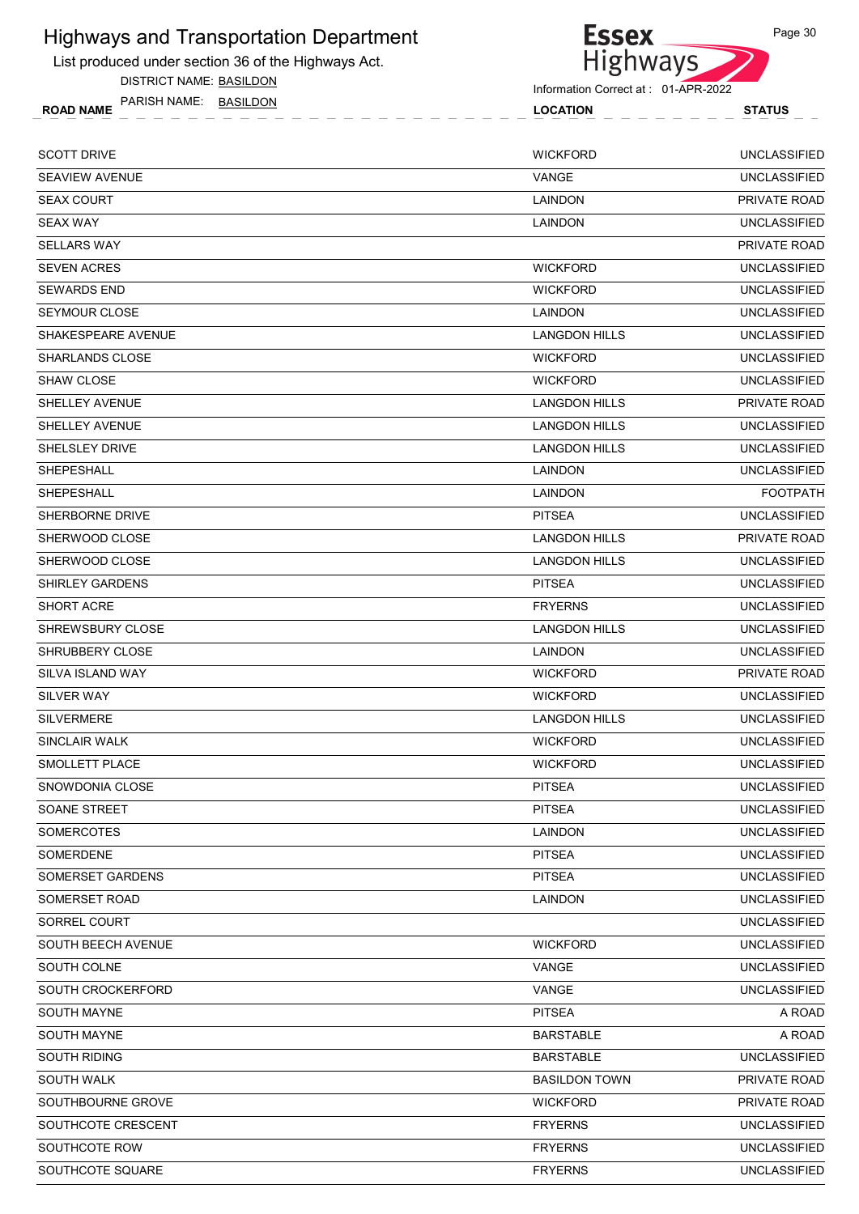# Highways and Transportation Department

List produced under section 36 of the Highways Act.

DISTRICT NAME: BASILDON

PARISH NAME: BASILDON

Information Correct at : 01-APR-2022

| ROAD NAME | LOCATION | STATUS |
|---|---|---|
| SCOTT DRIVE | WICKFORD | UNCLASSIFIED |
| SEAVIEW AVENUE | VANGE | UNCLASSIFIED |
| SEAX COURT | LAINDON | PRIVATE ROAD |
| SEAX WAY | LAINDON | UNCLASSIFIED |
| SELLARS WAY | | PRIVATE ROAD |
| SEVEN ACRES | WICKFORD | UNCLASSIFIED |
| SEWARDS END | WICKFORD | UNCLASSIFIED |
| SEYMOUR CLOSE | LAINDON | UNCLASSIFIED |
| SHAKESPEARE AVENUE | LANGDON HILLS | UNCLASSIFIED |
| SHARLANDS CLOSE | WICKFORD | UNCLASSIFIED |
| SHAW CLOSE | WICKFORD | UNCLASSIFIED |
| SHELLEY AVENUE | LANGDON HILLS | PRIVATE ROAD |
| SHELLEY AVENUE | LANGDON HILLS | UNCLASSIFIED |
| SHELSLEY DRIVE | LANGDON HILLS | UNCLASSIFIED |
| SHEPESHALL | LAINDON | UNCLASSIFIED |
| SHEPESHALL | LAINDON | FOOTPATH |
| SHERBORNE DRIVE | PITSEA | UNCLASSIFIED |
| SHERWOOD CLOSE | LANGDON HILLS | PRIVATE ROAD |
| SHERWOOD CLOSE | LANGDON HILLS | UNCLASSIFIED |
| SHIRLEY GARDENS | PITSEA | UNCLASSIFIED |
| SHORT ACRE | FRYERNS | UNCLASSIFIED |
| SHREWSBURY CLOSE | LANGDON HILLS | UNCLASSIFIED |
| SHRUBBERY CLOSE | LAINDON | UNCLASSIFIED |
| SILVA ISLAND WAY | WICKFORD | PRIVATE ROAD |
| SILVER WAY | WICKFORD | UNCLASSIFIED |
| SILVERMERE | LANGDON HILLS | UNCLASSIFIED |
| SINCLAIR WALK | WICKFORD | UNCLASSIFIED |
| SMOLLETT PLACE | WICKFORD | UNCLASSIFIED |
| SNOWDONIA CLOSE | PITSEA | UNCLASSIFIED |
| SOANE STREET | PITSEA | UNCLASSIFIED |
| SOMERCOTES | LAINDON | UNCLASSIFIED |
| SOMERDENE | PITSEA | UNCLASSIFIED |
| SOMERSET GARDENS | PITSEA | UNCLASSIFIED |
| SOMERSET ROAD | LAINDON | UNCLASSIFIED |
| SORREL COURT | | UNCLASSIFIED |
| SOUTH BEECH AVENUE | WICKFORD | UNCLASSIFIED |
| SOUTH COLNE | VANGE | UNCLASSIFIED |
| SOUTH CROCKERFORD | VANGE | UNCLASSIFIED |
| SOUTH MAYNE | PITSEA | A ROAD |
| SOUTH MAYNE | BARSTABLE | A ROAD |
| SOUTH RIDING | BARSTABLE | UNCLASSIFIED |
| SOUTH WALK | BASILDON TOWN | PRIVATE ROAD |
| SOUTHBOURNE GROVE | WICKFORD | PRIVATE ROAD |
| SOUTHCOTE CRESCENT | FRYERNS | UNCLASSIFIED |
| SOUTHCOTE ROW | FRYERNS | UNCLASSIFIED |
| SOUTHCOTE SQUARE | FRYERNS | UNCLASSIFIED |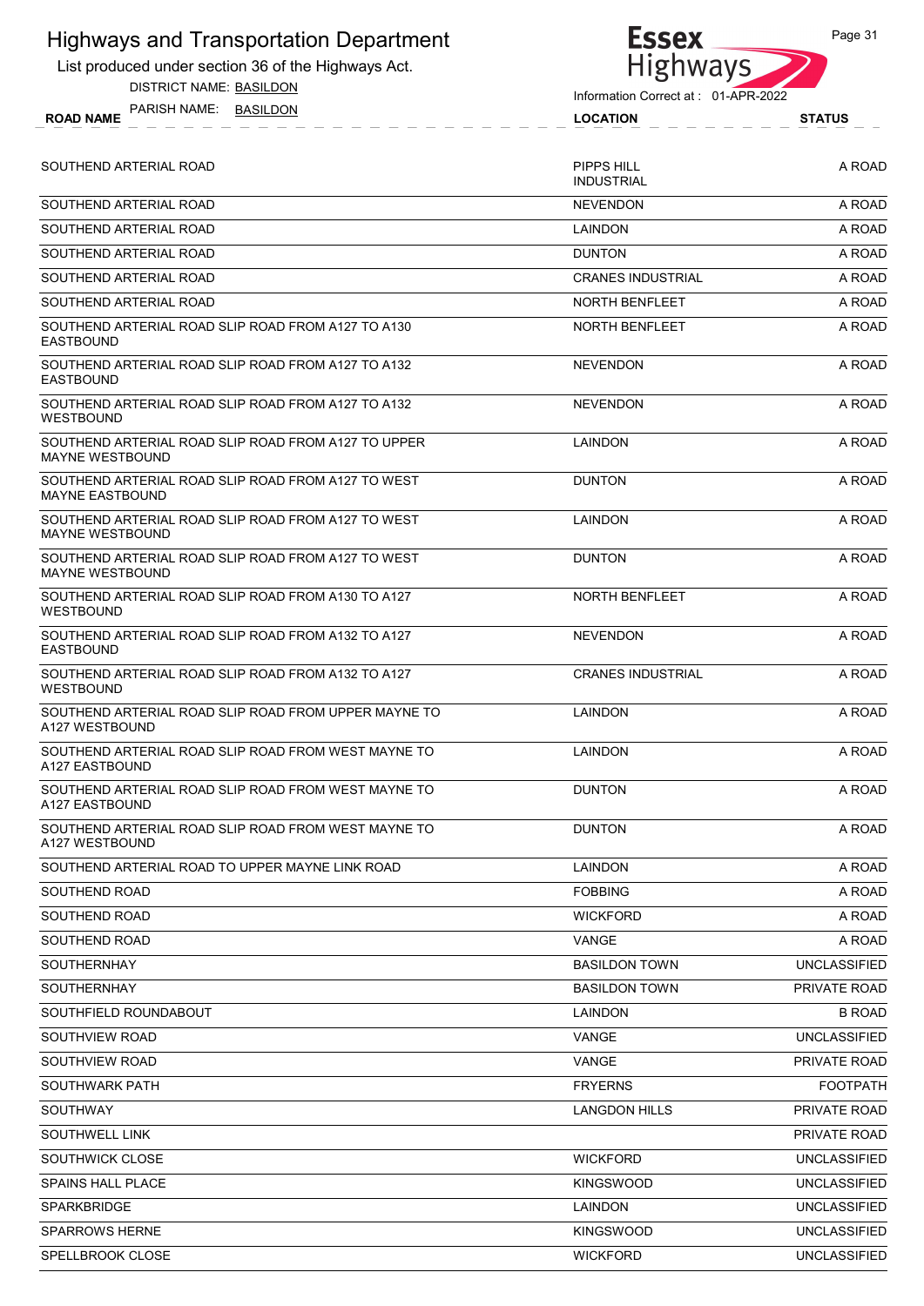# Highways and Transportation Department

List produced under section 36 of the Highways Act.

DISTRICT NAME: BASILDON

PARISH NAME: BASILDON

Information Correct at : 01-APR-2022

| ROAD NAME | LOCATION | STATUS |
|---|---|---|
| SOUTHEND ARTERIAL ROAD | PIPPS HILL INDUSTRIAL | A ROAD |
| SOUTHEND ARTERIAL ROAD | NEVENDON | A ROAD |
| SOUTHEND ARTERIAL ROAD | LAINDON | A ROAD |
| SOUTHEND ARTERIAL ROAD | DUNTON | A ROAD |
| SOUTHEND ARTERIAL ROAD | CRANES INDUSTRIAL | A ROAD |
| SOUTHEND ARTERIAL ROAD | NORTH BENFLEET | A ROAD |
| SOUTHEND ARTERIAL ROAD SLIP ROAD FROM A127 TO A130 EASTBOUND | NORTH BENFLEET | A ROAD |
| SOUTHEND ARTERIAL ROAD SLIP ROAD FROM A127 TO A132 EASTBOUND | NEVENDON | A ROAD |
| SOUTHEND ARTERIAL ROAD SLIP ROAD FROM A127 TO A132 WESTBOUND | NEVENDON | A ROAD |
| SOUTHEND ARTERIAL ROAD SLIP ROAD FROM A127 TO UPPER MAYNE WESTBOUND | LAINDON | A ROAD |
| SOUTHEND ARTERIAL ROAD SLIP ROAD FROM A127 TO WEST MAYNE EASTBOUND | DUNTON | A ROAD |
| SOUTHEND ARTERIAL ROAD SLIP ROAD FROM A127 TO WEST MAYNE WESTBOUND | LAINDON | A ROAD |
| SOUTHEND ARTERIAL ROAD SLIP ROAD FROM A127 TO WEST MAYNE WESTBOUND | DUNTON | A ROAD |
| SOUTHEND ARTERIAL ROAD SLIP ROAD FROM A130 TO A127 WESTBOUND | NORTH BENFLEET | A ROAD |
| SOUTHEND ARTERIAL ROAD SLIP ROAD FROM A132 TO A127 EASTBOUND | NEVENDON | A ROAD |
| SOUTHEND ARTERIAL ROAD SLIP ROAD FROM A132 TO A127 WESTBOUND | CRANES INDUSTRIAL | A ROAD |
| SOUTHEND ARTERIAL ROAD SLIP ROAD FROM UPPER MAYNE TO A127 WESTBOUND | LAINDON | A ROAD |
| SOUTHEND ARTERIAL ROAD SLIP ROAD FROM WEST MAYNE TO A127 EASTBOUND | LAINDON | A ROAD |
| SOUTHEND ARTERIAL ROAD SLIP ROAD FROM WEST MAYNE TO A127 EASTBOUND | DUNTON | A ROAD |
| SOUTHEND ARTERIAL ROAD SLIP ROAD FROM WEST MAYNE TO A127 WESTBOUND | DUNTON | A ROAD |
| SOUTHEND ARTERIAL ROAD TO UPPER MAYNE LINK ROAD | LAINDON | A ROAD |
| SOUTHEND ROAD | FOBBING | A ROAD |
| SOUTHEND ROAD | WICKFORD | A ROAD |
| SOUTHEND ROAD | VANGE | A ROAD |
| SOUTHERNHAY | BASILDON TOWN | UNCLASSIFIED |
| SOUTHERNHAY | BASILDON TOWN | PRIVATE ROAD |
| SOUTHFIELD ROUNDABOUT | LAINDON | B ROAD |
| SOUTHVIEW ROAD | VANGE | UNCLASSIFIED |
| SOUTHVIEW ROAD | VANGE | PRIVATE ROAD |
| SOUTHWARK PATH | FRYERNS | FOOTPATH |
| SOUTHWAY | LANGDON HILLS | PRIVATE ROAD |
| SOUTHWELL LINK | | PRIVATE ROAD |
| SOUTHWICK CLOSE | WICKFORD | UNCLASSIFIED |
| SPAINS HALL PLACE | KINGSWOOD | UNCLASSIFIED |
| SPARKBRIDGE | LAINDON | UNCLASSIFIED |
| SPARROWS HERNE | KINGSWOOD | UNCLASSIFIED |
| SPELLBROOK CLOSE | WICKFORD | UNCLASSIFIED |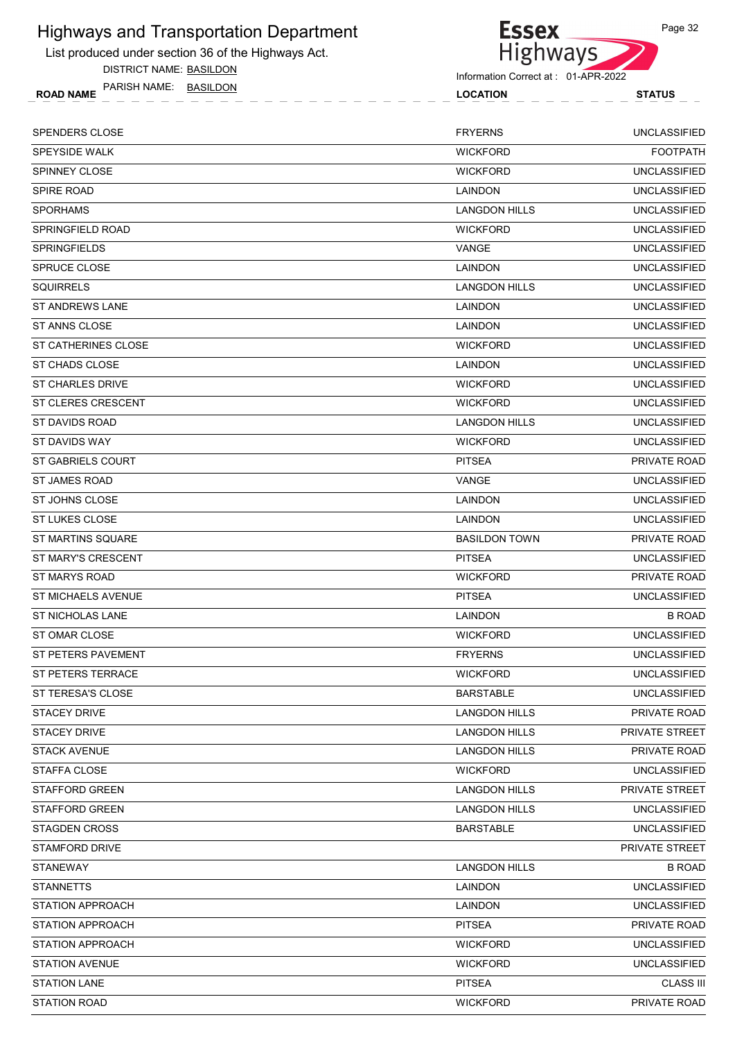# Highways and Transportation Department

List produced under section 36 of the Highways Act.

DISTRICT NAME: BASILDON

PARISH NAME: BASILDON

Information Correct at : 01-APR-2022

| ROAD NAME | LOCATION | STATUS |
|---|---|---|
| SPENDERS CLOSE | FRYERNS | UNCLASSIFIED |
| SPEYSIDE WALK | WICKFORD | FOOTPATH |
| SPINNEY CLOSE | WICKFORD | UNCLASSIFIED |
| SPIRE ROAD | LAINDON | UNCLASSIFIED |
| SPORHAMS | LANGDON HILLS | UNCLASSIFIED |
| SPRINGFIELD ROAD | WICKFORD | UNCLASSIFIED |
| SPRINGFIELDS | VANGE | UNCLASSIFIED |
| SPRUCE CLOSE | LAINDON | UNCLASSIFIED |
| SQUIRRELS | LANGDON HILLS | UNCLASSIFIED |
| ST ANDREWS LANE | LAINDON | UNCLASSIFIED |
| ST ANNS CLOSE | LAINDON | UNCLASSIFIED |
| ST CATHERINES CLOSE | WICKFORD | UNCLASSIFIED |
| ST CHADS CLOSE | LAINDON | UNCLASSIFIED |
| ST CHARLES DRIVE | WICKFORD | UNCLASSIFIED |
| ST CLERES CRESCENT | WICKFORD | UNCLASSIFIED |
| ST DAVIDS ROAD | LANGDON HILLS | UNCLASSIFIED |
| ST DAVIDS WAY | WICKFORD | UNCLASSIFIED |
| ST GABRIELS COURT | PITSEA | PRIVATE ROAD |
| ST JAMES ROAD | VANGE | UNCLASSIFIED |
| ST JOHNS CLOSE | LAINDON | UNCLASSIFIED |
| ST LUKES CLOSE | LAINDON | UNCLASSIFIED |
| ST MARTINS SQUARE | BASILDON TOWN | PRIVATE ROAD |
| ST MARY'S CRESCENT | PITSEA | UNCLASSIFIED |
| ST MARYS ROAD | WICKFORD | PRIVATE ROAD |
| ST MICHAELS AVENUE | PITSEA | UNCLASSIFIED |
| ST NICHOLAS LANE | LAINDON | B ROAD |
| ST OMAR CLOSE | WICKFORD | UNCLASSIFIED |
| ST PETERS PAVEMENT | FRYERNS | UNCLASSIFIED |
| ST PETERS TERRACE | WICKFORD | UNCLASSIFIED |
| ST TERESA'S CLOSE | BARSTABLE | UNCLASSIFIED |
| STACEY DRIVE | LANGDON HILLS | PRIVATE ROAD |
| STACEY DRIVE | LANGDON HILLS | PRIVATE STREET |
| STACK AVENUE | LANGDON HILLS | PRIVATE ROAD |
| STAFFA CLOSE | WICKFORD | UNCLASSIFIED |
| STAFFORD GREEN | LANGDON HILLS | PRIVATE STREET |
| STAFFORD GREEN | LANGDON HILLS | UNCLASSIFIED |
| STAGDEN CROSS | BARSTABLE | UNCLASSIFIED |
| STAMFORD DRIVE | | PRIVATE STREET |
| STANEWAY | LANGDON HILLS | B ROAD |
| STANNETTS | LAINDON | UNCLASSIFIED |
| STATION APPROACH | LAINDON | UNCLASSIFIED |
| STATION APPROACH | PITSEA | PRIVATE ROAD |
| STATION APPROACH | WICKFORD | UNCLASSIFIED |
| STATION AVENUE | WICKFORD | UNCLASSIFIED |
| STATION LANE | PITSEA | CLASS III |
| STATION ROAD | WICKFORD | PRIVATE ROAD |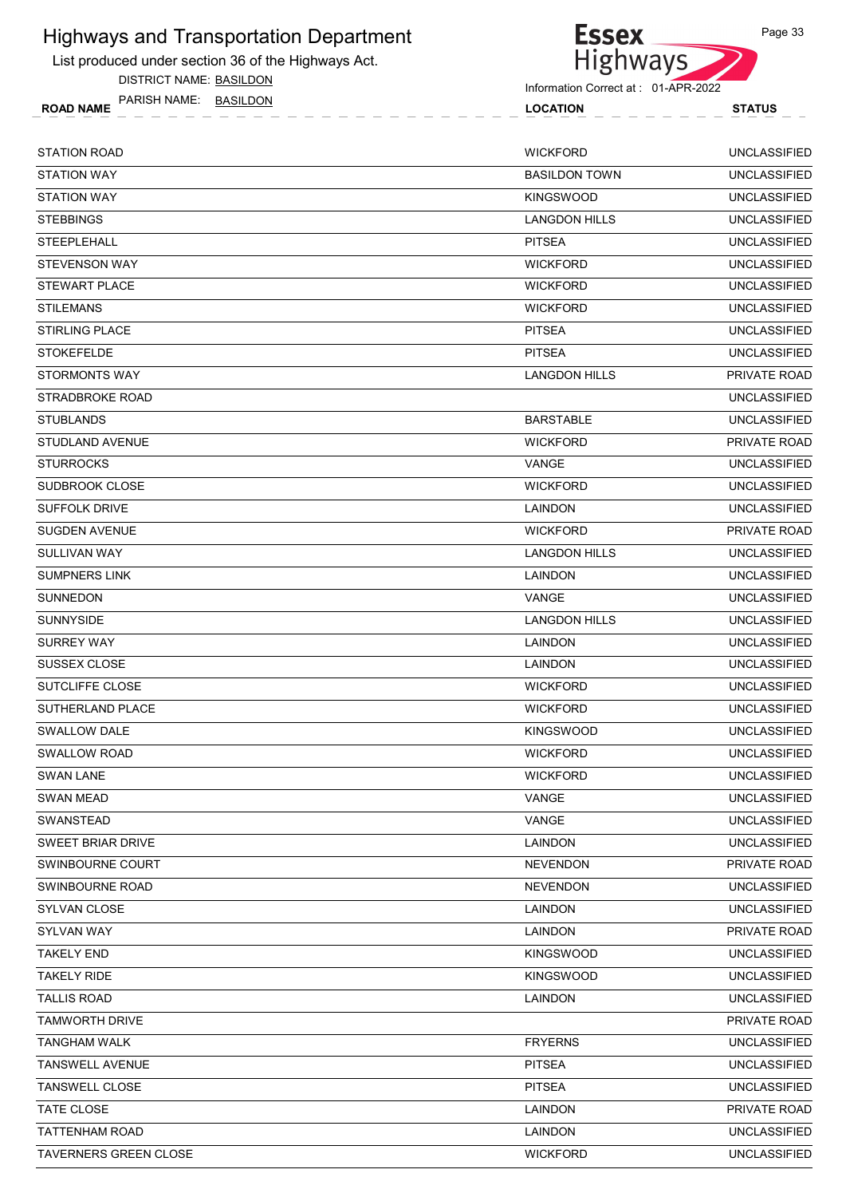# Highways and Transportation Department

List produced under section 36 of the Highways Act.

DISTRICT NAME: BASILDON

PARISH NAME: BASILDON

Information Correct at : 01-APR-2022

| ROAD NAME | LOCATION | STATUS |
|---|---|---|
| STATION ROAD | WICKFORD | UNCLASSIFIED |
| STATION WAY | BASILDON TOWN | UNCLASSIFIED |
| STATION WAY | KINGSWOOD | UNCLASSIFIED |
| STEBBINGS | LANGDON HILLS | UNCLASSIFIED |
| STEEPLEHALL | PITSEA | UNCLASSIFIED |
| STEVENSON WAY | WICKFORD | UNCLASSIFIED |
| STEWART PLACE | WICKFORD | UNCLASSIFIED |
| STILEMANS | WICKFORD | UNCLASSIFIED |
| STIRLING PLACE | PITSEA | UNCLASSIFIED |
| STOKEFELDE | PITSEA | UNCLASSIFIED |
| STORMONTS WAY | LANGDON HILLS | PRIVATE ROAD |
| STRADBROKE ROAD | | UNCLASSIFIED |
| STUBLANDS | BARSTABLE | UNCLASSIFIED |
| STUDLAND AVENUE | WICKFORD | PRIVATE ROAD |
| STURROCKS | VANGE | UNCLASSIFIED |
| SUDBROOK CLOSE | WICKFORD | UNCLASSIFIED |
| SUFFOLK DRIVE | LAINDON | UNCLASSIFIED |
| SUGDEN AVENUE | WICKFORD | PRIVATE ROAD |
| SULLIVAN WAY | LANGDON HILLS | UNCLASSIFIED |
| SUMPNERS LINK | LAINDON | UNCLASSIFIED |
| SUNNEDON | VANGE | UNCLASSIFIED |
| SUNNYSIDE | LANGDON HILLS | UNCLASSIFIED |
| SURREY WAY | LAINDON | UNCLASSIFIED |
| SUSSEX CLOSE | LAINDON | UNCLASSIFIED |
| SUTCLIFFE CLOSE | WICKFORD | UNCLASSIFIED |
| SUTHERLAND PLACE | WICKFORD | UNCLASSIFIED |
| SWALLOW DALE | KINGSWOOD | UNCLASSIFIED |
| SWALLOW ROAD | WICKFORD | UNCLASSIFIED |
| SWAN LANE | WICKFORD | UNCLASSIFIED |
| SWAN MEAD | VANGE | UNCLASSIFIED |
| SWANSTEAD | VANGE | UNCLASSIFIED |
| SWEET BRIAR DRIVE | LAINDON | UNCLASSIFIED |
| SWINBOURNE COURT | NEVENDON | PRIVATE ROAD |
| SWINBOURNE ROAD | NEVENDON | UNCLASSIFIED |
| SYLVAN CLOSE | LAINDON | UNCLASSIFIED |
| SYLVAN WAY | LAINDON | PRIVATE ROAD |
| TAKELY END | KINGSWOOD | UNCLASSIFIED |
| TAKELY RIDE | KINGSWOOD | UNCLASSIFIED |
| TALLIS ROAD | LAINDON | UNCLASSIFIED |
| TAMWORTH DRIVE | | PRIVATE ROAD |
| TANGHAM WALK | FRYERNS | UNCLASSIFIED |
| TANSWELL AVENUE | PITSEA | UNCLASSIFIED |
| TANSWELL CLOSE | PITSEA | UNCLASSIFIED |
| TATE CLOSE | LAINDON | PRIVATE ROAD |
| TATTENHAM ROAD | LAINDON | UNCLASSIFIED |
| TAVERNERS GREEN CLOSE | WICKFORD | UNCLASSIFIED |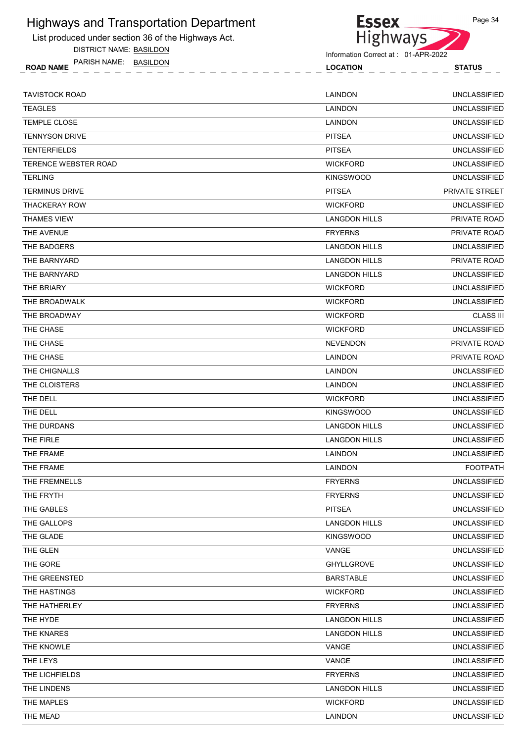# Highways and Transportation Department

List produced under section 36 of the Highways Act.

DISTRICT NAME: BASILDON

PARISH NAME: BASILDON

Information Correct at : 01-APR-2022

| ROAD NAME | LOCATION | STATUS |
|---|---|---|
| TAVISTOCK ROAD | LAINDON | UNCLASSIFIED |
| TEAGLES | LAINDON | UNCLASSIFIED |
| TEMPLE CLOSE | LAINDON | UNCLASSIFIED |
| TENNYSON DRIVE | PITSEA | UNCLASSIFIED |
| TENTERFIELDS | PITSEA | UNCLASSIFIED |
| TERENCE WEBSTER ROAD | WICKFORD | UNCLASSIFIED |
| TERLING | KINGSWOOD | UNCLASSIFIED |
| TERMINUS DRIVE | PITSEA | PRIVATE STREET |
| THACKERAY ROW | WICKFORD | UNCLASSIFIED |
| THAMES VIEW | LANGDON HILLS | PRIVATE ROAD |
| THE AVENUE | FRYERNS | PRIVATE ROAD |
| THE BADGERS | LANGDON HILLS | UNCLASSIFIED |
| THE BARNYARD | LANGDON HILLS | PRIVATE ROAD |
| THE BARNYARD | LANGDON HILLS | UNCLASSIFIED |
| THE BRIARY | WICKFORD | UNCLASSIFIED |
| THE BROADWALK | WICKFORD | UNCLASSIFIED |
| THE BROADWAY | WICKFORD | CLASS III |
| THE CHASE | WICKFORD | UNCLASSIFIED |
| THE CHASE | NEVENDON | PRIVATE ROAD |
| THE CHASE | LAINDON | PRIVATE ROAD |
| THE CHIGNALLS | LAINDON | UNCLASSIFIED |
| THE CLOISTERS | LAINDON | UNCLASSIFIED |
| THE DELL | WICKFORD | UNCLASSIFIED |
| THE DELL | KINGSWOOD | UNCLASSIFIED |
| THE DURDANS | LANGDON HILLS | UNCLASSIFIED |
| THE FIRLE | LANGDON HILLS | UNCLASSIFIED |
| THE FRAME | LAINDON | UNCLASSIFIED |
| THE FRAME | LAINDON | FOOTPATH |
| THE FREMNELLS | FRYERNS | UNCLASSIFIED |
| THE FRYTH | FRYERNS | UNCLASSIFIED |
| THE GABLES | PITSEA | UNCLASSIFIED |
| THE GALLOPS | LANGDON HILLS | UNCLASSIFIED |
| THE GLADE | KINGSWOOD | UNCLASSIFIED |
| THE GLEN | VANGE | UNCLASSIFIED |
| THE GORE | GHYLLGROVE | UNCLASSIFIED |
| THE GREENSTED | BARSTABLE | UNCLASSIFIED |
| THE HASTINGS | WICKFORD | UNCLASSIFIED |
| THE HATHERLEY | FRYERNS | UNCLASSIFIED |
| THE HYDE | LANGDON HILLS | UNCLASSIFIED |
| THE KNARES | LANGDON HILLS | UNCLASSIFIED |
| THE KNOWLE | VANGE | UNCLASSIFIED |
| THE LEYS | VANGE | UNCLASSIFIED |
| THE LICHFIELDS | FRYERNS | UNCLASSIFIED |
| THE LINDENS | LANGDON HILLS | UNCLASSIFIED |
| THE MAPLES | WICKFORD | UNCLASSIFIED |
| THE MEAD | LAINDON | UNCLASSIFIED |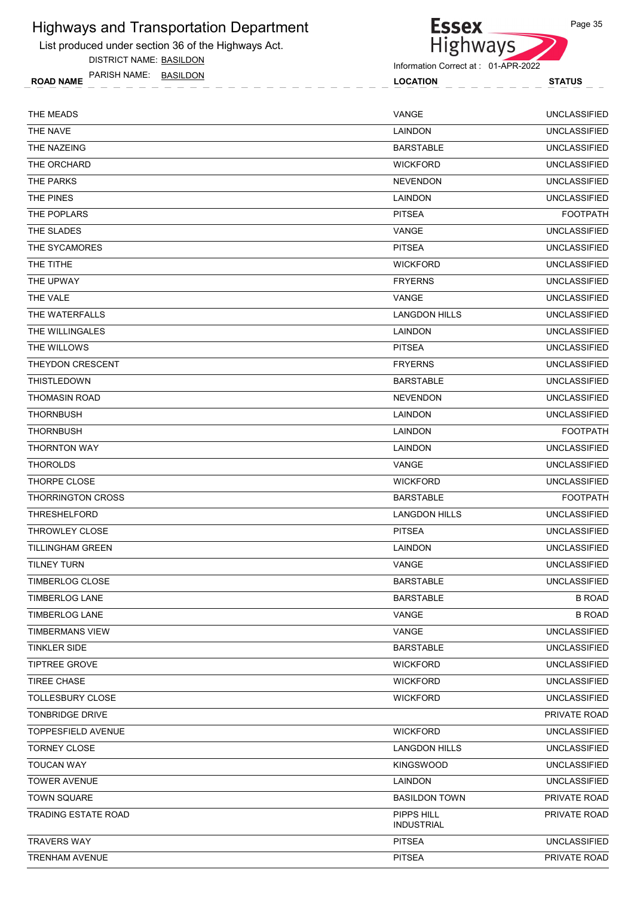# Highways and Transportation Department

List produced under section 36 of the Highways Act.

DISTRICT NAME: BASILDON

PARISH NAME: BASILDON

Information Correct at : 01-APR-2022

| ROAD NAME | LOCATION | STATUS |
| --- | --- | --- |
| THE MEADS | VANGE | UNCLASSIFIED |
| THE NAVE | LAINDON | UNCLASSIFIED |
| THE NAZEING | BARSTABLE | UNCLASSIFIED |
| THE ORCHARD | WICKFORD | UNCLASSIFIED |
| THE PARKS | NEVENDON | UNCLASSIFIED |
| THE PINES | LAINDON | UNCLASSIFIED |
| THE POPLARS | PITSEA | FOOTPATH |
| THE SLADES | VANGE | UNCLASSIFIED |
| THE SYCAMORES | PITSEA | UNCLASSIFIED |
| THE TITHE | WICKFORD | UNCLASSIFIED |
| THE UPWAY | FRYERNS | UNCLASSIFIED |
| THE VALE | VANGE | UNCLASSIFIED |
| THE WATERFALLS | LANGDON HILLS | UNCLASSIFIED |
| THE WILLINGALES | LAINDON | UNCLASSIFIED |
| THE WILLOWS | PITSEA | UNCLASSIFIED |
| THEYDON CRESCENT | FRYERNS | UNCLASSIFIED |
| THISTLEDOWN | BARSTABLE | UNCLASSIFIED |
| THOMASIN ROAD | NEVENDON | UNCLASSIFIED |
| THORNBUSH | LAINDON | UNCLASSIFIED |
| THORNBUSH | LAINDON | FOOTPATH |
| THORNTON WAY | LAINDON | UNCLASSIFIED |
| THOROLDS | VANGE | UNCLASSIFIED |
| THORPE CLOSE | WICKFORD | UNCLASSIFIED |
| THORRINGTON CROSS | BARSTABLE | FOOTPATH |
| THRESHELFORD | LANGDON HILLS | UNCLASSIFIED |
| THROWLEY CLOSE | PITSEA | UNCLASSIFIED |
| TILLINGHAM GREEN | LAINDON | UNCLASSIFIED |
| TILNEY TURN | VANGE | UNCLASSIFIED |
| TIMBERLOG CLOSE | BARSTABLE | UNCLASSIFIED |
| TIMBERLOG LANE | BARSTABLE | B ROAD |
| TIMBERLOG LANE | VANGE | B ROAD |
| TIMBERMANS VIEW | VANGE | UNCLASSIFIED |
| TINKLER SIDE | BARSTABLE | UNCLASSIFIED |
| TIPTREE GROVE | WICKFORD | UNCLASSIFIED |
| TIREE CHASE | WICKFORD | UNCLASSIFIED |
| TOLLESBURY CLOSE | WICKFORD | UNCLASSIFIED |
| TONBRIDGE DRIVE | | PRIVATE ROAD |
| TOPPESFIELD AVENUE | WICKFORD | UNCLASSIFIED |
| TORNEY CLOSE | LANGDON HILLS | UNCLASSIFIED |
| TOUCAN WAY | KINGSWOOD | UNCLASSIFIED |
| TOWER AVENUE | LAINDON | UNCLASSIFIED |
| TOWN SQUARE | BASILDON TOWN | PRIVATE ROAD |
| TRADING ESTATE ROAD | PIPPS HILL INDUSTRIAL | PRIVATE ROAD |
| TRAVERS WAY | PITSEA | UNCLASSIFIED |
| TRENHAM AVENUE | PITSEA | PRIVATE ROAD |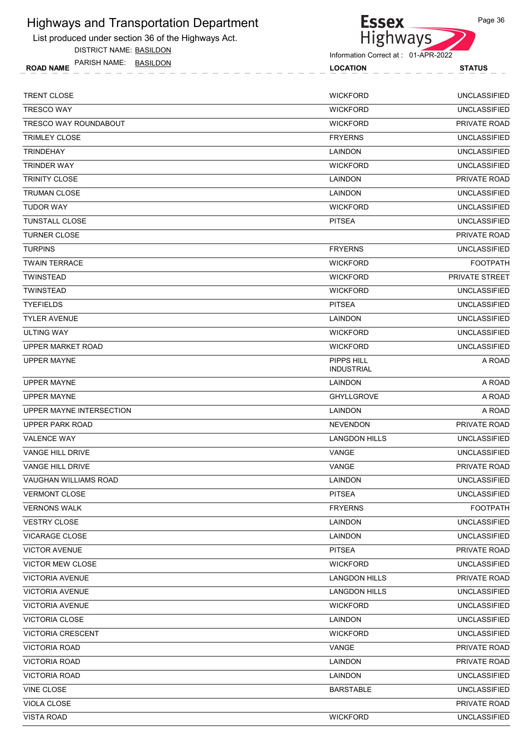# Highways and Transportation Department

List produced under section 36 of the Highways Act.

DISTRICT NAME: BASILDON

PARISH NAME: BASILDON

Information Correct at : 01-APR-2022

| ROAD NAME | LOCATION | STATUS |
|---|---|---|
| TRENT CLOSE | WICKFORD | UNCLASSIFIED |
| TRESCO WAY | WICKFORD | UNCLASSIFIED |
| TRESCO WAY ROUNDABOUT | WICKFORD | PRIVATE ROAD |
| TRIMLEY CLOSE | FRYERNS | UNCLASSIFIED |
| TRINDEHAY | LAINDON | UNCLASSIFIED |
| TRINDER WAY | WICKFORD | UNCLASSIFIED |
| TRINITY CLOSE | LAINDON | PRIVATE ROAD |
| TRUMAN CLOSE | LAINDON | UNCLASSIFIED |
| TUDOR WAY | WICKFORD | UNCLASSIFIED |
| TUNSTALL CLOSE | PITSEA | UNCLASSIFIED |
| TURNER CLOSE | | PRIVATE ROAD |
| TURPINS | FRYERNS | UNCLASSIFIED |
| TWAIN TERRACE | WICKFORD | FOOTPATH |
| TWINSTEAD | WICKFORD | PRIVATE STREET |
| TWINSTEAD | WICKFORD | UNCLASSIFIED |
| TYEFIELDS | PITSEA | UNCLASSIFIED |
| TYLER AVENUE | LAINDON | UNCLASSIFIED |
| ULTING WAY | WICKFORD | UNCLASSIFIED |
| UPPER MARKET ROAD | WICKFORD | UNCLASSIFIED |
| UPPER MAYNE | PIPPS HILL INDUSTRIAL | A ROAD |
| UPPER MAYNE | LAINDON | A ROAD |
| UPPER MAYNE | GHYLLGROVE | A ROAD |
| UPPER MAYNE INTERSECTION | LAINDON | A ROAD |
| UPPER PARK ROAD | NEVENDON | PRIVATE ROAD |
| VALENCE WAY | LANGDON HILLS | UNCLASSIFIED |
| VANGE HILL DRIVE | VANGE | UNCLASSIFIED |
| VANGE HILL DRIVE | VANGE | PRIVATE ROAD |
| VAUGHAN WILLIAMS ROAD | LAINDON | UNCLASSIFIED |
| VERMONT CLOSE | PITSEA | UNCLASSIFIED |
| VERNONS WALK | FRYERNS | FOOTPATH |
| VESTRY CLOSE | LAINDON | UNCLASSIFIED |
| VICARAGE CLOSE | LAINDON | UNCLASSIFIED |
| VICTOR AVENUE | PITSEA | PRIVATE ROAD |
| VICTOR MEW CLOSE | WICKFORD | UNCLASSIFIED |
| VICTORIA AVENUE | LANGDON HILLS | PRIVATE ROAD |
| VICTORIA AVENUE | LANGDON HILLS | UNCLASSIFIED |
| VICTORIA AVENUE | WICKFORD | UNCLASSIFIED |
| VICTORIA CLOSE | LAINDON | UNCLASSIFIED |
| VICTORIA CRESCENT | WICKFORD | UNCLASSIFIED |
| VICTORIA ROAD | VANGE | PRIVATE ROAD |
| VICTORIA ROAD | LAINDON | PRIVATE ROAD |
| VICTORIA ROAD | LAINDON | UNCLASSIFIED |
| VINE CLOSE | BARSTABLE | UNCLASSIFIED |
| VIOLA CLOSE | | PRIVATE ROAD |
| VISTA ROAD | WICKFORD | UNCLASSIFIED |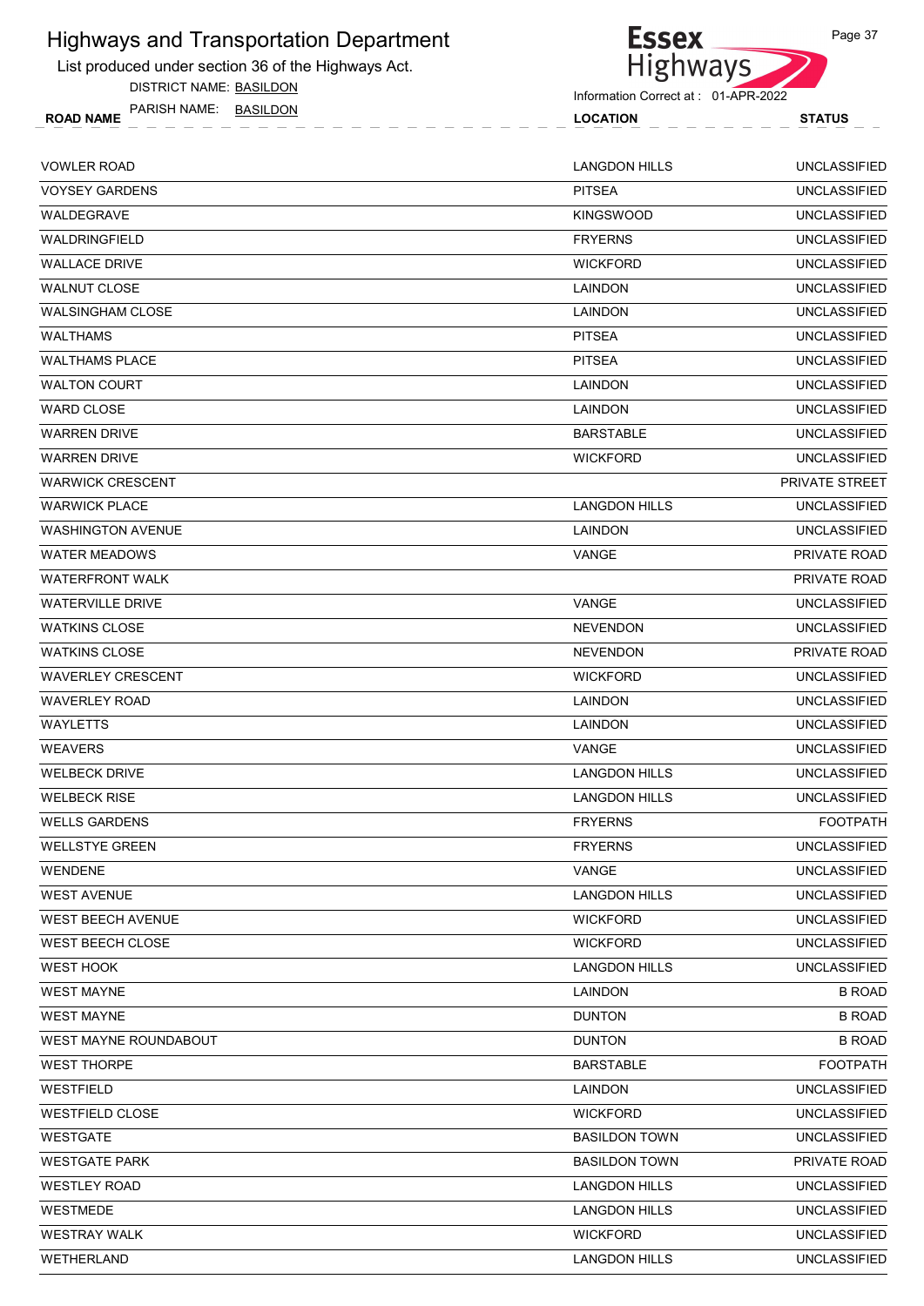# Highways and Transportation Department

List produced under section 36 of the Highways Act.

DISTRICT NAME: BASILDON

PARISH NAME: BASILDON

Information Correct at : 01-APR-2022

| ROAD NAME | LOCATION | STATUS |
|---|---|---|
| VOWLER ROAD | LANGDON HILLS | UNCLASSIFIED |
| VOYSEY GARDENS | PITSEA | UNCLASSIFIED |
| WALDEGRAVE | KINGSWOOD | UNCLASSIFIED |
| WALDRINGFIELD | FRYERNS | UNCLASSIFIED |
| WALLACE DRIVE | WICKFORD | UNCLASSIFIED |
| WALNUT CLOSE | LAINDON | UNCLASSIFIED |
| WALSINGHAM CLOSE | LAINDON | UNCLASSIFIED |
| WALTHAMS | PITSEA | UNCLASSIFIED |
| WALTHAMS PLACE | PITSEA | UNCLASSIFIED |
| WALTON COURT | LAINDON | UNCLASSIFIED |
| WARD CLOSE | LAINDON | UNCLASSIFIED |
| WARREN DRIVE | BARSTABLE | UNCLASSIFIED |
| WARREN DRIVE | WICKFORD | UNCLASSIFIED |
| WARWICK CRESCENT | | PRIVATE STREET |
| WARWICK PLACE | LANGDON HILLS | UNCLASSIFIED |
| WASHINGTON AVENUE | LAINDON | UNCLASSIFIED |
| WATER MEADOWS | VANGE | PRIVATE ROAD |
| WATERFRONT WALK | | PRIVATE ROAD |
| WATERVILLE DRIVE | VANGE | UNCLASSIFIED |
| WATKINS CLOSE | NEVENDON | UNCLASSIFIED |
| WATKINS CLOSE | NEVENDON | PRIVATE ROAD |
| WAVERLEY CRESCENT | WICKFORD | UNCLASSIFIED |
| WAVERLEY ROAD | LAINDON | UNCLASSIFIED |
| WAYLETTS | LAINDON | UNCLASSIFIED |
| WEAVERS | VANGE | UNCLASSIFIED |
| WELBECK DRIVE | LANGDON HILLS | UNCLASSIFIED |
| WELBECK RISE | LANGDON HILLS | UNCLASSIFIED |
| WELLS GARDENS | FRYERNS | FOOTPATH |
| WELLSTYE GREEN | FRYERNS | UNCLASSIFIED |
| WENDENE | VANGE | UNCLASSIFIED |
| WEST AVENUE | LANGDON HILLS | UNCLASSIFIED |
| WEST BEECH AVENUE | WICKFORD | UNCLASSIFIED |
| WEST BEECH CLOSE | WICKFORD | UNCLASSIFIED |
| WEST HOOK | LANGDON HILLS | UNCLASSIFIED |
| WEST MAYNE | LAINDON | B ROAD |
| WEST MAYNE | DUNTON | B ROAD |
| WEST MAYNE ROUNDABOUT | DUNTON | B ROAD |
| WEST THORPE | BARSTABLE | FOOTPATH |
| WESTFIELD | LAINDON | UNCLASSIFIED |
| WESTFIELD CLOSE | WICKFORD | UNCLASSIFIED |
| WESTGATE | BASILDON TOWN | UNCLASSIFIED |
| WESTGATE PARK | BASILDON TOWN | PRIVATE ROAD |
| WESTLEY ROAD | LANGDON HILLS | UNCLASSIFIED |
| WESTMEDE | LANGDON HILLS | UNCLASSIFIED |
| WESTRAY WALK | WICKFORD | UNCLASSIFIED |
| WETHERLAND | LANGDON HILLS | UNCLASSIFIED |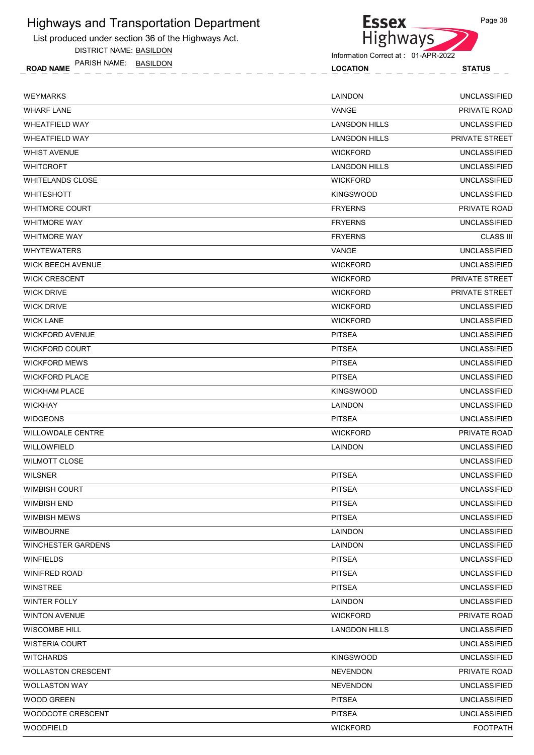# Highways and Transportation Department

List produced under section 36 of the Highways Act.

DISTRICT NAME: BASILDON

PARISH NAME: BASILDON

Information Correct at : 01-APR-2022

| ROAD NAME | LOCATION | STATUS |
|---|---|---|
| WEYMARKS | LAINDON | UNCLASSIFIED |
| WHARF LANE | VANGE | PRIVATE ROAD |
| WHEATFIELD WAY | LANGDON HILLS | UNCLASSIFIED |
| WHEATFIELD WAY | LANGDON HILLS | PRIVATE STREET |
| WHIST AVENUE | WICKFORD | UNCLASSIFIED |
| WHITCROFT | LANGDON HILLS | UNCLASSIFIED |
| WHITELANDS CLOSE | WICKFORD | UNCLASSIFIED |
| WHITESHOTT | KINGSWOOD | UNCLASSIFIED |
| WHITMORE COURT | FRYERNS | PRIVATE ROAD |
| WHITMORE WAY | FRYERNS | UNCLASSIFIED |
| WHITMORE WAY | FRYERNS | CLASS III |
| WHYTEWATERS | VANGE | UNCLASSIFIED |
| WICK BEECH AVENUE | WICKFORD | UNCLASSIFIED |
| WICK CRESCENT | WICKFORD | PRIVATE STREET |
| WICK DRIVE | WICKFORD | PRIVATE STREET |
| WICK DRIVE | WICKFORD | UNCLASSIFIED |
| WICK LANE | WICKFORD | UNCLASSIFIED |
| WICKFORD AVENUE | PITSEA | UNCLASSIFIED |
| WICKFORD COURT | PITSEA | UNCLASSIFIED |
| WICKFORD MEWS | PITSEA | UNCLASSIFIED |
| WICKFORD PLACE | PITSEA | UNCLASSIFIED |
| WICKHAM PLACE | KINGSWOOD | UNCLASSIFIED |
| WICKHAY | LAINDON | UNCLASSIFIED |
| WIDGEONS | PITSEA | UNCLASSIFIED |
| WILLOWDALE CENTRE | WICKFORD | PRIVATE ROAD |
| WILLOWFIELD | LAINDON | UNCLASSIFIED |
| WILMOTT CLOSE | | UNCLASSIFIED |
| WILSNER | PITSEA | UNCLASSIFIED |
| WIMBISH COURT | PITSEA | UNCLASSIFIED |
| WIMBISH END | PITSEA | UNCLASSIFIED |
| WIMBISH MEWS | PITSEA | UNCLASSIFIED |
| WIMBOURNE | LAINDON | UNCLASSIFIED |
| WINCHESTER GARDENS | LAINDON | UNCLASSIFIED |
| WINFIELDS | PITSEA | UNCLASSIFIED |
| WINIFRED ROAD | PITSEA | UNCLASSIFIED |
| WINSTREE | PITSEA | UNCLASSIFIED |
| WINTER FOLLY | LAINDON | UNCLASSIFIED |
| WINTON AVENUE | WICKFORD | PRIVATE ROAD |
| WISCOMBE HILL | LANGDON HILLS | UNCLASSIFIED |
| WISTERIA COURT | | UNCLASSIFIED |
| WITCHARDS | KINGSWOOD | UNCLASSIFIED |
| WOLLASTON CRESCENT | NEVENDON | PRIVATE ROAD |
| WOLLASTON WAY | NEVENDON | UNCLASSIFIED |
| WOOD GREEN | PITSEA | UNCLASSIFIED |
| WOODCOTE CRESCENT | PITSEA | UNCLASSIFIED |
| WOODFIELD | WICKFORD | FOOTPATH |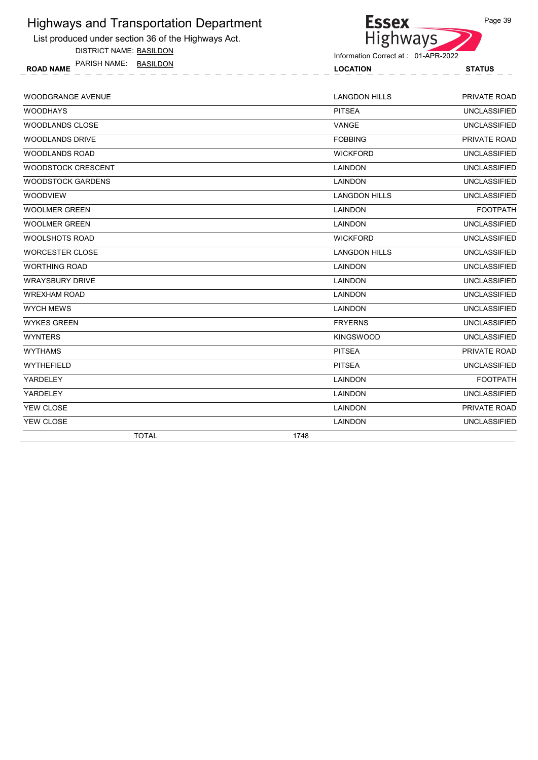# Highways and Transportation Department

List produced under section 36 of the Highways Act.

DISTRICT NAME: BASILDON

PARISH NAME: BASILDON

Information Correct at : 01-APR-2022

| ROAD NAME | LOCATION | STATUS |
|---|---|---|
| WOODGRANGE AVENUE | LANGDON HILLS | PRIVATE ROAD |
| WOODHAYS | PITSEA | UNCLASSIFIED |
| WOODLANDS CLOSE | VANGE | UNCLASSIFIED |
| WOODLANDS DRIVE | FOBBING | PRIVATE ROAD |
| WOODLANDS ROAD | WICKFORD | UNCLASSIFIED |
| WOODSTOCK CRESCENT | LAINDON | UNCLASSIFIED |
| WOODSTOCK GARDENS | LAINDON | UNCLASSIFIED |
| WOODVIEW | LANGDON HILLS | UNCLASSIFIED |
| WOOLMER GREEN | LAINDON | FOOTPATH |
| WOOLMER GREEN | LAINDON | UNCLASSIFIED |
| WOOLSHOTS ROAD | WICKFORD | UNCLASSIFIED |
| WORCESTER CLOSE | LANGDON HILLS | UNCLASSIFIED |
| WORTHING ROAD | LAINDON | UNCLASSIFIED |
| WRAYSBURY DRIVE | LAINDON | UNCLASSIFIED |
| WREXHAM ROAD | LAINDON | UNCLASSIFIED |
| WYCH MEWS | LAINDON | UNCLASSIFIED |
| WYKES GREEN | FRYERNS | UNCLASSIFIED |
| WYNTERS | KINGSWOOD | UNCLASSIFIED |
| WYTHAMS | PITSEA | PRIVATE ROAD |
| WYTHEFIELD | PITSEA | UNCLASSIFIED |
| YARDELEY | LAINDON | FOOTPATH |
| YARDELEY | LAINDON | UNCLASSIFIED |
| YEW CLOSE | LAINDON | PRIVATE ROAD |
| YEW CLOSE | LAINDON | UNCLASSIFIED |

TOTAL 1748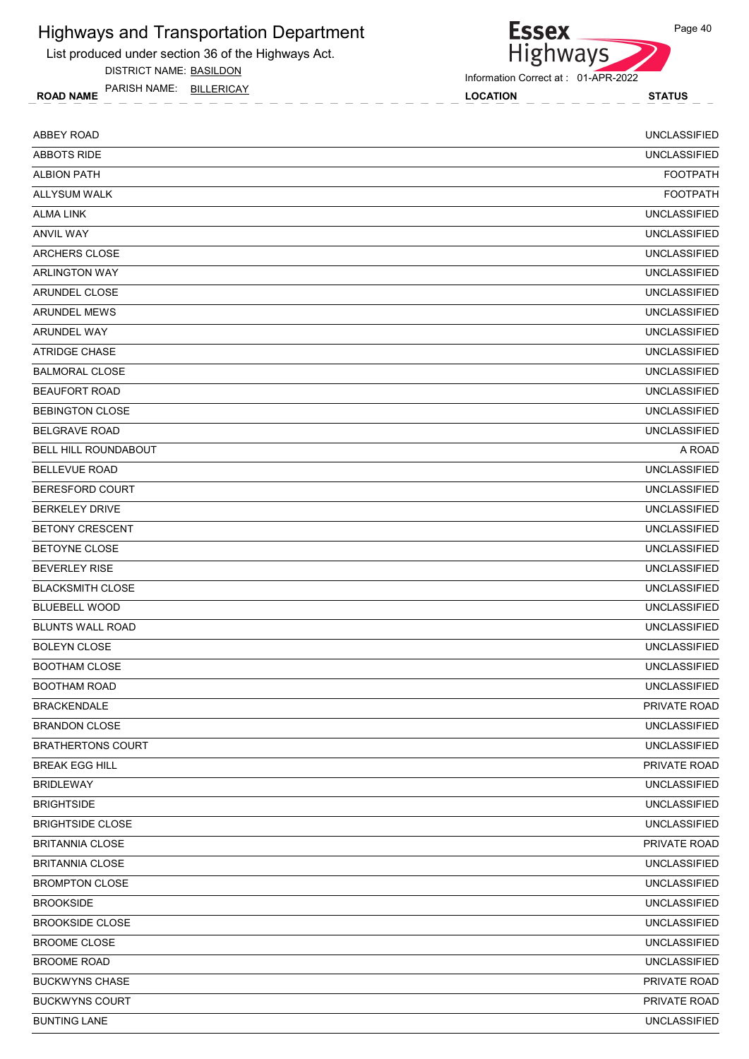# Highways and Transportation Department

List produced under section 36 of the Highways Act.

DISTRICT NAME: BASILDON

PARISH NAME: BILLERICAY

Information Correct at : 01-APR-2022

| ROAD NAME | LOCATION | STATUS |
|---|---|---|
| ABBEY ROAD | | UNCLASSIFIED |
| ABBOTS RIDE | | UNCLASSIFIED |
| ALBION PATH | | FOOTPATH |
| ALLYSUM WALK | | FOOTPATH |
| ALMA LINK | | UNCLASSIFIED |
| ANVIL WAY | | UNCLASSIFIED |
| ARCHERS CLOSE | | UNCLASSIFIED |
| ARLINGTON WAY | | UNCLASSIFIED |
| ARUNDEL CLOSE | | UNCLASSIFIED |
| ARUNDEL MEWS | | UNCLASSIFIED |
| ARUNDEL WAY | | UNCLASSIFIED |
| ATRIDGE CHASE | | UNCLASSIFIED |
| BALMORAL CLOSE | | UNCLASSIFIED |
| BEAUFORT ROAD | | UNCLASSIFIED |
| BEBINGTON CLOSE | | UNCLASSIFIED |
| BELGRAVE ROAD | | UNCLASSIFIED |
| BELL HILL ROUNDABOUT | | A ROAD |
| BELLEVUE ROAD | | UNCLASSIFIED |
| BERESFORD COURT | | UNCLASSIFIED |
| BERKELEY DRIVE | | UNCLASSIFIED |
| BETONY CRESCENT | | UNCLASSIFIED |
| BETOYNE CLOSE | | UNCLASSIFIED |
| BEVERLEY RISE | | UNCLASSIFIED |
| BLACKSMITH CLOSE | | UNCLASSIFIED |
| BLUEBELL WOOD | | UNCLASSIFIED |
| BLUNTS WALL ROAD | | UNCLASSIFIED |
| BOLEYN CLOSE | | UNCLASSIFIED |
| BOOTHAM CLOSE | | UNCLASSIFIED |
| BOOTHAM ROAD | | UNCLASSIFIED |
| BRACKENDALE | | PRIVATE ROAD |
| BRANDON CLOSE | | UNCLASSIFIED |
| BRATHERTONS COURT | | UNCLASSIFIED |
| BREAK EGG HILL | | PRIVATE ROAD |
| BRIDLEWAY | | UNCLASSIFIED |
| BRIGHTSIDE | | UNCLASSIFIED |
| BRIGHTSIDE CLOSE | | UNCLASSIFIED |
| BRITANNIA CLOSE | | PRIVATE ROAD |
| BRITANNIA CLOSE | | UNCLASSIFIED |
| BROMPTON CLOSE | | UNCLASSIFIED |
| BROOKSIDE | | UNCLASSIFIED |
| BROOKSIDE CLOSE | | UNCLASSIFIED |
| BROOME CLOSE | | UNCLASSIFIED |
| BROOME ROAD | | UNCLASSIFIED |
| BUCKWYNS CHASE | | PRIVATE ROAD |
| BUCKWYNS COURT | | PRIVATE ROAD |
| BUNTING LANE | | UNCLASSIFIED |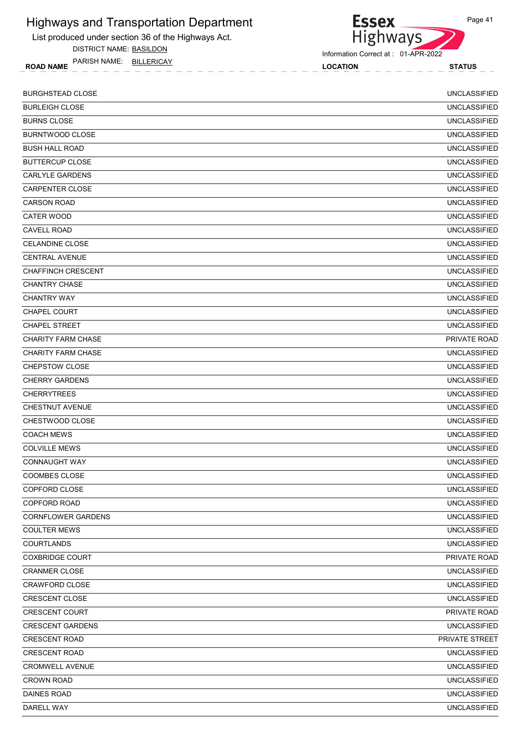# Highways and Transportation Department

List produced under section 36 of the Highways Act.

DISTRICT NAME: BASILDON

PARISH NAME: BILLERICAY

Information Correct at : 01-APR-2022

| ROAD NAME | LOCATION | STATUS |
| --- | --- | --- |
| BURGHSTEAD CLOSE | | UNCLASSIFIED |
| BURLEIGH CLOSE | | UNCLASSIFIED |
| BURNS CLOSE | | UNCLASSIFIED |
| BURNTWOOD CLOSE | | UNCLASSIFIED |
| BUSH HALL ROAD | | UNCLASSIFIED |
| BUTTERCUP CLOSE | | UNCLASSIFIED |
| CARLYLE GARDENS | | UNCLASSIFIED |
| CARPENTER CLOSE | | UNCLASSIFIED |
| CARSON ROAD | | UNCLASSIFIED |
| CATER WOOD | | UNCLASSIFIED |
| CAVELL ROAD | | UNCLASSIFIED |
| CELANDINE CLOSE | | UNCLASSIFIED |
| CENTRAL AVENUE | | UNCLASSIFIED |
| CHAFFINCH CRESCENT | | UNCLASSIFIED |
| CHANTRY CHASE | | UNCLASSIFIED |
| CHANTRY WAY | | UNCLASSIFIED |
| CHAPEL COURT | | UNCLASSIFIED |
| CHAPEL STREET | | UNCLASSIFIED |
| CHARITY FARM CHASE | | PRIVATE ROAD |
| CHARITY FARM CHASE | | UNCLASSIFIED |
| CHEPSTOW CLOSE | | UNCLASSIFIED |
| CHERRY GARDENS | | UNCLASSIFIED |
| CHERRYTREES | | UNCLASSIFIED |
| CHESTNUT AVENUE | | UNCLASSIFIED |
| CHESTWOOD CLOSE | | UNCLASSIFIED |
| COACH MEWS | | UNCLASSIFIED |
| COLVILLE MEWS | | UNCLASSIFIED |
| CONNAUGHT WAY | | UNCLASSIFIED |
| COOMBES CLOSE | | UNCLASSIFIED |
| COPFORD CLOSE | | UNCLASSIFIED |
| COPFORD ROAD | | UNCLASSIFIED |
| CORNFLOWER GARDENS | | UNCLASSIFIED |
| COULTER MEWS | | UNCLASSIFIED |
| COURTLANDS | | UNCLASSIFIED |
| COXBRIDGE COURT | | PRIVATE ROAD |
| CRANMER CLOSE | | UNCLASSIFIED |
| CRAWFORD CLOSE | | UNCLASSIFIED |
| CRESCENT CLOSE | | UNCLASSIFIED |
| CRESCENT COURT | | PRIVATE ROAD |
| CRESCENT GARDENS | | UNCLASSIFIED |
| CRESCENT ROAD | | PRIVATE STREET |
| CRESCENT ROAD | | UNCLASSIFIED |
| CROMWELL AVENUE | | UNCLASSIFIED |
| CROWN ROAD | | UNCLASSIFIED |
| DAINES ROAD | | UNCLASSIFIED |
| DARELL WAY | | UNCLASSIFIED |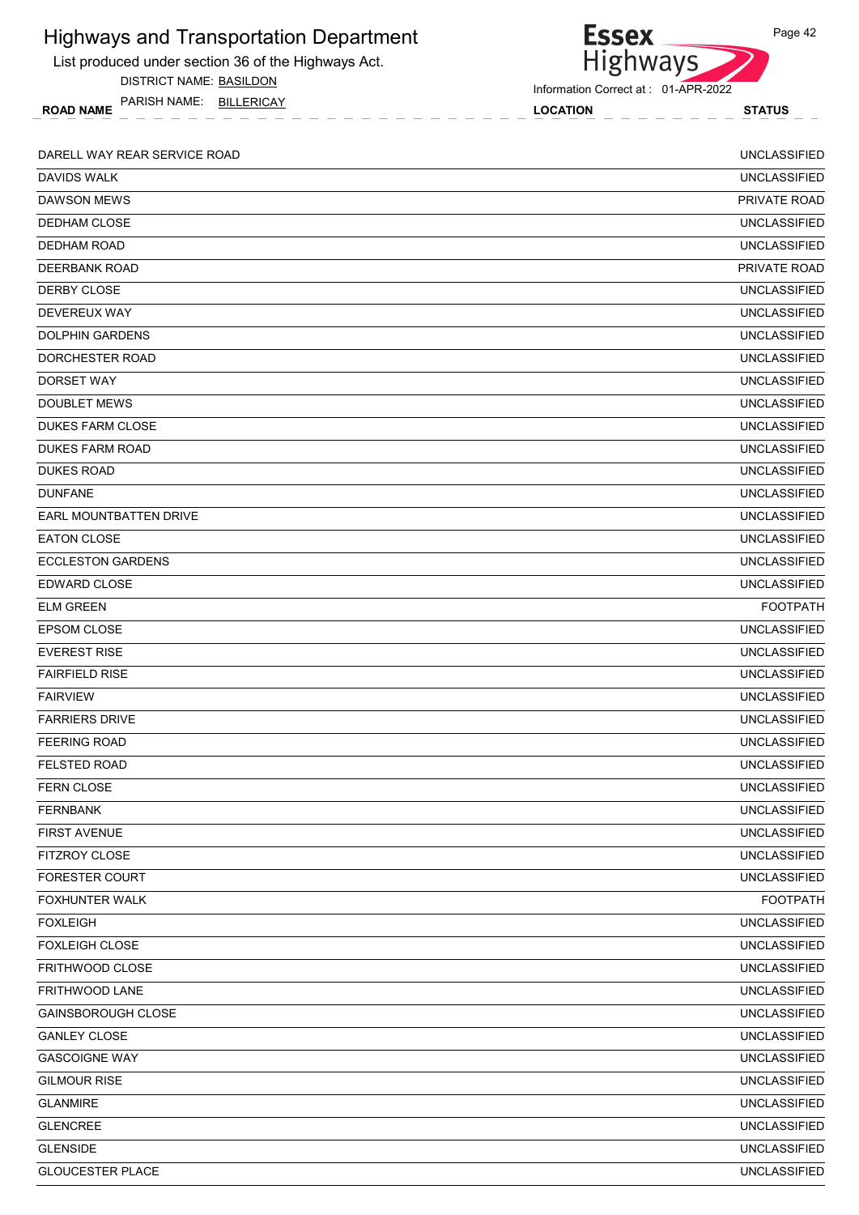# Highways and Transportation Department

List produced under section 36 of the Highways Act.

DISTRICT NAME: BASILDON

PARISH NAME: BILLERICAY

Information Correct at : 01-APR-2022

| ROAD NAME | LOCATION | STATUS |
|---|---|---|
| DARELL WAY REAR SERVICE ROAD | | UNCLASSIFIED |
| DAVIDS WALK | | UNCLASSIFIED |
| DAWSON MEWS | | PRIVATE ROAD |
| DEDHAM CLOSE | | UNCLASSIFIED |
| DEDHAM ROAD | | UNCLASSIFIED |
| DEERBANK ROAD | | PRIVATE ROAD |
| DERBY CLOSE | | UNCLASSIFIED |
| DEVEREUX WAY | | UNCLASSIFIED |
| DOLPHIN GARDENS | | UNCLASSIFIED |
| DORCHESTER ROAD | | UNCLASSIFIED |
| DORSET WAY | | UNCLASSIFIED |
| DOUBLET MEWS | | UNCLASSIFIED |
| DUKES FARM CLOSE | | UNCLASSIFIED |
| DUKES FARM ROAD | | UNCLASSIFIED |
| DUKES ROAD | | UNCLASSIFIED |
| DUNFANE | | UNCLASSIFIED |
| EARL MOUNTBATTEN DRIVE | | UNCLASSIFIED |
| EATON CLOSE | | UNCLASSIFIED |
| ECCLESTON GARDENS | | UNCLASSIFIED |
| EDWARD CLOSE | | UNCLASSIFIED |
| ELM GREEN | | FOOTPATH |
| EPSOM CLOSE | | UNCLASSIFIED |
| EVEREST RISE | | UNCLASSIFIED |
| FAIRFIELD RISE | | UNCLASSIFIED |
| FAIRVIEW | | UNCLASSIFIED |
| FARRIERS DRIVE | | UNCLASSIFIED |
| FEERING ROAD | | UNCLASSIFIED |
| FELSTED ROAD | | UNCLASSIFIED |
| FERN CLOSE | | UNCLASSIFIED |
| FERNBANK | | UNCLASSIFIED |
| FIRST AVENUE | | UNCLASSIFIED |
| FITZROY CLOSE | | UNCLASSIFIED |
| FORESTER COURT | | UNCLASSIFIED |
| FOXHUNTER WALK | | FOOTPATH |
| FOXLEIGH | | UNCLASSIFIED |
| FOXLEIGH CLOSE | | UNCLASSIFIED |
| FRITHWOOD CLOSE | | UNCLASSIFIED |
| FRITHWOOD LANE | | UNCLASSIFIED |
| GAINSBOROUGH CLOSE | | UNCLASSIFIED |
| GANLEY CLOSE | | UNCLASSIFIED |
| GASCOIGNE WAY | | UNCLASSIFIED |
| GILMOUR RISE | | UNCLASSIFIED |
| GLANMIRE | | UNCLASSIFIED |
| GLENCREE | | UNCLASSIFIED |
| GLENSIDE | | UNCLASSIFIED |
| GLOUCESTER PLACE | | UNCLASSIFIED |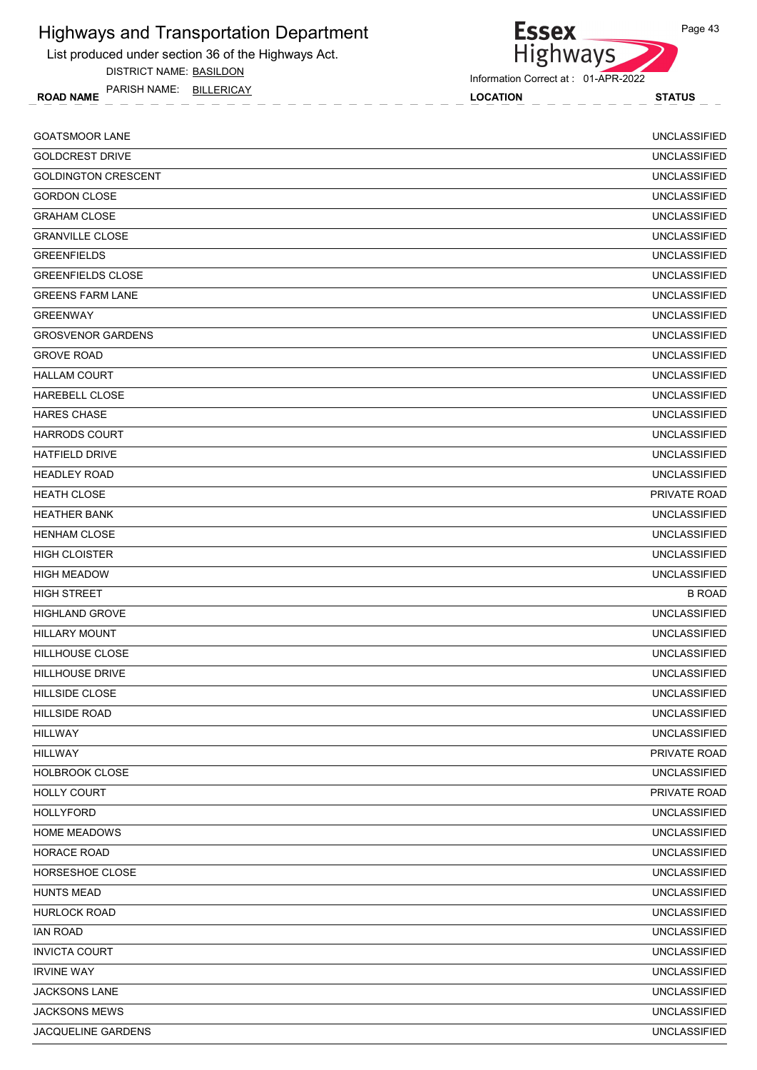# Highways and Transportation Department

List produced under section 36 of the Highways Act.

DISTRICT NAME: BASILDON

PARISH NAME: BILLERICAY

Information Correct at : 01-APR-2022

| ROAD NAME | LOCATION | STATUS |
|---|---|---|
| GOATSMOOR LANE | | UNCLASSIFIED |
| GOLDCREST DRIVE | | UNCLASSIFIED |
| GOLDINGTON CRESCENT | | UNCLASSIFIED |
| GORDON CLOSE | | UNCLASSIFIED |
| GRAHAM CLOSE | | UNCLASSIFIED |
| GRANVILLE CLOSE | | UNCLASSIFIED |
| GREENFIELDS | | UNCLASSIFIED |
| GREENFIELDS CLOSE | | UNCLASSIFIED |
| GREENS FARM LANE | | UNCLASSIFIED |
| GREENWAY | | UNCLASSIFIED |
| GROSVENOR GARDENS | | UNCLASSIFIED |
| GROVE ROAD | | UNCLASSIFIED |
| HALLAM COURT | | UNCLASSIFIED |
| HAREBELL CLOSE | | UNCLASSIFIED |
| HARES CHASE | | UNCLASSIFIED |
| HARRODS COURT | | UNCLASSIFIED |
| HATFIELD DRIVE | | UNCLASSIFIED |
| HEADLEY ROAD | | UNCLASSIFIED |
| HEATH CLOSE | | PRIVATE ROAD |
| HEATHER BANK | | UNCLASSIFIED |
| HENHAM CLOSE | | UNCLASSIFIED |
| HIGH CLOISTER | | UNCLASSIFIED |
| HIGH MEADOW | | UNCLASSIFIED |
| HIGH STREET | | B ROAD |
| HIGHLAND GROVE | | UNCLASSIFIED |
| HILLARY MOUNT | | UNCLASSIFIED |
| HILLHOUSE CLOSE | | UNCLASSIFIED |
| HILLHOUSE DRIVE | | UNCLASSIFIED |
| HILLSIDE CLOSE | | UNCLASSIFIED |
| HILLSIDE ROAD | | UNCLASSIFIED |
| HILLWAY | | UNCLASSIFIED |
| HILLWAY | | PRIVATE ROAD |
| HOLBROOK CLOSE | | UNCLASSIFIED |
| HOLLY COURT | | PRIVATE ROAD |
| HOLLYFORD | | UNCLASSIFIED |
| HOME MEADOWS | | UNCLASSIFIED |
| HORACE ROAD | | UNCLASSIFIED |
| HORSESHOE CLOSE | | UNCLASSIFIED |
| HUNTS MEAD | | UNCLASSIFIED |
| HURLOCK ROAD | | UNCLASSIFIED |
| IAN ROAD | | UNCLASSIFIED |
| INVICTA COURT | | UNCLASSIFIED |
| IRVINE WAY | | UNCLASSIFIED |
| JACKSONS LANE | | UNCLASSIFIED |
| JACKSONS MEWS | | UNCLASSIFIED |
| JACQUELINE GARDENS | | UNCLASSIFIED |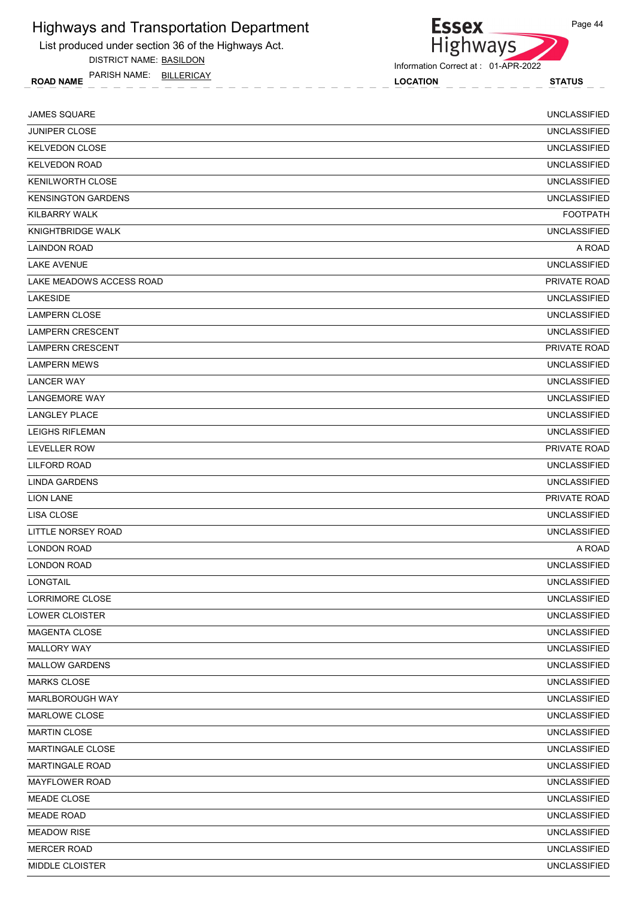# Highways and Transportation Department

List produced under section 36 of the Highways Act.

DISTRICT NAME: BASILDON

PARISH NAME: BILLERICAY

Information Correct at : 01-APR-2022

| ROAD NAME | LOCATION | STATUS |
|---|---|---|
| JAMES SQUARE | | UNCLASSIFIED |
| JUNIPER CLOSE | | UNCLASSIFIED |
| KELVEDON CLOSE | | UNCLASSIFIED |
| KELVEDON ROAD | | UNCLASSIFIED |
| KENILWORTH CLOSE | | UNCLASSIFIED |
| KENSINGTON GARDENS | | UNCLASSIFIED |
| KILBARRY WALK | | FOOTPATH |
| KNIGHTBRIDGE WALK | | UNCLASSIFIED |
| LAINDON ROAD | | A ROAD |
| LAKE AVENUE | | UNCLASSIFIED |
| LAKE MEADOWS ACCESS ROAD | | PRIVATE ROAD |
| LAKESIDE | | UNCLASSIFIED |
| LAMPERN CLOSE | | UNCLASSIFIED |
| LAMPERN CRESCENT | | UNCLASSIFIED |
| LAMPERN CRESCENT | | PRIVATE ROAD |
| LAMPERN MEWS | | UNCLASSIFIED |
| LANCER WAY | | UNCLASSIFIED |
| LANGEMORE WAY | | UNCLASSIFIED |
| LANGLEY PLACE | | UNCLASSIFIED |
| LEIGHS RIFLEMAN | | UNCLASSIFIED |
| LEVELLER ROW | | PRIVATE ROAD |
| LILFORD ROAD | | UNCLASSIFIED |
| LINDA GARDENS | | UNCLASSIFIED |
| LION LANE | | PRIVATE ROAD |
| LISA CLOSE | | UNCLASSIFIED |
| LITTLE NORSEY ROAD | | UNCLASSIFIED |
| LONDON ROAD | | A ROAD |
| LONDON ROAD | | UNCLASSIFIED |
| LONGTAIL | | UNCLASSIFIED |
| LORRIMORE CLOSE | | UNCLASSIFIED |
| LOWER CLOISTER | | UNCLASSIFIED |
| MAGENTA CLOSE | | UNCLASSIFIED |
| MALLORY WAY | | UNCLASSIFIED |
| MALLOW GARDENS | | UNCLASSIFIED |
| MARKS CLOSE | | UNCLASSIFIED |
| MARLBOROUGH WAY | | UNCLASSIFIED |
| MARLOWE CLOSE | | UNCLASSIFIED |
| MARTIN CLOSE | | UNCLASSIFIED |
| MARTINGALE CLOSE | | UNCLASSIFIED |
| MARTINGALE ROAD | | UNCLASSIFIED |
| MAYFLOWER ROAD | | UNCLASSIFIED |
| MEADE CLOSE | | UNCLASSIFIED |
| MEADE ROAD | | UNCLASSIFIED |
| MEADOW RISE | | UNCLASSIFIED |
| MERCER ROAD | | UNCLASSIFIED |
| MIDDLE CLOISTER | | UNCLASSIFIED |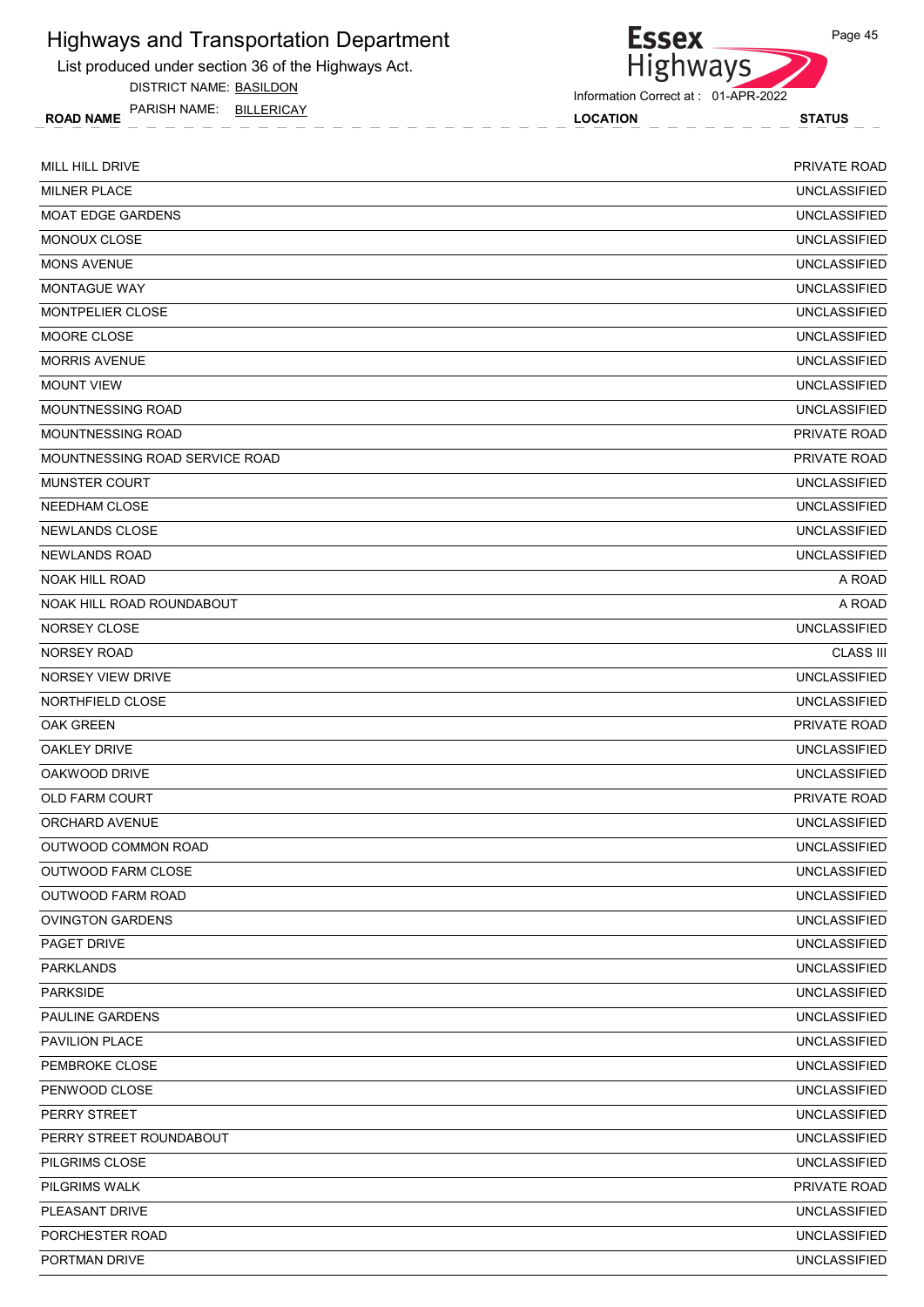# Highways and Transportation Department

List produced under section 36 of the Highways Act.

DISTRICT NAME: BASILDON

PARISH NAME: BILLERICAY

Information Correct at : 01-APR-2022

| ROAD NAME | LOCATION | STATUS |
|---|---|---|
| MILL HILL DRIVE | | PRIVATE ROAD |
| MILNER PLACE | | UNCLASSIFIED |
| MOAT EDGE GARDENS | | UNCLASSIFIED |
| MONOUX CLOSE | | UNCLASSIFIED |
| MONS AVENUE | | UNCLASSIFIED |
| MONTAGUE WAY | | UNCLASSIFIED |
| MONTPELIER CLOSE | | UNCLASSIFIED |
| MOORE CLOSE | | UNCLASSIFIED |
| MORRIS AVENUE | | UNCLASSIFIED |
| MOUNT VIEW | | UNCLASSIFIED |
| MOUNTNESSING ROAD | | UNCLASSIFIED |
| MOUNTNESSING ROAD | | PRIVATE ROAD |
| MOUNTNESSING ROAD SERVICE ROAD | | PRIVATE ROAD |
| MUNSTER COURT | | UNCLASSIFIED |
| NEEDHAM CLOSE | | UNCLASSIFIED |
| NEWLANDS CLOSE | | UNCLASSIFIED |
| NEWLANDS ROAD | | UNCLASSIFIED |
| NOAK HILL ROAD | | A ROAD |
| NOAK HILL ROAD ROUNDABOUT | | A ROAD |
| NORSEY CLOSE | | UNCLASSIFIED |
| NORSEY ROAD | | CLASS III |
| NORSEY VIEW DRIVE | | UNCLASSIFIED |
| NORTHFIELD CLOSE | | UNCLASSIFIED |
| OAK GREEN | | PRIVATE ROAD |
| OAKLEY DRIVE | | UNCLASSIFIED |
| OAKWOOD DRIVE | | UNCLASSIFIED |
| OLD FARM COURT | | PRIVATE ROAD |
| ORCHARD AVENUE | | UNCLASSIFIED |
| OUTWOOD COMMON ROAD | | UNCLASSIFIED |
| OUTWOOD FARM CLOSE | | UNCLASSIFIED |
| OUTWOOD FARM ROAD | | UNCLASSIFIED |
| OVINGTON GARDENS | | UNCLASSIFIED |
| PAGET DRIVE | | UNCLASSIFIED |
| PARKLANDS | | UNCLASSIFIED |
| PARKSIDE | | UNCLASSIFIED |
| PAULINE GARDENS | | UNCLASSIFIED |
| PAVILION PLACE | | UNCLASSIFIED |
| PEMBROKE CLOSE | | UNCLASSIFIED |
| PENWOOD CLOSE | | UNCLASSIFIED |
| PERRY STREET | | UNCLASSIFIED |
| PERRY STREET ROUNDABOUT | | UNCLASSIFIED |
| PILGRIMS CLOSE | | UNCLASSIFIED |
| PILGRIMS WALK | | PRIVATE ROAD |
| PLEASANT DRIVE | | UNCLASSIFIED |
| PORCHESTER ROAD | | UNCLASSIFIED |
| PORTMAN DRIVE | | UNCLASSIFIED |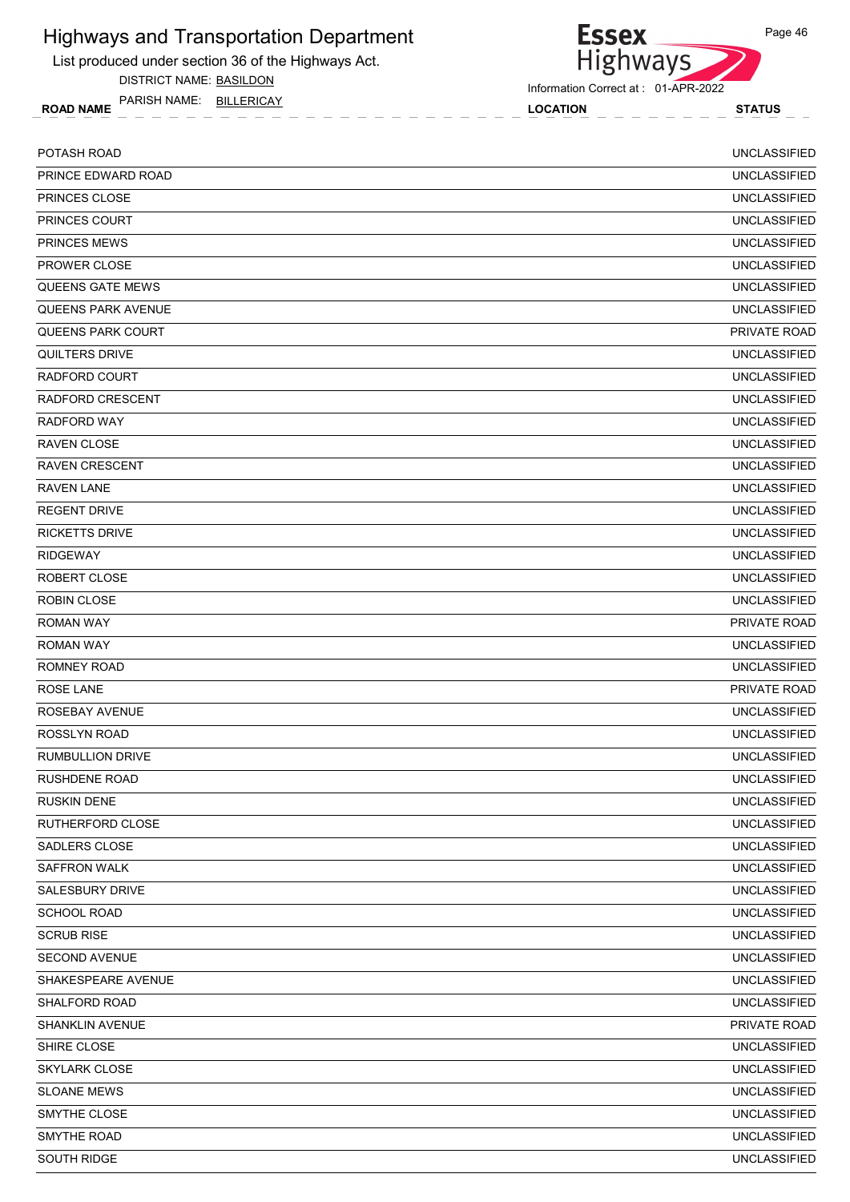# Highways and Transportation Department

List produced under section 36 of the Highways Act.

DISTRICT NAME: BASILDON

PARISH NAME: BILLERICAY

Information Correct at : 01-APR-2022

| ROAD NAME | LOCATION | STATUS |
|---|---|---|
| POTASH ROAD | | UNCLASSIFIED |
| PRINCE EDWARD ROAD | | UNCLASSIFIED |
| PRINCES CLOSE | | UNCLASSIFIED |
| PRINCES COURT | | UNCLASSIFIED |
| PRINCES MEWS | | UNCLASSIFIED |
| PROWER CLOSE | | UNCLASSIFIED |
| QUEENS GATE MEWS | | UNCLASSIFIED |
| QUEENS PARK AVENUE | | UNCLASSIFIED |
| QUEENS PARK COURT | | PRIVATE ROAD |
| QUILTERS DRIVE | | UNCLASSIFIED |
| RADFORD COURT | | UNCLASSIFIED |
| RADFORD CRESCENT | | UNCLASSIFIED |
| RADFORD WAY | | UNCLASSIFIED |
| RAVEN CLOSE | | UNCLASSIFIED |
| RAVEN CRESCENT | | UNCLASSIFIED |
| RAVEN LANE | | UNCLASSIFIED |
| REGENT DRIVE | | UNCLASSIFIED |
| RICKETTS DRIVE | | UNCLASSIFIED |
| RIDGEWAY | | UNCLASSIFIED |
| ROBERT CLOSE | | UNCLASSIFIED |
| ROBIN CLOSE | | UNCLASSIFIED |
| ROMAN WAY | | PRIVATE ROAD |
| ROMAN WAY | | UNCLASSIFIED |
| ROMNEY ROAD | | UNCLASSIFIED |
| ROSE LANE | | PRIVATE ROAD |
| ROSEBAY AVENUE | | UNCLASSIFIED |
| ROSSLYN ROAD | | UNCLASSIFIED |
| RUMBULLION DRIVE | | UNCLASSIFIED |
| RUSHDENE ROAD | | UNCLASSIFIED |
| RUSKIN DENE | | UNCLASSIFIED |
| RUTHERFORD CLOSE | | UNCLASSIFIED |
| SADLERS CLOSE | | UNCLASSIFIED |
| SAFFRON WALK | | UNCLASSIFIED |
| SALESBURY DRIVE | | UNCLASSIFIED |
| SCHOOL ROAD | | UNCLASSIFIED |
| SCRUB RISE | | UNCLASSIFIED |
| SECOND AVENUE | | UNCLASSIFIED |
| SHAKESPEARE AVENUE | | UNCLASSIFIED |
| SHALFORD ROAD | | UNCLASSIFIED |
| SHANKLIN AVENUE | | PRIVATE ROAD |
| SHIRE CLOSE | | UNCLASSIFIED |
| SKYLARK CLOSE | | UNCLASSIFIED |
| SLOANE MEWS | | UNCLASSIFIED |
| SMYTHE CLOSE | | UNCLASSIFIED |
| SMYTHE ROAD | | UNCLASSIFIED |
| SOUTH RIDGE | | UNCLASSIFIED |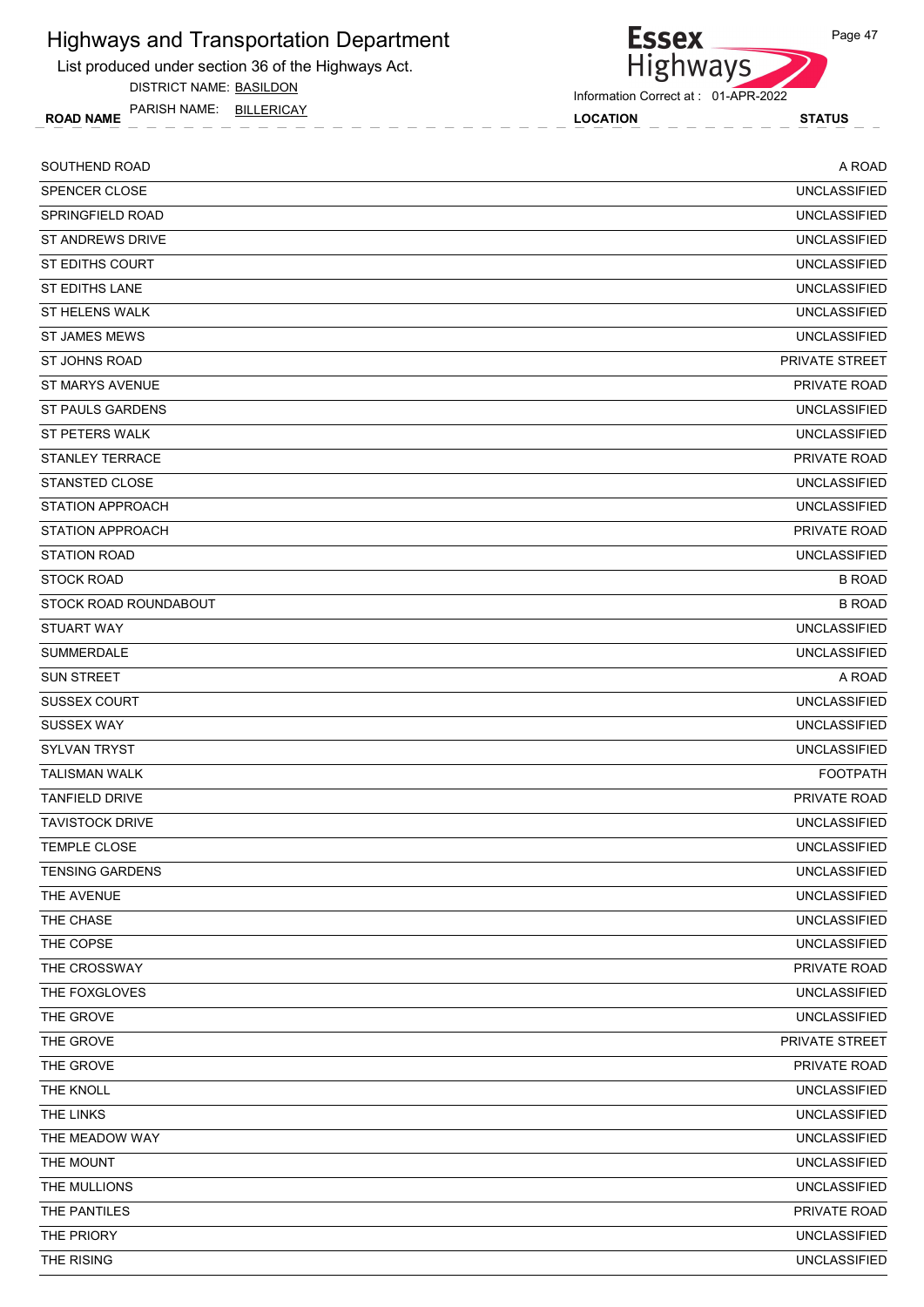# Highways and Transportation Department

List produced under section 36 of the Highways Act.

DISTRICT NAME: BASILDON

PARISH NAME: BILLERICAY

Information Correct at : 01-APR-2022

| ROAD NAME | LOCATION | STATUS |
|---|---|---|
| SOUTHEND ROAD | | A ROAD |
| SPENCER CLOSE | | UNCLASSIFIED |
| SPRINGFIELD ROAD | | UNCLASSIFIED |
| ST ANDREWS DRIVE | | UNCLASSIFIED |
| ST EDITHS COURT | | UNCLASSIFIED |
| ST EDITHS LANE | | UNCLASSIFIED |
| ST HELENS WALK | | UNCLASSIFIED |
| ST JAMES MEWS | | UNCLASSIFIED |
| ST JOHNS ROAD | | PRIVATE STREET |
| ST MARYS AVENUE | | PRIVATE ROAD |
| ST PAULS GARDENS | | UNCLASSIFIED |
| ST PETERS WALK | | UNCLASSIFIED |
| STANLEY TERRACE | | PRIVATE ROAD |
| STANSTED CLOSE | | UNCLASSIFIED |
| STATION APPROACH | | UNCLASSIFIED |
| STATION APPROACH | | PRIVATE ROAD |
| STATION ROAD | | UNCLASSIFIED |
| STOCK ROAD | | B ROAD |
| STOCK ROAD ROUNDABOUT | | B ROAD |
| STUART WAY | | UNCLASSIFIED |
| SUMMERDALE | | UNCLASSIFIED |
| SUN STREET | | A ROAD |
| SUSSEX COURT | | UNCLASSIFIED |
| SUSSEX WAY | | UNCLASSIFIED |
| SYLVAN TRYST | | UNCLASSIFIED |
| TALISMAN WALK | | FOOTPATH |
| TANFIELD DRIVE | | PRIVATE ROAD |
| TAVISTOCK DRIVE | | UNCLASSIFIED |
| TEMPLE CLOSE | | UNCLASSIFIED |
| TENSING GARDENS | | UNCLASSIFIED |
| THE AVENUE | | UNCLASSIFIED |
| THE CHASE | | UNCLASSIFIED |
| THE COPSE | | UNCLASSIFIED |
| THE CROSSWAY | | PRIVATE ROAD |
| THE FOXGLOVES | | UNCLASSIFIED |
| THE GROVE | | UNCLASSIFIED |
| THE GROVE | | PRIVATE STREET |
| THE GROVE | | PRIVATE ROAD |
| THE KNOLL | | UNCLASSIFIED |
| THE LINKS | | UNCLASSIFIED |
| THE MEADOW WAY | | UNCLASSIFIED |
| THE MOUNT | | UNCLASSIFIED |
| THE MULLIONS | | UNCLASSIFIED |
| THE PANTILES | | PRIVATE ROAD |
| THE PRIORY | | UNCLASSIFIED |
| THE RISING | | UNCLASSIFIED |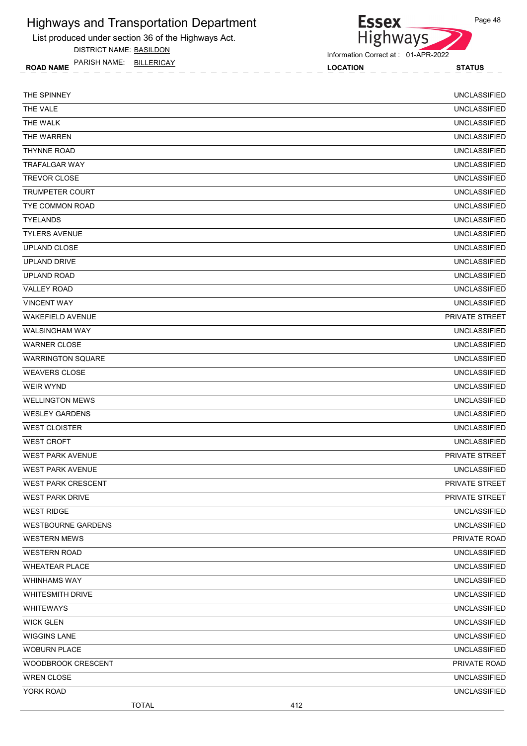# Highways and Transportation Department

List produced under section 36 of the Highways Act.

DISTRICT NAME: BASILDON

PARISH NAME: BILLERICAY

Information Correct at : 01-APR-2022

| ROAD NAME | LOCATION | STATUS |
|---|---|---|
| THE SPINNEY | | UNCLASSIFIED |
| THE VALE | | UNCLASSIFIED |
| THE WALK | | UNCLASSIFIED |
| THE WARREN | | UNCLASSIFIED |
| THYNNE ROAD | | UNCLASSIFIED |
| TRAFALGAR WAY | | UNCLASSIFIED |
| TREVOR CLOSE | | UNCLASSIFIED |
| TRUMPETER COURT | | UNCLASSIFIED |
| TYE COMMON ROAD | | UNCLASSIFIED |
| TYELANDS | | UNCLASSIFIED |
| TYLERS AVENUE | | UNCLASSIFIED |
| UPLAND CLOSE | | UNCLASSIFIED |
| UPLAND DRIVE | | UNCLASSIFIED |
| UPLAND ROAD | | UNCLASSIFIED |
| VALLEY ROAD | | UNCLASSIFIED |
| VINCENT WAY | | UNCLASSIFIED |
| WAKEFIELD AVENUE | | PRIVATE STREET |
| WALSINGHAM WAY | | UNCLASSIFIED |
| WARNER CLOSE | | UNCLASSIFIED |
| WARRINGTON SQUARE | | UNCLASSIFIED |
| WEAVERS CLOSE | | UNCLASSIFIED |
| WEIR WYND | | UNCLASSIFIED |
| WELLINGTON MEWS | | UNCLASSIFIED |
| WESLEY GARDENS | | UNCLASSIFIED |
| WEST CLOISTER | | UNCLASSIFIED |
| WEST CROFT | | UNCLASSIFIED |
| WEST PARK AVENUE | | PRIVATE STREET |
| WEST PARK AVENUE | | UNCLASSIFIED |
| WEST PARK CRESCENT | | PRIVATE STREET |
| WEST PARK DRIVE | | PRIVATE STREET |
| WEST RIDGE | | UNCLASSIFIED |
| WESTBOURNE GARDENS | | UNCLASSIFIED |
| WESTERN MEWS | | PRIVATE ROAD |
| WESTERN ROAD | | UNCLASSIFIED |
| WHEATEAR PLACE | | UNCLASSIFIED |
| WHINHAMS WAY | | UNCLASSIFIED |
| WHITESMITH DRIVE | | UNCLASSIFIED |
| WHITEWAYS | | UNCLASSIFIED |
| WICK GLEN | | UNCLASSIFIED |
| WIGGINS LANE | | UNCLASSIFIED |
| WOBURN PLACE | | UNCLASSIFIED |
| WOODBROOK CRESCENT | | PRIVATE ROAD |
| WREN CLOSE | | UNCLASSIFIED |
| YORK ROAD | | UNCLASSIFIED |
| TOTAL | 412 | |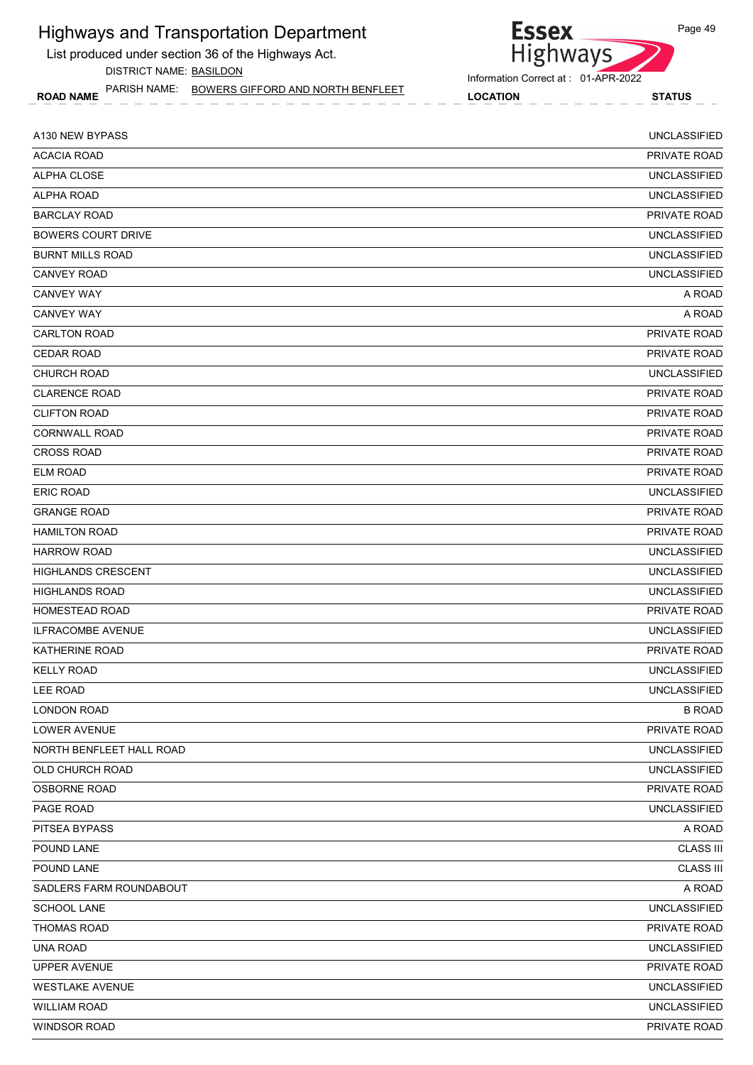# Highways and Transportation Department

List produced under section 36 of the Highways Act.

DISTRICT NAME: BASILDON

PARISH NAME: BOWERS GIFFORD AND NORTH BENFLEET

Information Correct at : 01-APR-2022

| ROAD NAME | LOCATION | STATUS |
|---|---|---|
| A130 NEW BYPASS | | UNCLASSIFIED |
| ACACIA ROAD | | PRIVATE ROAD |
| ALPHA CLOSE | | UNCLASSIFIED |
| ALPHA ROAD | | UNCLASSIFIED |
| BARCLAY ROAD | | PRIVATE ROAD |
| BOWERS COURT DRIVE | | UNCLASSIFIED |
| BURNT MILLS ROAD | | UNCLASSIFIED |
| CANVEY ROAD | | UNCLASSIFIED |
| CANVEY WAY | | A ROAD |
| CANVEY WAY | | A ROAD |
| CARLTON ROAD | | PRIVATE ROAD |
| CEDAR ROAD | | PRIVATE ROAD |
| CHURCH ROAD | | UNCLASSIFIED |
| CLARENCE ROAD | | PRIVATE ROAD |
| CLIFTON ROAD | | PRIVATE ROAD |
| CORNWALL ROAD | | PRIVATE ROAD |
| CROSS ROAD | | PRIVATE ROAD |
| ELM ROAD | | PRIVATE ROAD |
| ERIC ROAD | | UNCLASSIFIED |
| GRANGE ROAD | | PRIVATE ROAD |
| HAMILTON ROAD | | PRIVATE ROAD |
| HARROW ROAD | | UNCLASSIFIED |
| HIGHLANDS CRESCENT | | UNCLASSIFIED |
| HIGHLANDS ROAD | | UNCLASSIFIED |
| HOMESTEAD ROAD | | PRIVATE ROAD |
| ILFRACOMBE AVENUE | | UNCLASSIFIED |
| KATHERINE ROAD | | PRIVATE ROAD |
| KELLY ROAD | | UNCLASSIFIED |
| LEE ROAD | | UNCLASSIFIED |
| LONDON ROAD | | B ROAD |
| LOWER AVENUE | | PRIVATE ROAD |
| NORTH BENFLEET HALL ROAD | | UNCLASSIFIED |
| OLD CHURCH ROAD | | UNCLASSIFIED |
| OSBORNE ROAD | | PRIVATE ROAD |
| PAGE ROAD | | UNCLASSIFIED |
| PITSEA BYPASS | | A ROAD |
| POUND LANE | | CLASS III |
| POUND LANE | | CLASS III |
| SADLERS FARM ROUNDABOUT | | A ROAD |
| SCHOOL LANE | | UNCLASSIFIED |
| THOMAS ROAD | | PRIVATE ROAD |
| UNA ROAD | | UNCLASSIFIED |
| UPPER AVENUE | | PRIVATE ROAD |
| WESTLAKE AVENUE | | UNCLASSIFIED |
| WILLIAM ROAD | | UNCLASSIFIED |
| WINDSOR ROAD | | PRIVATE ROAD |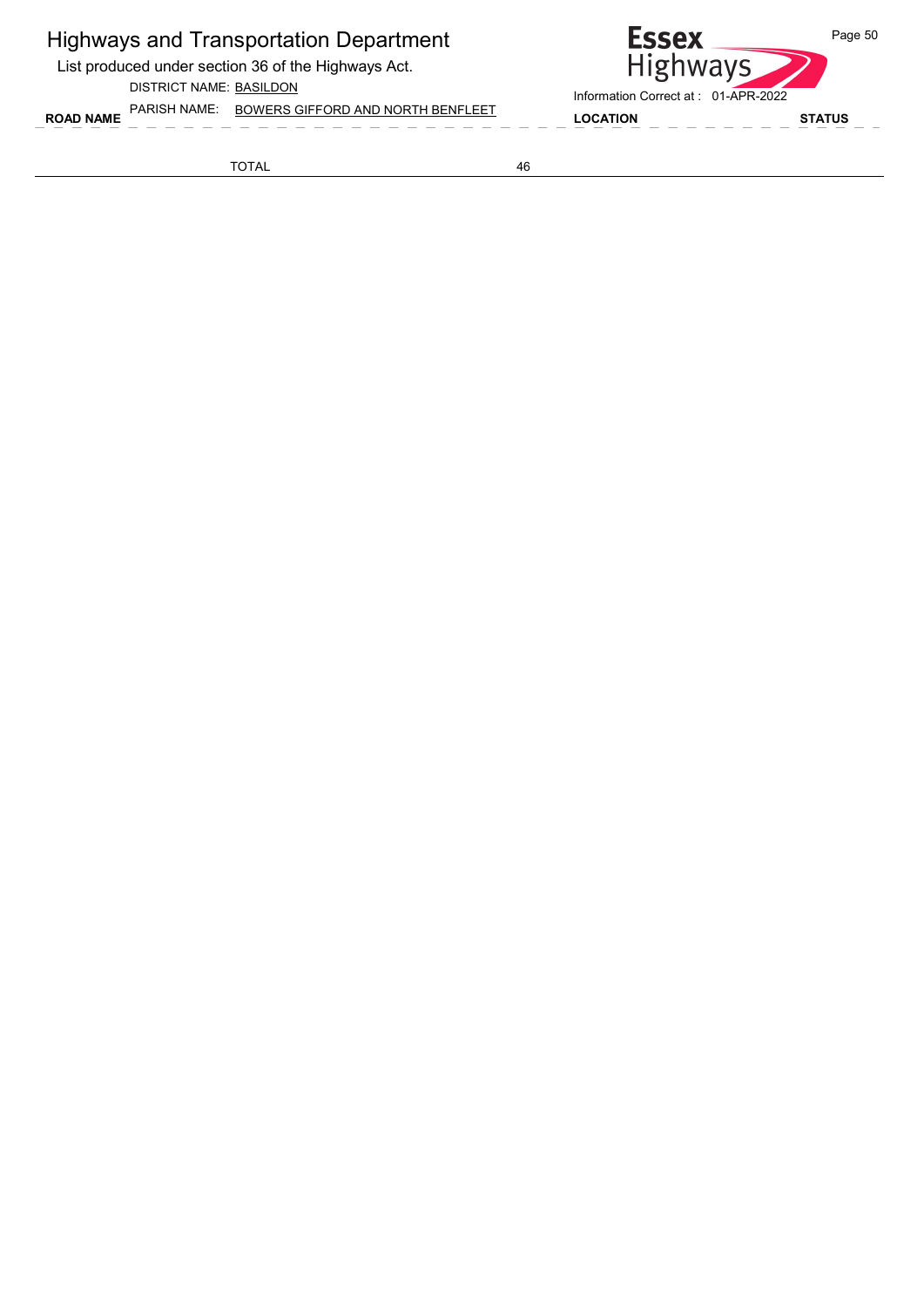# Highways and Transportation Department

List produced under section 36 of the Highways Act.

DISTRICT NAME: BASILDON

PARISH NAME: BOWERS GIFFORD AND NORTH BENFLEET

Information Correct at : 01-APR-2022

| ROAD NAME | | LOCATION | STATUS |
|---|---|---|---|
| TOTAL | 46 | | |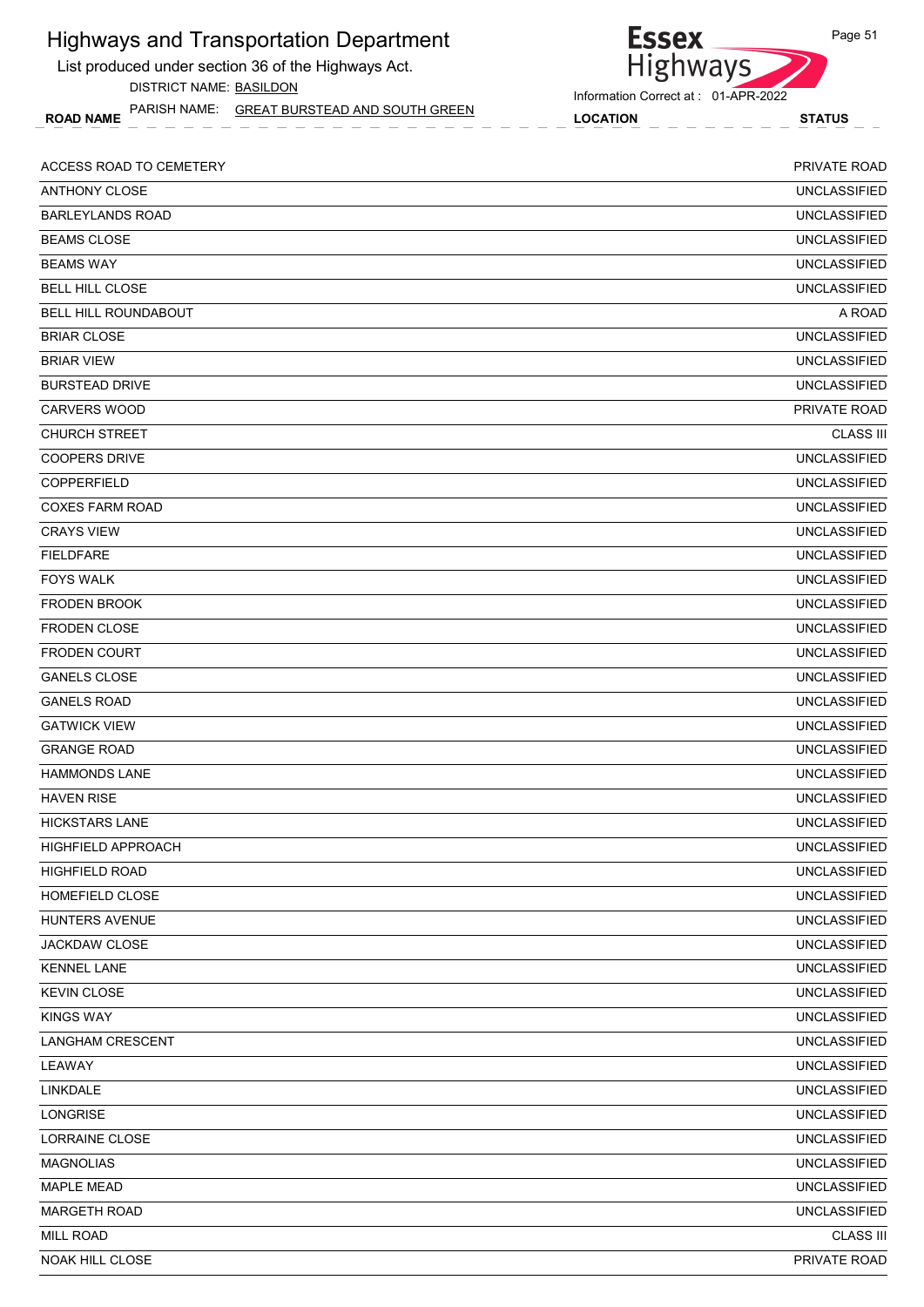# Highways and Transportation Department

List produced under section 36 of the Highways Act.

DISTRICT NAME: BASILDON

PARISH NAME: GREAT BURSTEAD AND SOUTH GREEN

Information Correct at : 01-APR-2022

| ROAD NAME | LOCATION | STATUS |
|---|---|---|
| ACCESS ROAD TO CEMETERY | | PRIVATE ROAD |
| ANTHONY CLOSE | | UNCLASSIFIED |
| BARLEYLANDS ROAD | | UNCLASSIFIED |
| BEAMS CLOSE | | UNCLASSIFIED |
| BEAMS WAY | | UNCLASSIFIED |
| BELL HILL CLOSE | | UNCLASSIFIED |
| BELL HILL ROUNDABOUT | | A ROAD |
| BRIAR CLOSE | | UNCLASSIFIED |
| BRIAR VIEW | | UNCLASSIFIED |
| BURSTEAD DRIVE | | UNCLASSIFIED |
| CARVERS WOOD | | PRIVATE ROAD |
| CHURCH STREET | | CLASS III |
| COOPERS DRIVE | | UNCLASSIFIED |
| COPPERFIELD | | UNCLASSIFIED |
| COXES FARM ROAD | | UNCLASSIFIED |
| CRAYS VIEW | | UNCLASSIFIED |
| FIELDFARE | | UNCLASSIFIED |
| FOYS WALK | | UNCLASSIFIED |
| FRODEN BROOK | | UNCLASSIFIED |
| FRODEN CLOSE | | UNCLASSIFIED |
| FRODEN COURT | | UNCLASSIFIED |
| GANELS CLOSE | | UNCLASSIFIED |
| GANELS ROAD | | UNCLASSIFIED |
| GATWICK VIEW | | UNCLASSIFIED |
| GRANGE ROAD | | UNCLASSIFIED |
| HAMMONDS LANE | | UNCLASSIFIED |
| HAVEN RISE | | UNCLASSIFIED |
| HICKSTARS LANE | | UNCLASSIFIED |
| HIGHFIELD APPROACH | | UNCLASSIFIED |
| HIGHFIELD ROAD | | UNCLASSIFIED |
| HOMEFIELD CLOSE | | UNCLASSIFIED |
| HUNTERS AVENUE | | UNCLASSIFIED |
| JACKDAW CLOSE | | UNCLASSIFIED |
| KENNEL LANE | | UNCLASSIFIED |
| KEVIN CLOSE | | UNCLASSIFIED |
| KINGS WAY | | UNCLASSIFIED |
| LANGHAM CRESCENT | | UNCLASSIFIED |
| LEAWAY | | UNCLASSIFIED |
| LINKDALE | | UNCLASSIFIED |
| LONGRISE | | UNCLASSIFIED |
| LORRAINE CLOSE | | UNCLASSIFIED |
| MAGNOLIAS | | UNCLASSIFIED |
| MAPLE MEAD | | UNCLASSIFIED |
| MARGETH ROAD | | UNCLASSIFIED |
| MILL ROAD | | CLASS III |
| NOAK HILL CLOSE | | PRIVATE ROAD |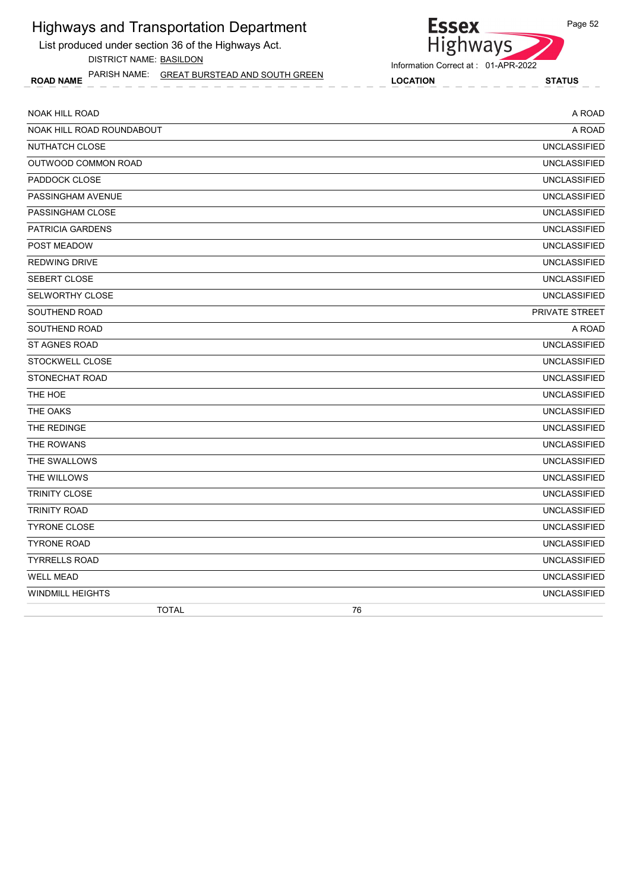# Highways and Transportation Department

List produced under section 36 of the Highways Act.

DISTRICT NAME: BASILDON

PARISH NAME: GREAT BURSTEAD AND SOUTH GREEN

Information Correct at : 01-APR-2022

| ROAD NAME | LOCATION | STATUS |
|---|---|---|
| NOAK HILL ROAD | | A ROAD |
| NOAK HILL ROAD ROUNDABOUT | | A ROAD |
| NUTHATCH CLOSE | | UNCLASSIFIED |
| OUTWOOD COMMON ROAD | | UNCLASSIFIED |
| PADDOCK CLOSE | | UNCLASSIFIED |
| PASSINGHAM AVENUE | | UNCLASSIFIED |
| PASSINGHAM CLOSE | | UNCLASSIFIED |
| PATRICIA GARDENS | | UNCLASSIFIED |
| POST MEADOW | | UNCLASSIFIED |
| REDWING DRIVE | | UNCLASSIFIED |
| SEBERT CLOSE | | UNCLASSIFIED |
| SELWORTHY CLOSE | | UNCLASSIFIED |
| SOUTHEND ROAD | | PRIVATE STREET |
| SOUTHEND ROAD | | A ROAD |
| ST AGNES ROAD | | UNCLASSIFIED |
| STOCKWELL CLOSE | | UNCLASSIFIED |
| STONECHAT ROAD | | UNCLASSIFIED |
| THE HOE | | UNCLASSIFIED |
| THE OAKS | | UNCLASSIFIED |
| THE REDINGE | | UNCLASSIFIED |
| THE ROWANS | | UNCLASSIFIED |
| THE SWALLOWS | | UNCLASSIFIED |
| THE WILLOWS | | UNCLASSIFIED |
| TRINITY CLOSE | | UNCLASSIFIED |
| TRINITY ROAD | | UNCLASSIFIED |
| TYRONE CLOSE | | UNCLASSIFIED |
| TYRONE ROAD | | UNCLASSIFIED |
| TYRRELLS ROAD | | UNCLASSIFIED |
| WELL MEAD | | UNCLASSIFIED |
| WINDMILL HEIGHTS | | UNCLASSIFIED |
| TOTAL | 76 | |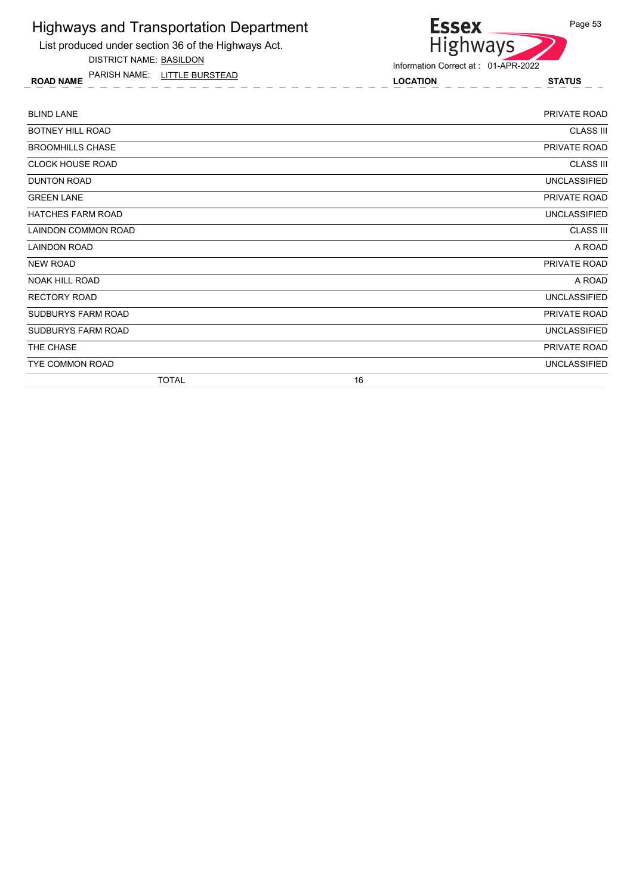# Highways and Transportation Department

List produced under section 36 of the Highways Act.

DISTRICT NAME: BASILDON

PARISH NAME: LITTLE BURSTEAD

Essex Highways

Information Correct at : 01-APR-2022

| ROAD NAME | LOCATION | STATUS |
|---|---|---|
| BLIND LANE | | PRIVATE ROAD |
| BOTNEY HILL ROAD | | CLASS III |
| BROOMHILLS CHASE | | PRIVATE ROAD |
| CLOCK HOUSE ROAD | | CLASS III |
| DUNTON ROAD | | UNCLASSIFIED |
| GREEN LANE | | PRIVATE ROAD |
| HATCHES FARM ROAD | | UNCLASSIFIED |
| LAINDON COMMON ROAD | | CLASS III |
| LAINDON ROAD | | A ROAD |
| NEW ROAD | | PRIVATE ROAD |
| NOAK HILL ROAD | | A ROAD |
| RECTORY ROAD | | UNCLASSIFIED |
| SUDBURYS FARM ROAD | | PRIVATE ROAD |
| SUDBURYS FARM ROAD | | UNCLASSIFIED |
| THE CHASE | | PRIVATE ROAD |
| TYE COMMON ROAD | | UNCLASSIFIED |
| TOTAL | 16 | |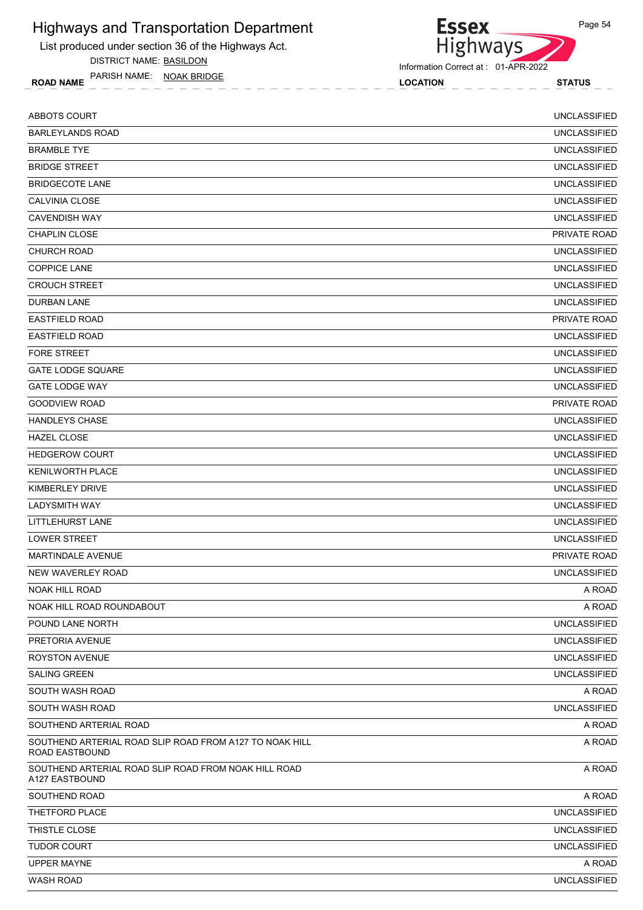# Highways and Transportation Department

List produced under section 36 of the Highways Act.

DISTRICT NAME: BASILDON

PARISH NAME: NOAK BRIDGE

Information Correct at : 01-APR-2022

| ROAD NAME | LOCATION | STATUS |
|---|---|---|
| ABBOTS COURT | | UNCLASSIFIED |
| BARLEYLANDS ROAD | | UNCLASSIFIED |
| BRAMBLE TYE | | UNCLASSIFIED |
| BRIDGE STREET | | UNCLASSIFIED |
| BRIDGECOTE LANE | | UNCLASSIFIED |
| CALVINIA CLOSE | | UNCLASSIFIED |
| CAVENDISH WAY | | UNCLASSIFIED |
| CHAPLIN CLOSE | | PRIVATE ROAD |
| CHURCH ROAD | | UNCLASSIFIED |
| COPPICE LANE | | UNCLASSIFIED |
| CROUCH STREET | | UNCLASSIFIED |
| DURBAN LANE | | UNCLASSIFIED |
| EASTFIELD ROAD | | PRIVATE ROAD |
| EASTFIELD ROAD | | UNCLASSIFIED |
| FORE STREET | | UNCLASSIFIED |
| GATE LODGE SQUARE | | UNCLASSIFIED |
| GATE LODGE WAY | | UNCLASSIFIED |
| GOODVIEW ROAD | | PRIVATE ROAD |
| HANDLEYS CHASE | | UNCLASSIFIED |
| HAZEL CLOSE | | UNCLASSIFIED |
| HEDGEROW COURT | | UNCLASSIFIED |
| KENILWORTH PLACE | | UNCLASSIFIED |
| KIMBERLEY DRIVE | | UNCLASSIFIED |
| LADYSMITH WAY | | UNCLASSIFIED |
| LITTLEHURST LANE | | UNCLASSIFIED |
| LOWER STREET | | UNCLASSIFIED |
| MARTINDALE AVENUE | | PRIVATE ROAD |
| NEW WAVERLEY ROAD | | UNCLASSIFIED |
| NOAK HILL ROAD | | A ROAD |
| NOAK HILL ROAD ROUNDABOUT | | A ROAD |
| POUND LANE NORTH | | UNCLASSIFIED |
| PRETORIA AVENUE | | UNCLASSIFIED |
| ROYSTON AVENUE | | UNCLASSIFIED |
| SALING GREEN | | UNCLASSIFIED |
| SOUTH WASH ROAD | | A ROAD |
| SOUTH WASH ROAD | | UNCLASSIFIED |
| SOUTHEND ARTERIAL ROAD | | A ROAD |
| SOUTHEND ARTERIAL ROAD SLIP ROAD FROM A127 TO NOAK HILL ROAD EASTBOUND | | A ROAD |
| SOUTHEND ARTERIAL ROAD SLIP ROAD FROM NOAK HILL ROAD A127 EASTBOUND | | A ROAD |
| SOUTHEND ROAD | | A ROAD |
| THETFORD PLACE | | UNCLASSIFIED |
| THISTLE CLOSE | | UNCLASSIFIED |
| TUDOR COURT | | UNCLASSIFIED |
| UPPER MAYNE | | A ROAD |
| WASH ROAD | | UNCLASSIFIED |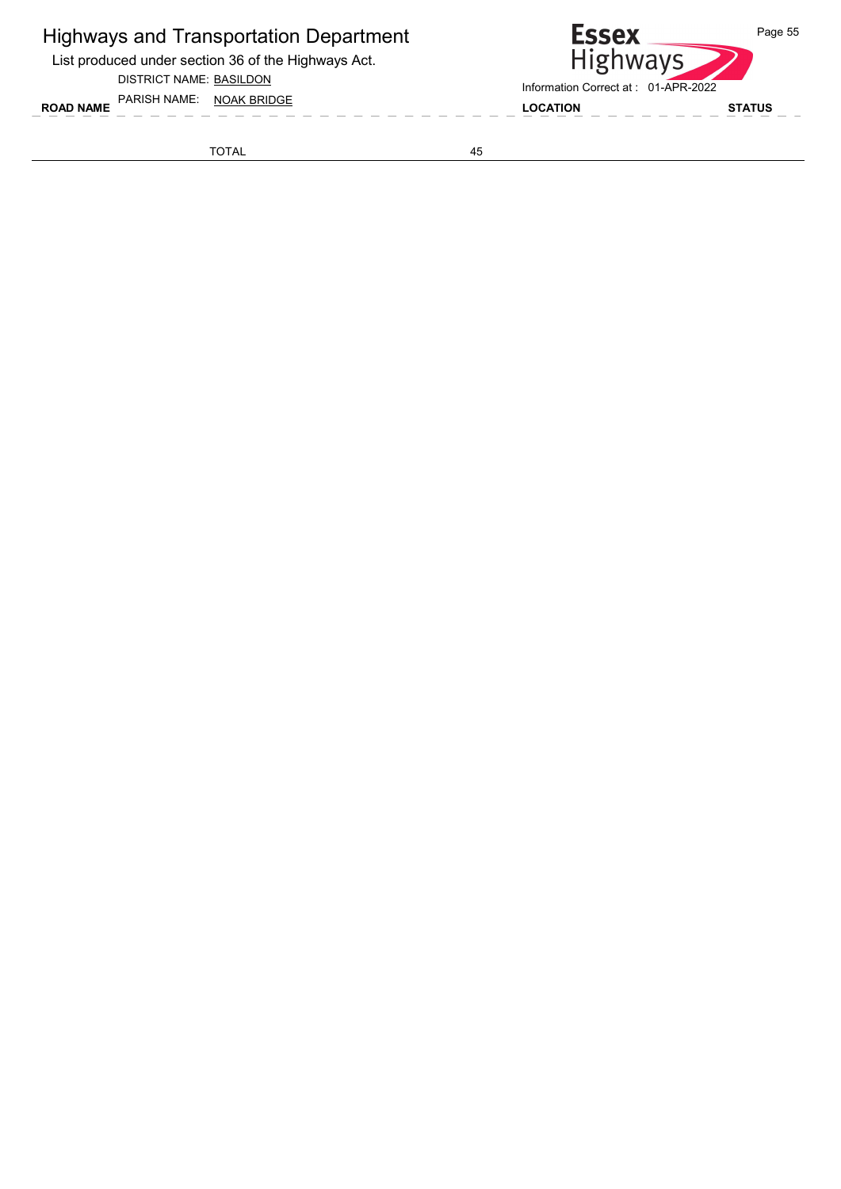# Highways and Transportation Department

List produced under section 36 of the Highways Act.

DISTRICT NAME: BASILDON

PARISH NAME: NOAK BRIDGE

Information Correct at : 01-APR-2022

| ROAD NAME | LOCATION | STATUS |
|---|---|---|
| TOTAL | 45 | |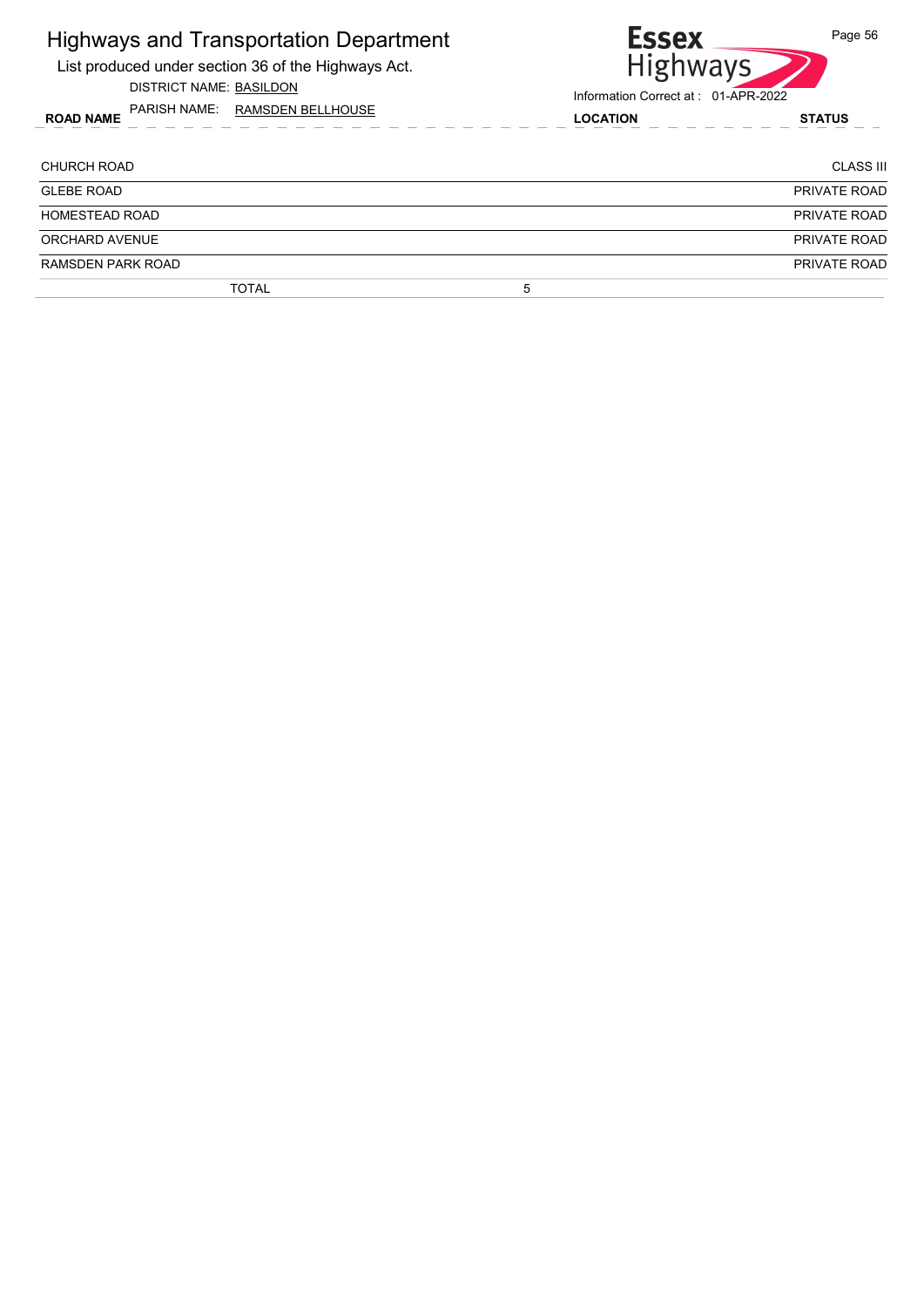# Highways and Transportation Department

List produced under section 36 of the Highways Act.

DISTRICT NAME: BASILDON

PARISH NAME: RAMSDEN BELLHOUSE

Essex Highways

Information Correct at : 01-APR-2022

| ROAD NAME | LOCATION | STATUS |
|---|---|---|
| CHURCH ROAD | | CLASS III |
| GLEBE ROAD | | PRIVATE ROAD |
| HOMESTEAD ROAD | | PRIVATE ROAD |
| ORCHARD AVENUE | | PRIVATE ROAD |
| RAMSDEN PARK ROAD | | PRIVATE ROAD |
| TOTAL | 5 | |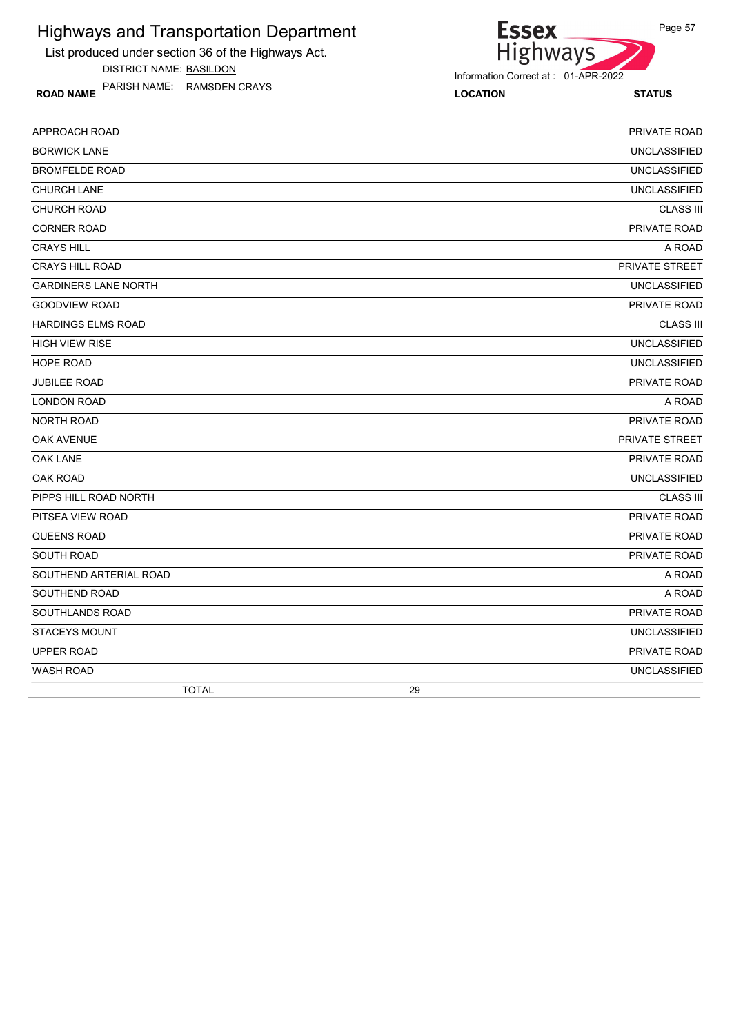# Highways and Transportation Department

List produced under section 36 of the Highways Act.

DISTRICT NAME: BASILDON

PARISH NAME: RAMSDEN CRAYS

Information Correct at : 01-APR-2022

| ROAD NAME | LOCATION | STATUS |
|---|---|---|
| APPROACH ROAD | | PRIVATE ROAD |
| BORWICK LANE | | UNCLASSIFIED |
| BROMFELDE ROAD | | UNCLASSIFIED |
| CHURCH LANE | | UNCLASSIFIED |
| CHURCH ROAD | | CLASS III |
| CORNER ROAD | | PRIVATE ROAD |
| CRAYS HILL | | A ROAD |
| CRAYS HILL ROAD | | PRIVATE STREET |
| GARDINERS LANE NORTH | | UNCLASSIFIED |
| GOODVIEW ROAD | | PRIVATE ROAD |
| HARDINGS ELMS ROAD | | CLASS III |
| HIGH VIEW RISE | | UNCLASSIFIED |
| HOPE ROAD | | UNCLASSIFIED |
| JUBILEE ROAD | | PRIVATE ROAD |
| LONDON ROAD | | A ROAD |
| NORTH ROAD | | PRIVATE ROAD |
| OAK AVENUE | | PRIVATE STREET |
| OAK LANE | | PRIVATE ROAD |
| OAK ROAD | | UNCLASSIFIED |
| PIPPS HILL ROAD NORTH | | CLASS III |
| PITSEA VIEW ROAD | | PRIVATE ROAD |
| QUEENS ROAD | | PRIVATE ROAD |
| SOUTH ROAD | | PRIVATE ROAD |
| SOUTHEND ARTERIAL ROAD | | A ROAD |
| SOUTHEND ROAD | | A ROAD |
| SOUTHLANDS ROAD | | PRIVATE ROAD |
| STACEYS MOUNT | | UNCLASSIFIED |
| UPPER ROAD | | PRIVATE ROAD |
| WASH ROAD | | UNCLASSIFIED |
| TOTAL | 29 | |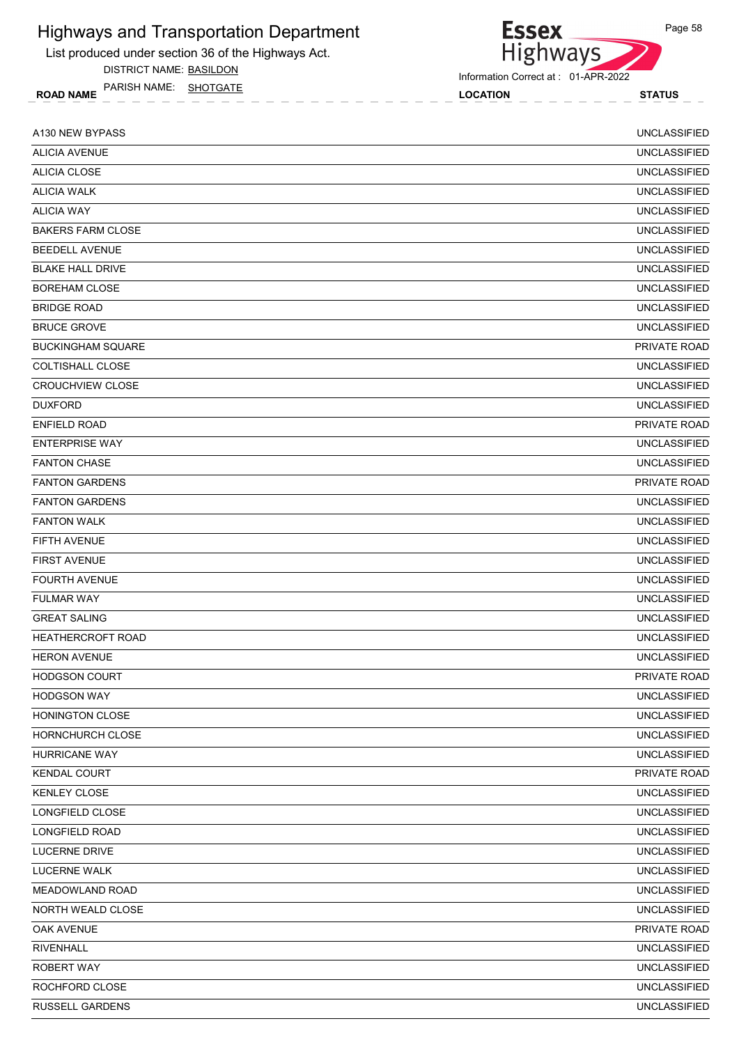# Highways and Transportation Department

List produced under section 36 of the Highways Act.

DISTRICT NAME: BASILDON

PARISH NAME: SHOTGATE

Information Correct at : 01-APR-2022

| ROAD NAME | LOCATION | STATUS |
|---|---|---|
| A130 NEW BYPASS | | UNCLASSIFIED |
| ALICIA AVENUE | | UNCLASSIFIED |
| ALICIA CLOSE | | UNCLASSIFIED |
| ALICIA WALK | | UNCLASSIFIED |
| ALICIA WAY | | UNCLASSIFIED |
| BAKERS FARM CLOSE | | UNCLASSIFIED |
| BEEDELL AVENUE | | UNCLASSIFIED |
| BLAKE HALL DRIVE | | UNCLASSIFIED |
| BOREHAM CLOSE | | UNCLASSIFIED |
| BRIDGE ROAD | | UNCLASSIFIED |
| BRUCE GROVE | | UNCLASSIFIED |
| BUCKINGHAM SQUARE | | PRIVATE ROAD |
| COLTISHALL CLOSE | | UNCLASSIFIED |
| CROUCHVIEW CLOSE | | UNCLASSIFIED |
| DUXFORD | | UNCLASSIFIED |
| ENFIELD ROAD | | PRIVATE ROAD |
| ENTERPRISE WAY | | UNCLASSIFIED |
| FANTON CHASE | | UNCLASSIFIED |
| FANTON GARDENS | | PRIVATE ROAD |
| FANTON GARDENS | | UNCLASSIFIED |
| FANTON WALK | | UNCLASSIFIED |
| FIFTH AVENUE | | UNCLASSIFIED |
| FIRST AVENUE | | UNCLASSIFIED |
| FOURTH AVENUE | | UNCLASSIFIED |
| FULMAR WAY | | UNCLASSIFIED |
| GREAT SALING | | UNCLASSIFIED |
| HEATHERCROFT ROAD | | UNCLASSIFIED |
| HERON AVENUE | | UNCLASSIFIED |
| HODGSON COURT | | PRIVATE ROAD |
| HODGSON WAY | | UNCLASSIFIED |
| HONINGTON CLOSE | | UNCLASSIFIED |
| HORNCHURCH CLOSE | | UNCLASSIFIED |
| HURRICANE WAY | | UNCLASSIFIED |
| KENDAL COURT | | PRIVATE ROAD |
| KENLEY CLOSE | | UNCLASSIFIED |
| LONGFIELD CLOSE | | UNCLASSIFIED |
| LONGFIELD ROAD | | UNCLASSIFIED |
| LUCERNE DRIVE | | UNCLASSIFIED |
| LUCERNE WALK | | UNCLASSIFIED |
| MEADOWLAND ROAD | | UNCLASSIFIED |
| NORTH WEALD CLOSE | | UNCLASSIFIED |
| OAK AVENUE | | PRIVATE ROAD |
| RIVENHALL | | UNCLASSIFIED |
| ROBERT WAY | | UNCLASSIFIED |
| ROCHFORD CLOSE | | UNCLASSIFIED |
| RUSSELL GARDENS | | UNCLASSIFIED |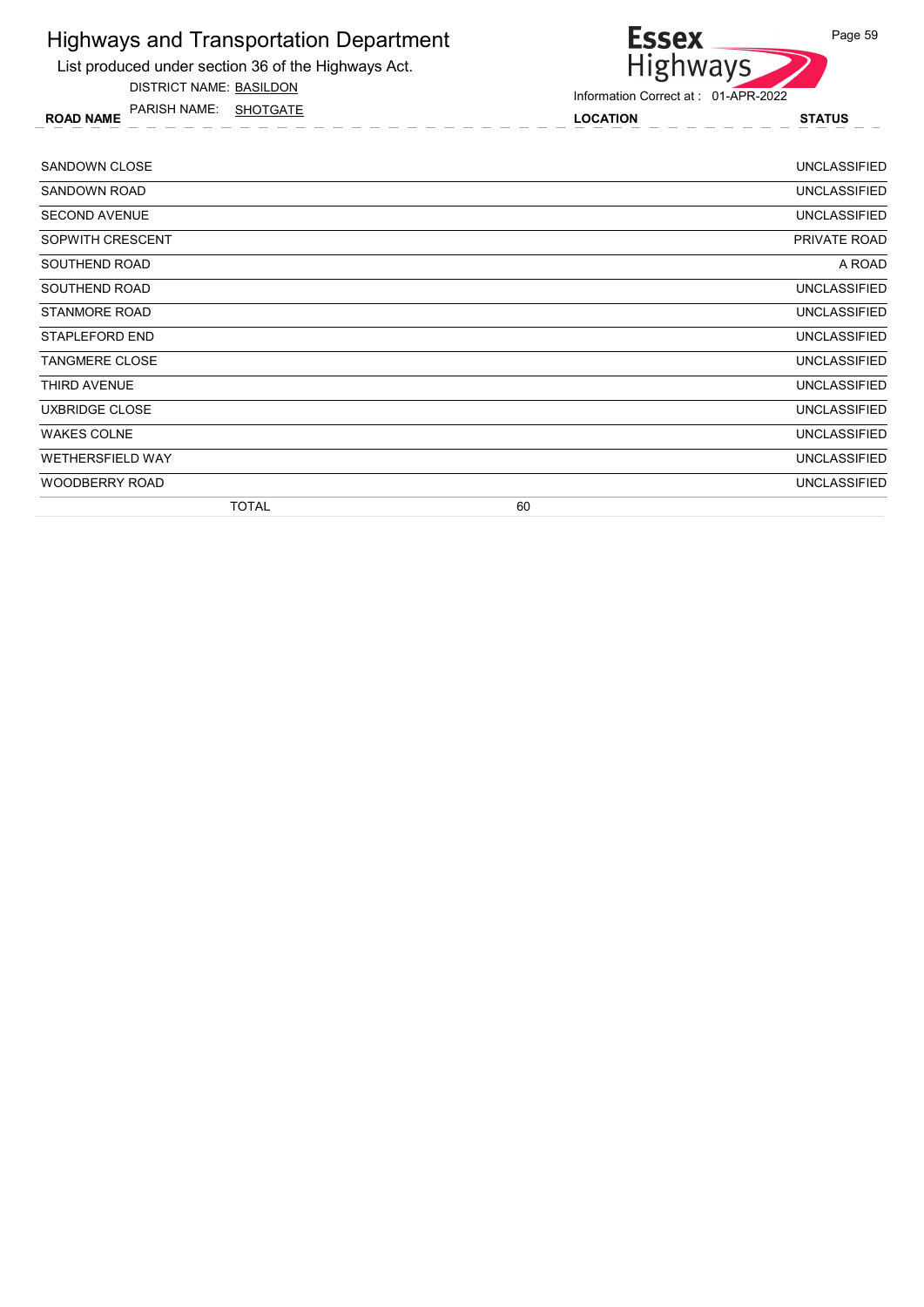# Highways and Transportation Department

List produced under section 36 of the Highways Act.

DISTRICT NAME: BASILDON

PARISH NAME: SHOTGATE

Information Correct at : 01-APR-2022

| ROAD NAME | LOCATION | STATUS |
|---|---|---|
| SANDOWN CLOSE | | UNCLASSIFIED |
| SANDOWN ROAD | | UNCLASSIFIED |
| SECOND AVENUE | | UNCLASSIFIED |
| SOPWITH CRESCENT | | PRIVATE ROAD |
| SOUTHEND ROAD | | A ROAD |
| SOUTHEND ROAD | | UNCLASSIFIED |
| STANMORE ROAD | | UNCLASSIFIED |
| STAPLEFORD END | | UNCLASSIFIED |
| TANGMERE CLOSE | | UNCLASSIFIED |
| THIRD AVENUE | | UNCLASSIFIED |
| UXBRIDGE CLOSE | | UNCLASSIFIED |
| WAKES COLNE | | UNCLASSIFIED |
| WETHERSFIELD WAY | | UNCLASSIFIED |
| WOODBERRY ROAD | | UNCLASSIFIED |
| TOTAL | 60 | |